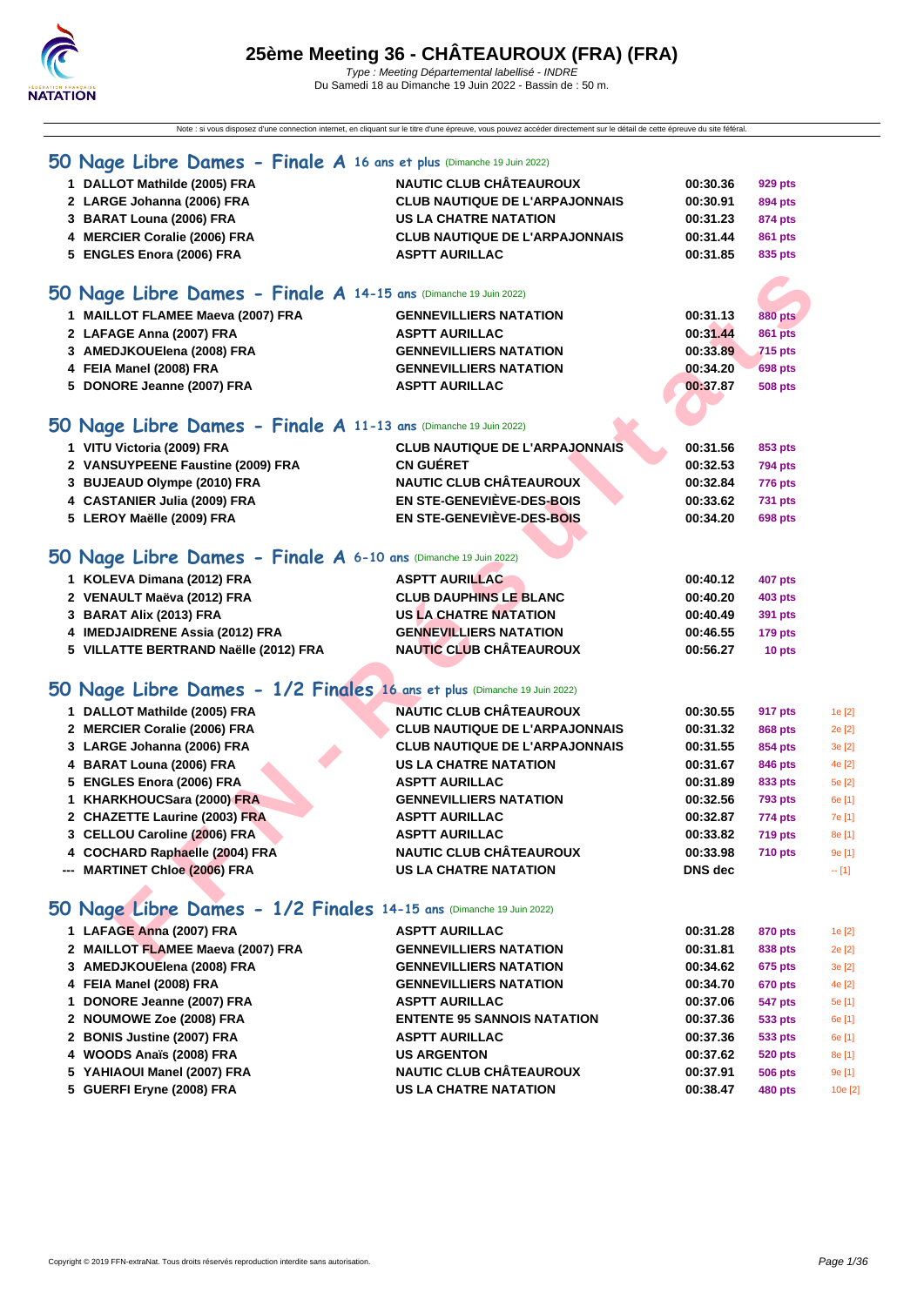# 25ème Meeting 36 - CHÂTEAUROUX (FRA) (FRA)

*Type : Meeting Départemental labellisé - INDRE*

Du Samedi 18 au Dimanche 19 Juin 2022 - Bassin de : 50 m.

Note : si vous disposez d'une connexion internet, en cliquant sur le titre d'une épreuve, vous pouvez accéder directement sur le détail de cette épreuve du site féféral.

## 50 Nage Libre Dames - Finale A 16 ans et plus (Dimanche 19 Juin 2022)

| | Nageur | Club | Temps | Points |
|---|---|---|---|---|
| 1 | DALLOT Mathilde (2005) FRA | NAUTIC CLUB CHÂTEAUROUX | 00:30.36 | 929 pts |
| 2 | LARGE Johanna (2006) FRA | CLUB NAUTIQUE DE L'ARPAJONNAIS | 00:30.91 | 894 pts |
| 3 | BARAT Louna (2006) FRA | US LA CHATRE NATATION | 00:31.23 | 874 pts |
| 4 | MERCIER Coralie (2006) FRA | CLUB NAUTIQUE DE L'ARPAJONNAIS | 00:31.44 | 861 pts |
| 5 | ENGLES Enora (2006) FRA | ASPTT AURILLAC | 00:31.85 | 835 pts |

## 50 Nage Libre Dames - Finale A 14-15 ans (Dimanche 19 Juin 2022)

| | Nageur | Club | Temps | Points |
|---|---|---|---|---|
| 1 | MAILLOT FLAMEE Maeva (2007) FRA | GENNEVILLIERS NATATION | 00:31.13 | 880 pts |
| 2 | LAFAGE Anna (2007) FRA | ASPTT AURILLAC | 00:31.44 | 861 pts |
| 3 | AMEDJKOUElena (2008) FRA | GENNEVILLIERS NATATION | 00:33.89 | 715 pts |
| 4 | FEIA Manel (2008) FRA | GENNEVILLIERS NATATION | 00:34.20 | 698 pts |
| 5 | DONORE Jeanne (2007) FRA | ASPTT AURILLAC | 00:37.87 | 508 pts |

## 50 Nage Libre Dames - Finale A 11-13 ans (Dimanche 19 Juin 2022)

| | Nageur | Club | Temps | Points |
|---|---|---|---|---|
| 1 | VITU Victoria (2009) FRA | CLUB NAUTIQUE DE L'ARPAJONNAIS | 00:31.56 | 853 pts |
| 2 | VANSUYPEENE Faustine (2009) FRA | CN GUÉRET | 00:32.53 | 794 pts |
| 3 | BUJEAUD Olympe (2010) FRA | NAUTIC CLUB CHÂTEAUROUX | 00:32.84 | 776 pts |
| 4 | CASTANIER Julia (2009) FRA | EN STE-GENEVIÈVE-DES-BOIS | 00:33.62 | 731 pts |
| 5 | LEROY Maëlle (2009) FRA | EN STE-GENEVIÈVE-DES-BOIS | 00:34.20 | 698 pts |

## 50 Nage Libre Dames - Finale A 6-10 ans (Dimanche 19 Juin 2022)

| | Nageur | Club | Temps | Points |
|---|---|---|---|---|
| 1 | KOLEVA Dimana (2012) FRA | ASPTT AURILLAC | 00:40.12 | 407 pts |
| 2 | VENAULT Maëva (2012) FRA | CLUB DAUPHINS LE BLANC | 00:40.20 | 403 pts |
| 3 | BARAT Alix (2013) FRA | US LA CHATRE NATATION | 00:40.49 | 391 pts |
| 4 | IMEDJAIDRENE Assia (2012) FRA | GENNEVILLIERS NATATION | 00:46.55 | 179 pts |
| 5 | VILLATTE BERTRAND Naëlle (2012) FRA | NAUTIC CLUB CHÂTEAUROUX | 00:56.27 | 10 pts |

## 50 Nage Libre Dames - 1/2 Finales 16 ans et plus (Dimanche 19 Juin 2022)

| | Nageur | Club | Temps | Points | Rang |
|---|---|---|---|---|---|
| 1 | DALLOT Mathilde (2005) FRA | NAUTIC CLUB CHÂTEAUROUX | 00:30.55 | 917 pts | 1e [2] |
| 2 | MERCIER Coralie (2006) FRA | CLUB NAUTIQUE DE L'ARPAJONNAIS | 00:31.32 | 868 pts | 2e [2] |
| 3 | LARGE Johanna (2006) FRA | CLUB NAUTIQUE DE L'ARPAJONNAIS | 00:31.55 | 854 pts | 3e [2] |
| 4 | BARAT Louna (2006) FRA | US LA CHATRE NATATION | 00:31.67 | 846 pts | 4e [2] |
| 5 | ENGLES Enora (2006) FRA | ASPTT AURILLAC | 00:31.89 | 833 pts | 5e [2] |
| 1 | KHARKHOUCSara (2000) FRA | GENNEVILLIERS NATATION | 00:32.56 | 793 pts | 6e [1] |
| 2 | CHAZETTE Laurine (2003) FRA | ASPTT AURILLAC | 00:32.87 | 774 pts | 7e [1] |
| 3 | CELLOU Caroline (2006) FRA | ASPTT AURILLAC | 00:33.82 | 719 pts | 8e [1] |
| 4 | COCHARD Raphaelle (2004) FRA | NAUTIC CLUB CHÂTEAUROUX | 00:33.98 | 710 pts | 9e [1] |
| --- | MARTINET Chloe (2006) FRA | US LA CHATRE NATATION | DNS dec | | -- [1] |

## 50 Nage Libre Dames - 1/2 Finales 14-15 ans (Dimanche 19 Juin 2022)

| | Nageur | Club | Temps | Points | Rang |
|---|---|---|---|---|---|
| 1 | LAFAGE Anna (2007) FRA | ASPTT AURILLAC | 00:31.28 | 870 pts | 1e [2] |
| 2 | MAILLOT FLAMEE Maeva (2007) FRA | GENNEVILLIERS NATATION | 00:31.81 | 838 pts | 2e [2] |
| 3 | AMEDJKOUElena (2008) FRA | GENNEVILLIERS NATATION | 00:34.62 | 675 pts | 3e [2] |
| 4 | FEIA Manel (2008) FRA | GENNEVILLIERS NATATION | 00:34.70 | 670 pts | 4e [2] |
| 1 | DONORE Jeanne (2007) FRA | ASPTT AURILLAC | 00:37.06 | 547 pts | 5e [1] |
| 2 | NOUMOWE Zoe (2008) FRA | ENTENTE 95 SANNOIS NATATION | 00:37.36 | 533 pts | 6e [1] |
| 2 | BONIS Justine (2007) FRA | ASPTT AURILLAC | 00:37.36 | 533 pts | 6e [1] |
| 4 | WOODS Anaïs (2008) FRA | US ARGENTON | 00:37.62 | 520 pts | 8e [1] |
| 5 | YAHIAOUI Manel (2007) FRA | NAUTIC CLUB CHÂTEAUROUX | 00:37.91 | 506 pts | 9e [1] |
| 5 | GUERFI Eryne (2008) FRA | US LA CHATRE NATATION | 00:38.47 | 480 pts | 10e [2] |

Copyright © 2019 FFN-extraNat. Tous droits réservés reproduction interdite sans autorisation.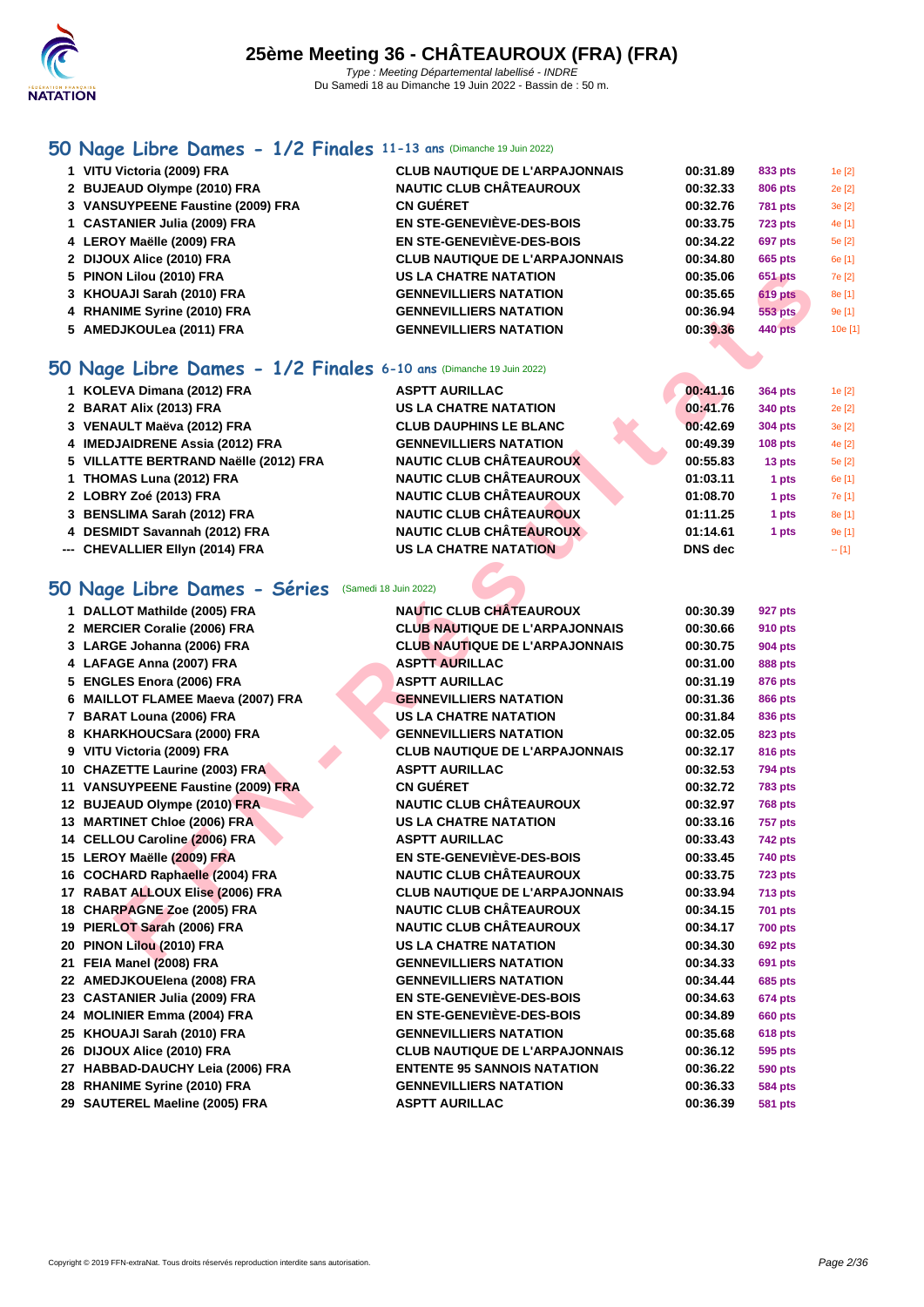# 25ème Meeting 36 - CHÂTEAUROUX (FRA) (FRA)

*Type : Meeting Départemental labellisé - INDRE*
Du Samedi 18 au Dimanche 19 Juin 2022 - Bassin de : 50 m.

## 50 Nage Libre Dames - 1/2 Finales 11-13 ans (Dimanche 19 Juin 2022)

| | Nom | Club | Temps | Points | Place |
|---|---|---|---|---|---|
| 1 | VITU Victoria (2009) FRA | CLUB NAUTIQUE DE L'ARPAJONNAIS | 00:31.89 | 833 pts | 1e [2] |
| 2 | BUJEAUD Olympe (2010) FRA | NAUTIC CLUB CHÂTEAUROUX | 00:32.33 | 806 pts | 2e [2] |
| 3 | VANSUYPEENE Faustine (2009) FRA | CN GUÉRET | 00:32.76 | 781 pts | 3e [2] |
| 1 | CASTANIER Julia (2009) FRA | EN STE-GENEVIÈVE-DES-BOIS | 00:33.75 | 723 pts | 4e [1] |
| 4 | LEROY Maëlle (2009) FRA | EN STE-GENEVIÈVE-DES-BOIS | 00:34.22 | 697 pts | 5e [2] |
| 2 | DIJOUX Alice (2010) FRA | CLUB NAUTIQUE DE L'ARPAJONNAIS | 00:34.80 | 665 pts | 6e [1] |
| 5 | PINON Lilou (2010) FRA | US LA CHATRE NATATION | 00:35.06 | 651 pts | 7e [2] |
| 3 | KHOUAJI Sarah (2010) FRA | GENNEVILLIERS NATATION | 00:35.65 | 619 pts | 8e [1] |
| 4 | RHANIME Syrine (2010) FRA | GENNEVILLIERS NATATION | 00:36.94 | 553 pts | 9e [1] |
| 5 | AMEDJKOULea (2011) FRA | GENNEVILLIERS NATATION | 00:39.36 | 440 pts | 10e [1] |

## 50 Nage Libre Dames - 1/2 Finales 6-10 ans (Dimanche 19 Juin 2022)

| | Nom | Club | Temps | Points | Place |
|---|---|---|---|---|---|
| 1 | KOLEVA Dimana (2012) FRA | ASPTT AURILLAC | 00:41.16 | 364 pts | 1e [2] |
| 2 | BARAT Alix (2013) FRA | US LA CHATRE NATATION | 00:41.76 | 340 pts | 2e [2] |
| 3 | VENAULT Maëva (2012) FRA | CLUB DAUPHINS LE BLANC | 00:42.69 | 304 pts | 3e [2] |
| 4 | IMEDJAIDRENE Assia (2012) FRA | GENNEVILLIERS NATATION | 00:49.39 | 108 pts | 4e [2] |
| 5 | VILLATTE BERTRAND Naëlle (2012) FRA | NAUTIC CLUB CHÂTEAUROUX | 00:55.83 | 13 pts | 5e [2] |
| 1 | THOMAS Luna (2012) FRA | NAUTIC CLUB CHÂTEAUROUX | 01:03.11 | 1 pts | 6e [1] |
| 2 | LOBRY Zoé (2013) FRA | NAUTIC CLUB CHÂTEAUROUX | 01:08.70 | 1 pts | 7e [1] |
| 3 | BENSLIMA Sarah (2012) FRA | NAUTIC CLUB CHÂTEAUROUX | 01:11.25 | 1 pts | 8e [1] |
| 4 | DESMIDT Savannah (2012) FRA | NAUTIC CLUB CHÂTEAUROUX | 01:14.61 | 1 pts | 9e [1] |
| --- | CHEVALLIER Ellyn (2014) FRA | US LA CHATRE NATATION | DNS dec | | -- [1] |

## 50 Nage Libre Dames - Séries (Samedi 18 Juin 2022)

| | Nom | Club | Temps | Points |
|---|---|---|---|---|
| 1 | DALLOT Mathilde (2005) FRA | NAUTIC CLUB CHÂTEAUROUX | 00:30.39 | 927 pts |
| 2 | MERCIER Coralie (2006) FRA | CLUB NAUTIQUE DE L'ARPAJONNAIS | 00:30.66 | 910 pts |
| 3 | LARGE Johanna (2006) FRA | CLUB NAUTIQUE DE L'ARPAJONNAIS | 00:30.75 | 904 pts |
| 4 | LAFAGE Anna (2007) FRA | ASPTT AURILLAC | 00:31.00 | 888 pts |
| 5 | ENGLES Enora (2006) FRA | ASPTT AURILLAC | 00:31.19 | 876 pts |
| 6 | MAILLOT FLAMEE Maeva (2007) FRA | GENNEVILLIERS NATATION | 00:31.36 | 866 pts |
| 7 | BARAT Louna (2006) FRA | US LA CHATRE NATATION | 00:31.84 | 836 pts |
| 8 | KHARKHOUCSara (2000) FRA | GENNEVILLIERS NATATION | 00:32.05 | 823 pts |
| 9 | VITU Victoria (2009) FRA | CLUB NAUTIQUE DE L'ARPAJONNAIS | 00:32.17 | 816 pts |
| 10 | CHAZETTE Laurine (2003) FRA | ASPTT AURILLAC | 00:32.53 | 794 pts |
| 11 | VANSUYPEENE Faustine (2009) FRA | CN GUÉRET | 00:32.72 | 783 pts |
| 12 | BUJEAUD Olympe (2010) FRA | NAUTIC CLUB CHÂTEAUROUX | 00:32.97 | 768 pts |
| 13 | MARTINET Chloe (2006) FRA | US LA CHATRE NATATION | 00:33.16 | 757 pts |
| 14 | CELLOU Caroline (2006) FRA | ASPTT AURILLAC | 00:33.43 | 742 pts |
| 15 | LEROY Maëlle (2009) FRA | EN STE-GENEVIÈVE-DES-BOIS | 00:33.45 | 740 pts |
| 16 | COCHARD Raphaelle (2004) FRA | NAUTIC CLUB CHÂTEAUROUX | 00:33.75 | 723 pts |
| 17 | RABAT ALLOUX Elise (2006) FRA | CLUB NAUTIQUE DE L'ARPAJONNAIS | 00:33.94 | 713 pts |
| 18 | CHARPAGNE Zoe (2005) FRA | NAUTIC CLUB CHÂTEAUROUX | 00:34.15 | 701 pts |
| 19 | PIERLOT Sarah (2006) FRA | NAUTIC CLUB CHÂTEAUROUX | 00:34.17 | 700 pts |
| 20 | PINON Lilou (2010) FRA | US LA CHATRE NATATION | 00:34.30 | 692 pts |
| 21 | FEIA Manel (2008) FRA | GENNEVILLIERS NATATION | 00:34.33 | 691 pts |
| 22 | AMEDJKOUElena (2008) FRA | GENNEVILLIERS NATATION | 00:34.44 | 685 pts |
| 23 | CASTANIER Julia (2009) FRA | EN STE-GENEVIÈVE-DES-BOIS | 00:34.63 | 674 pts |
| 24 | MOLINIER Emma (2004) FRA | EN STE-GENEVIÈVE-DES-BOIS | 00:34.89 | 660 pts |
| 25 | KHOUAJI Sarah (2010) FRA | GENNEVILLIERS NATATION | 00:35.68 | 618 pts |
| 26 | DIJOUX Alice (2010) FRA | CLUB NAUTIQUE DE L'ARPAJONNAIS | 00:36.12 | 595 pts |
| 27 | HABBAD-DAUCHY Leia (2006) FRA | ENTENTE 95 SANNOIS NATATION | 00:36.22 | 590 pts |
| 28 | RHANIME Syrine (2010) FRA | GENNEVILLIERS NATATION | 00:36.33 | 584 pts |
| 29 | SAUTEREL Maeline (2005) FRA | ASPTT AURILLAC | 00:36.39 | 581 pts |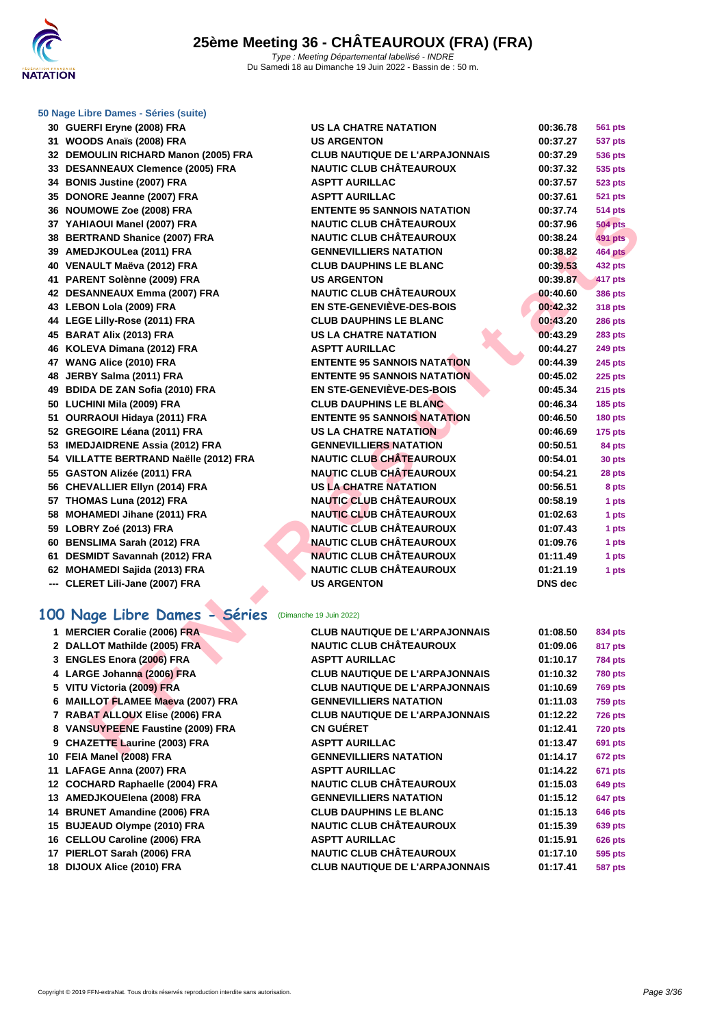# 25ème Meeting 36 - CHÂTEAUROUX (FRA) (FRA)

*Type : Meeting Départemental labellisé - INDRE*
Du Samedi 18 au Dimanche 19 Juin 2022 - Bassin de : 50 m.

### 50 Nage Libre Dames - Séries (suite)

| | | | | |
|---|---|---|---|---|
| 30 | GUERFI Eryne (2008) FRA | US LA CHATRE NATATION | 00:36.78 | 561 pts |
| 31 | WOODS Anaïs (2008) FRA | US ARGENTON | 00:37.27 | 537 pts |
| 32 | DEMOULIN RICHARD Manon (2005) FRA | CLUB NAUTIQUE DE L'ARPAJONNAIS | 00:37.29 | 536 pts |
| 33 | DESANNEAUX Clemence (2005) FRA | NAUTIC CLUB CHÂTEAUROUX | 00:37.32 | 535 pts |
| 34 | BONIS Justine (2007) FRA | ASPTT AURILLAC | 00:37.57 | 523 pts |
| 35 | DONORE Jeanne (2007) FRA | ASPTT AURILLAC | 00:37.61 | 521 pts |
| 36 | NOUMOWE Zoe (2008) FRA | ENTENTE 95 SANNOIS NATATION | 00:37.74 | 514 pts |
| 37 | YAHIAOUI Manel (2007) FRA | NAUTIC CLUB CHÂTEAUROUX | 00:37.96 | 504 pts |
| 38 | BERTRAND Shanice (2007) FRA | NAUTIC CLUB CHÂTEAUROUX | 00:38.24 | 491 pts |
| 39 | AMEDJKOULea (2011) FRA | GENNEVILLIERS NATATION | 00:38.82 | 464 pts |
| 40 | VENAULT Maëva (2012) FRA | CLUB DAUPHINS LE BLANC | 00:39.53 | 432 pts |
| 41 | PARENT Solènne (2009) FRA | US ARGENTON | 00:39.87 | 417 pts |
| 42 | DESANNEAUX Emma (2007) FRA | NAUTIC CLUB CHÂTEAUROUX | 00:40.60 | 386 pts |
| 43 | LEBON Lola (2009) FRA | EN STE-GENEVIÈVE-DES-BOIS | 00:42.32 | 318 pts |
| 44 | LEGE Lilly-Rose (2011) FRA | CLUB DAUPHINS LE BLANC | 00:43.20 | 286 pts |
| 45 | BARAT Alix (2013) FRA | US LA CHATRE NATATION | 00:43.29 | 283 pts |
| 46 | KOLEVA Dimana (2012) FRA | ASPTT AURILLAC | 00:44.27 | 249 pts |
| 47 | WANG Alice (2010) FRA | ENTENTE 95 SANNOIS NATATION | 00:44.39 | 245 pts |
| 48 | JERBY Salma (2011) FRA | ENTENTE 95 SANNOIS NATATION | 00:45.02 | 225 pts |
| 49 | BDIDA DE ZAN Sofia (2010) FRA | EN STE-GENEVIÈVE-DES-BOIS | 00:45.34 | 215 pts |
| 50 | LUCHINI Mila (2009) FRA | CLUB DAUPHINS LE BLANC | 00:46.34 | 185 pts |
| 51 | OURRAOUI Hidaya (2011) FRA | ENTENTE 95 SANNOIS NATATION | 00:46.50 | 180 pts |
| 52 | GREGOIRE Léana (2011) FRA | US LA CHATRE NATATION | 00:46.69 | 175 pts |
| 53 | IMEDJAIDRENE Assia (2012) FRA | GENNEVILLIERS NATATION | 00:50.51 | 84 pts |
| 54 | VILLATTE BERTRAND Naëlle (2012) FRA | NAUTIC CLUB CHÂTEAUROUX | 00:54.01 | 30 pts |
| 55 | GASTON Alizée (2011) FRA | NAUTIC CLUB CHÂTEAUROUX | 00:54.21 | 28 pts |
| 56 | CHEVALLIER Ellyn (2014) FRA | US LA CHATRE NATATION | 00:56.51 | 8 pts |
| 57 | THOMAS Luna (2012) FRA | NAUTIC CLUB CHÂTEAUROUX | 00:58.19 | 1 pts |
| 58 | MOHAMEDI Jihane (2011) FRA | NAUTIC CLUB CHÂTEAUROUX | 01:02.63 | 1 pts |
| 59 | LOBRY Zoé (2013) FRA | NAUTIC CLUB CHÂTEAUROUX | 01:07.43 | 1 pts |
| 60 | BENSLIMA Sarah (2012) FRA | NAUTIC CLUB CHÂTEAUROUX | 01:09.76 | 1 pts |
| 61 | DESMIDT Savannah (2012) FRA | NAUTIC CLUB CHÂTEAUROUX | 01:11.49 | 1 pts |
| 62 | MOHAMEDI Sajida (2013) FRA | NAUTIC CLUB CHÂTEAUROUX | 01:21.19 | 1 pts |
| --- | CLERET Lili-Jane (2007) FRA | US ARGENTON | DNS dec | |

## 100 Nage Libre Dames - Séries (Dimanche 19 Juin 2022)

| | | | | |
|---|---|---|---|---|
| 1 | MERCIER Coralie (2006) FRA | CLUB NAUTIQUE DE L'ARPAJONNAIS | 01:08.50 | 834 pts |
| 2 | DALLOT Mathilde (2005) FRA | NAUTIC CLUB CHÂTEAUROUX | 01:09.06 | 817 pts |
| 3 | ENGLES Enora (2006) FRA | ASPTT AURILLAC | 01:10.17 | 784 pts |
| 4 | LARGE Johanna (2006) FRA | CLUB NAUTIQUE DE L'ARPAJONNAIS | 01:10.32 | 780 pts |
| 5 | VITU Victoria (2009) FRA | CLUB NAUTIQUE DE L'ARPAJONNAIS | 01:10.69 | 769 pts |
| 6 | MAILLOT FLAMEE Maeva (2007) FRA | GENNEVILLIERS NATATION | 01:11.03 | 759 pts |
| 7 | RABAT ALLOUX Elise (2006) FRA | CLUB NAUTIQUE DE L'ARPAJONNAIS | 01:12.22 | 726 pts |
| 8 | VANSUYPEENE Faustine (2009) FRA | CN GUÉRET | 01:12.41 | 720 pts |
| 9 | CHAZETTE Laurine (2003) FRA | ASPTT AURILLAC | 01:13.47 | 691 pts |
| 10 | FEIA Manel (2008) FRA | GENNEVILLIERS NATATION | 01:14.17 | 672 pts |
| 11 | LAFAGE Anna (2007) FRA | ASPTT AURILLAC | 01:14.22 | 671 pts |
| 12 | COCHARD Raphaelle (2004) FRA | NAUTIC CLUB CHÂTEAUROUX | 01:15.03 | 649 pts |
| 13 | AMEDJKOUElena (2008) FRA | GENNEVILLIERS NATATION | 01:15.12 | 647 pts |
| 14 | BRUNET Amandine (2006) FRA | CLUB DAUPHINS LE BLANC | 01:15.13 | 646 pts |
| 15 | BUJEAUD Olympe (2010) FRA | NAUTIC CLUB CHÂTEAUROUX | 01:15.39 | 639 pts |
| 16 | CELLOU Caroline (2006) FRA | ASPTT AURILLAC | 01:15.91 | 626 pts |
| 17 | PIERLOT Sarah (2006) FRA | NAUTIC CLUB CHÂTEAUROUX | 01:17.10 | 595 pts |
| 18 | DIJOUX Alice (2010) FRA | CLUB NAUTIQUE DE L'ARPAJONNAIS | 01:17.41 | 587 pts |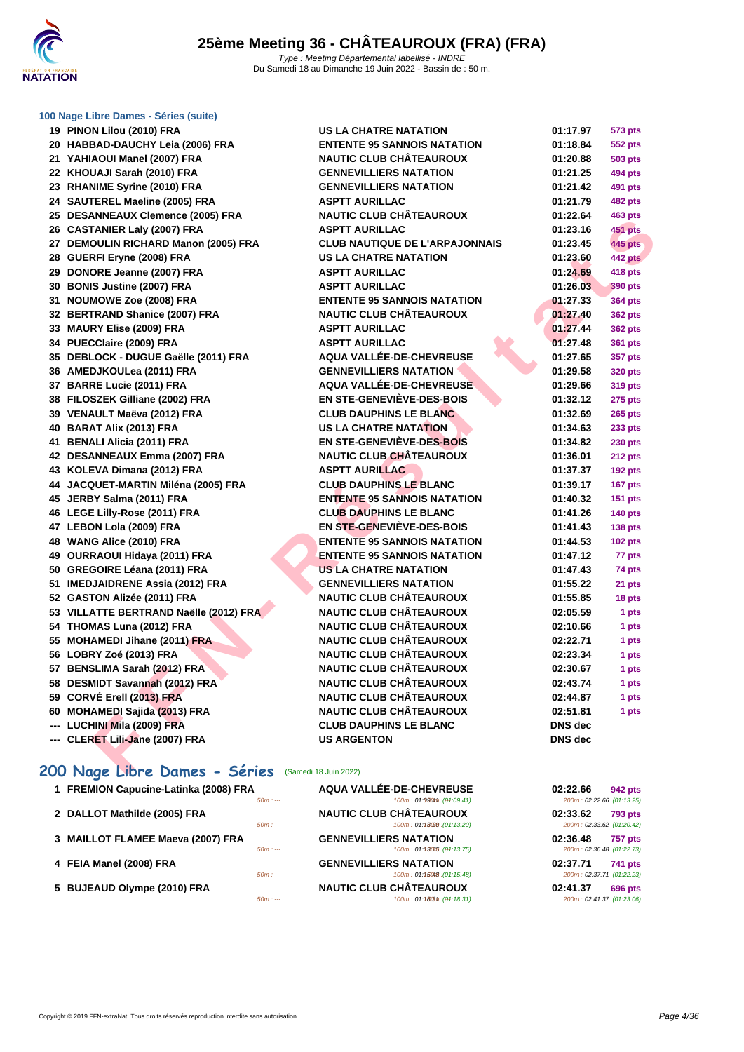# 25ème Meeting 36 - CHÂTEAUROUX (FRA) (FRA)

*Type : Meeting Départemental labellisé - INDRE*
Du Samedi 18 au Dimanche 19 Juin 2022 - Bassin de : 50 m.

### 100 Nage Libre Dames - Séries (suite)

| | | | | |
|---|---|---|---|---|
| 19 | PINON Lilou (2010) FRA | US LA CHATRE NATATION | 01:17.97 | 573 pts |
| 20 | HABBAD-DAUCHY Leia (2006) FRA | ENTENTE 95 SANNOIS NATATION | 01:18.84 | 552 pts |
| 21 | YAHIAOUI Manel (2007) FRA | NAUTIC CLUB CHÂTEAUROUX | 01:20.88 | 503 pts |
| 22 | KHOUAJI Sarah (2010) FRA | GENNEVILLIERS NATATION | 01:21.25 | 494 pts |
| 23 | RHANIME Syrine (2010) FRA | GENNEVILLIERS NATATION | 01:21.42 | 491 pts |
| 24 | SAUTEREL Maeline (2005) FRA | ASPTT AURILLAC | 01:21.79 | 482 pts |
| 25 | DESANNEAUX Clemence (2005) FRA | NAUTIC CLUB CHÂTEAUROUX | 01:22.64 | 463 pts |
| 26 | CASTANIER Laly (2007) FRA | ASPTT AURILLAC | 01:23.16 | 451 pts |
| 27 | DEMOULIN RICHARD Manon (2005) FRA | CLUB NAUTIQUE DE L'ARPAJONNAIS | 01:23.45 | 445 pts |
| 28 | GUERFI Eryne (2008) FRA | US LA CHATRE NATATION | 01:23.60 | 442 pts |
| 29 | DONORE Jeanne (2007) FRA | ASPTT AURILLAC | 01:24.69 | 418 pts |
| 30 | BONIS Justine (2007) FRA | ASPTT AURILLAC | 01:26.03 | 390 pts |
| 31 | NOUMOWE Zoe (2008) FRA | ENTENTE 95 SANNOIS NATATION | 01:27.33 | 364 pts |
| 32 | BERTRAND Shanice (2007) FRA | NAUTIC CLUB CHÂTEAUROUX | 01:27.40 | 362 pts |
| 33 | MAURY Elise (2009) FRA | ASPTT AURILLAC | 01:27.44 | 362 pts |
| 34 | PUECClaire (2009) FRA | ASPTT AURILLAC | 01:27.48 | 361 pts |
| 35 | DEBLOCK - DUGUE Gaëlle (2011) FRA | AQUA VALLÉE-DE-CHEVREUSE | 01:27.65 | 357 pts |
| 36 | AMEDJKOULea (2011) FRA | GENNEVILLIERS NATATION | 01:29.58 | 320 pts |
| 37 | BARRE Lucie (2011) FRA | AQUA VALLÉE-DE-CHEVREUSE | 01:29.66 | 319 pts |
| 38 | FILOSZEK Gilliane (2002) FRA | EN STE-GENEVIÈVE-DES-BOIS | 01:32.12 | 275 pts |
| 39 | VENAULT Maëva (2012) FRA | CLUB DAUPHINS LE BLANC | 01:32.69 | 265 pts |
| 40 | BARAT Alix (2013) FRA | US LA CHATRE NATATION | 01:34.63 | 233 pts |
| 41 | BENALI Alicia (2011) FRA | EN STE-GENEVIÈVE-DES-BOIS | 01:34.82 | 230 pts |
| 42 | DESANNEAUX Emma (2007) FRA | NAUTIC CLUB CHÂTEAUROUX | 01:36.01 | 212 pts |
| 43 | KOLEVA Dimana (2012) FRA | ASPTT AURILLAC | 01:37.37 | 192 pts |
| 44 | JACQUET-MARTIN Miléna (2005) FRA | CLUB DAUPHINS LE BLANC | 01:39.17 | 167 pts |
| 45 | JERBY Salma (2011) FRA | ENTENTE 95 SANNOIS NATATION | 01:40.32 | 151 pts |
| 46 | LEGE Lilly-Rose (2011) FRA | CLUB DAUPHINS LE BLANC | 01:41.26 | 140 pts |
| 47 | LEBON Lola (2009) FRA | EN STE-GENEVIÈVE-DES-BOIS | 01:41.43 | 138 pts |
| 48 | WANG Alice (2010) FRA | ENTENTE 95 SANNOIS NATATION | 01:44.53 | 102 pts |
| 49 | OURRAOUI Hidaya (2011) FRA | ENTENTE 95 SANNOIS NATATION | 01:47.12 | 77 pts |
| 50 | GREGOIRE Léana (2011) FRA | US LA CHATRE NATATION | 01:47.43 | 74 pts |
| 51 | IMEDJAIDRENE Assia (2012) FRA | GENNEVILLIERS NATATION | 01:55.22 | 21 pts |
| 52 | GASTON Alizée (2011) FRA | NAUTIC CLUB CHÂTEAUROUX | 01:55.85 | 18 pts |
| 53 | VILLATTE BERTRAND Naëlle (2012) FRA | NAUTIC CLUB CHÂTEAUROUX | 02:05.59 | 1 pts |
| 54 | THOMAS Luna (2012) FRA | NAUTIC CLUB CHÂTEAUROUX | 02:10.66 | 1 pts |
| 55 | MOHAMEDI Jihane (2011) FRA | NAUTIC CLUB CHÂTEAUROUX | 02:22.71 | 1 pts |
| 56 | LOBRY Zoé (2013) FRA | NAUTIC CLUB CHÂTEAUROUX | 02:23.34 | 1 pts |
| 57 | BENSLIMA Sarah (2012) FRA | NAUTIC CLUB CHÂTEAUROUX | 02:30.67 | 1 pts |
| 58 | DESMIDT Savannah (2012) FRA | NAUTIC CLUB CHÂTEAUROUX | 02:43.74 | 1 pts |
| 59 | CORVÉ Erell (2013) FRA | NAUTIC CLUB CHÂTEAUROUX | 02:44.87 | 1 pts |
| 60 | MOHAMEDI Sajida (2013) FRA | NAUTIC CLUB CHÂTEAUROUX | 02:51.81 | 1 pts |
| --- | LUCHINI Mila (2009) FRA | CLUB DAUPHINS LE BLANC | DNS dec | |
| --- | CLERET Lili-Jane (2007) FRA | US ARGENTON | DNS dec | |

## 200 Nage Libre Dames - Séries (Samedi 18 Juin 2022)

| | | | | |
|---|---|---|---|---|
| 1 | FREMION Capucine-Latinka (2008) FRA | AQUA VALLÉE-DE-CHEVREUSE | 02:22.66 | 942 pts |
| | 50m : --- | 100m : 01:09.41 (01:09.41) | 200m : 02:22.66 (01:13.25) | |
| 2 | DALLOT Mathilde (2005) FRA | NAUTIC CLUB CHÂTEAUROUX | 02:33.62 | 793 pts |
| | 50m : --- | 100m : 01:13.20 (01:13.20) | 200m : 02:33.62 (01:20.42) | |
| 3 | MAILLOT FLAMEE Maeva (2007) FRA | GENNEVILLIERS NATATION | 02:36.48 | 757 pts |
| | 50m : --- | 100m : 01:13.75 (01:13.75) | 200m : 02:36.48 (01:22.73) | |
| 4 | FEIA Manel (2008) FRA | GENNEVILLIERS NATATION | 02:37.71 | 741 pts |
| | 50m : --- | 100m : 01:15.48 (01:15.48) | 200m : 02:37.71 (01:22.23) | |
| 5 | BUJEAUD Olympe (2010) FRA | NAUTIC CLUB CHÂTEAUROUX | 02:41.37 | 696 pts |
| | 50m : --- | 100m : 01:18.31 (01:18.31) | 200m : 02:41.37 (01:23.06) | |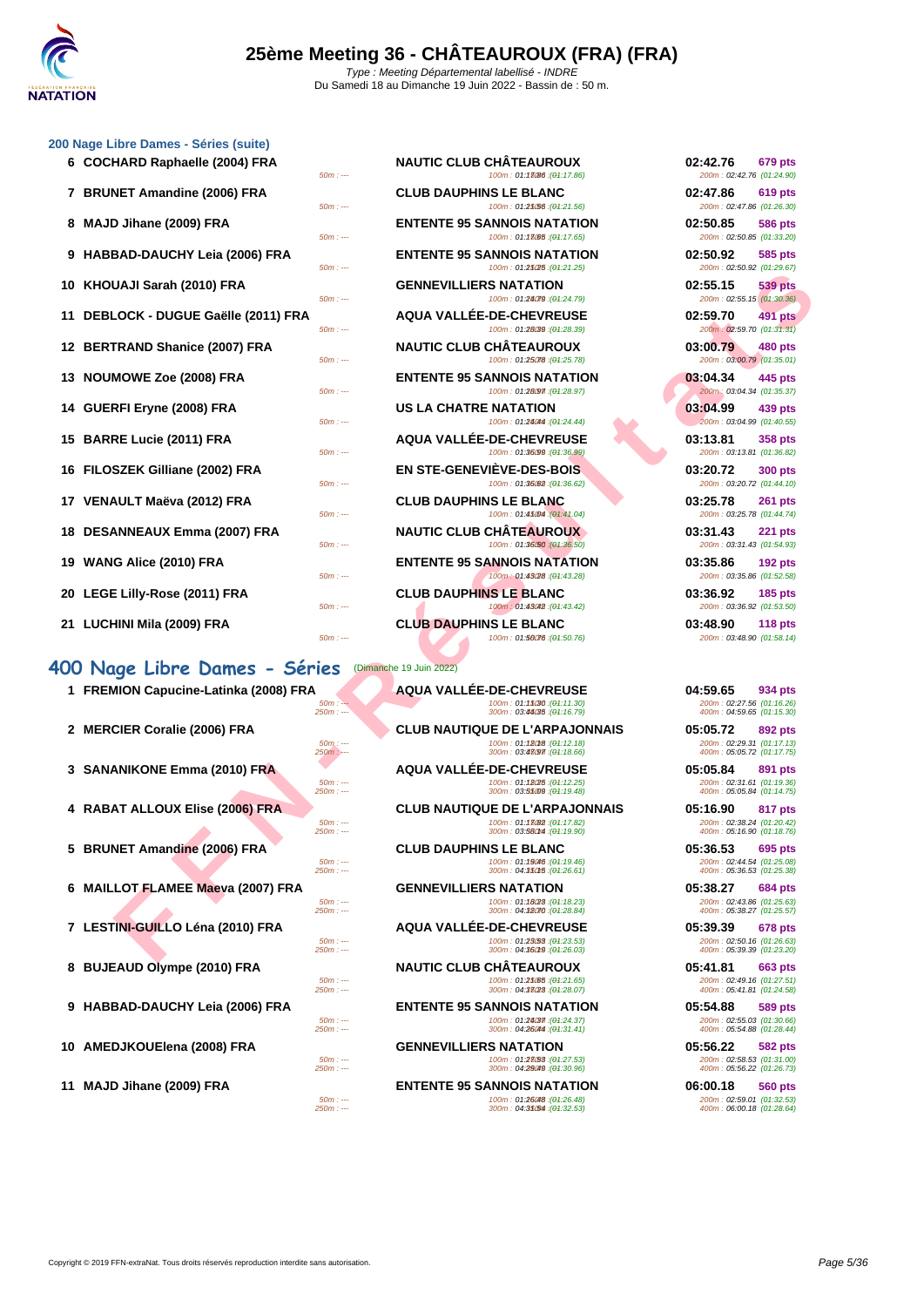# 25ème Meeting 36 - CHÂTEAUROUX (FRA) (FRA)

*Type : Meeting Départemental labellisé - INDRE*
Du Samedi 18 au Dimanche 19 Juin 2022 - Bassin de : 50 m.

### 200 Nage Libre Dames - Séries (suite)

| Place | Nageuse | Splits | Club | Temps | Points | Splits |
|---|---|---|---|---|---|---|
| 6 | COCHARD Raphaelle (2004) FRA | 50m : --- | NAUTIC CLUB CHÂTEAUROUX<br>100m : 01:17.86 (01:17.86) | 02:42.76 | 679 pts | 200m : 02:42.76 (01:24.90) |
| 7 | BRUNET Amandine (2006) FRA | 50m : --- | CLUB DAUPHINS LE BLANC<br>100m : 01:21.56 (01:21.56) | 02:47.86 | 619 pts | 200m : 02:47.86 (01:26.30) |
| 8 | MAJD Jihane (2009) FRA | 50m : --- | ENTENTE 95 SANNOIS NATATION<br>100m : 01:17.65 (01:17.65) | 02:50.85 | 586 pts | 200m : 02:50.85 (01:33.20) |
| 9 | HABBAD-DAUCHY Leia (2006) FRA | 50m : --- | ENTENTE 95 SANNOIS NATATION<br>100m : 01:21.25 (01:21.25) | 02:50.92 | 585 pts | 200m : 02:50.92 (01:29.67) |
| 10 | KHOUAJI Sarah (2010) FRA | 50m : --- | GENNEVILLIERS NATATION<br>100m : 01:24.79 (01:24.79) | 02:55.15 | 539 pts | 200m : 02:55.15 (01:30.36) |
| 11 | DEBLOCK - DUGUE Gaëlle (2011) FRA | 50m : --- | AQUA VALLÉE-DE-CHEVREUSE<br>100m : 01:28.39 (01:28.39) | 02:59.70 | 491 pts | 200m : 02:59.70 (01:31.31) |
| 12 | BERTRAND Shanice (2007) FRA | 50m : --- | NAUTIC CLUB CHÂTEAUROUX<br>100m : 01:25.78 (01:25.78) | 03:00.79 | 480 pts | 200m : 03:00.79 (01:35.01) |
| 13 | NOUMOWE Zoe (2008) FRA | 50m : --- | ENTENTE 95 SANNOIS NATATION<br>100m : 01:28.97 (01:28.97) | 03:04.34 | 445 pts | 200m : 03:04.34 (01:35.37) |
| 14 | GUERFI Eryne (2008) FRA | 50m : --- | US LA CHATRE NATATION<br>100m : 01:24.44 (01:24.44) | 03:04.99 | 439 pts | 200m : 03:04.99 (01:40.55) |
| 15 | BARRE Lucie (2011) FRA | 50m : --- | AQUA VALLÉE-DE-CHEVREUSE<br>100m : 01:36.99 (01:36.99) | 03:13.81 | 358 pts | 200m : 03:13.81 (01:36.82) |
| 16 | FILOSZEK Gilliane (2002) FRA | 50m : --- | EN STE-GENEVIÈVE-DES-BOIS<br>100m : 01:36.62 (01:36.62) | 03:20.72 | 300 pts | 200m : 03:20.72 (01:44.10) |
| 17 | VENAULT Maëva (2012) FRA | 50m : --- | CLUB DAUPHINS LE BLANC<br>100m : 01:41.04 (01:41.04) | 03:25.78 | 261 pts | 200m : 03:25.78 (01:44.74) |
| 18 | DESANNEAUX Emma (2007) FRA | 50m : --- | NAUTIC CLUB CHÂTEAUROUX<br>100m : 01:36.50 (01:36.50) | 03:31.43 | 221 pts | 200m : 03:31.43 (01:54.93) |
| 19 | WANG Alice (2010) FRA | 50m : --- | ENTENTE 95 SANNOIS NATATION<br>100m : 01:43.28 (01:43.28) | 03:35.86 | 192 pts | 200m : 03:35.86 (01:52.58) |
| 20 | LEGE Lilly-Rose (2011) FRA | 50m : --- | CLUB DAUPHINS LE BLANC<br>100m : 01:43.42 (01:43.42) | 03:36.92 | 185 pts | 200m : 03:36.92 (01:53.50) |
| 21 | LUCHINI Mila (2009) FRA | 50m : --- | CLUB DAUPHINS LE BLANC<br>100m : 01:50.76 (01:50.76) | 03:48.90 | 118 pts | 200m : 03:48.90 (01:58.14) |

## 400 Nage Libre Dames - Séries (Dimanche 19 Juin 2022)

| Place | Nageuse | Splits | Club | Temps | Points | Splits |
|---|---|---|---|---|---|---|
| 1 | FREMION Capucine-Latinka (2008) FRA | 50m : ---<br>250m : --- | AQUA VALLÉE-DE-CHEVREUSE<br>100m : 01:11.30 (01:11.30)<br>300m : 03:44.35 (01:16.79) | 04:59.65 | 934 pts | 200m : 02:27.56 (01:16.26)<br>400m : 04:59.65 (01:15.30) |
| 2 | MERCIER Coralie (2006) FRA | 50m : ---<br>250m : --- | CLUB NAUTIQUE DE L'ARPAJONNAIS<br>100m : 01:12.18 (01:12.18)<br>300m : 03:47.97 (01:18.66) | 05:05.72 | 892 pts | 200m : 02:29.31 (01:17.13)<br>400m : 05:05.72 (01:17.75) |
| 3 | SANANIKONE Emma (2010) FRA | 50m : ---<br>250m : --- | AQUA VALLÉE-DE-CHEVREUSE<br>100m : 01:12.25 (01:12.25)<br>300m : 03:51.09 (01:19.48) | 05:05.84 | 891 pts | 200m : 02:31.61 (01:19.36)<br>400m : 05:05.84 (01:14.75) |
| 4 | RABAT ALLOUX Elise (2006) FRA | 50m : ---<br>250m : --- | CLUB NAUTIQUE DE L'ARPAJONNAIS<br>100m : 01:17.82 (01:17.82)<br>300m : 03:58.14 (01:19.90) | 05:16.90 | 817 pts | 200m : 02:38.24 (01:20.42)<br>400m : 05:16.90 (01:18.76) |
| 5 | BRUNET Amandine (2006) FRA | 50m : ---<br>250m : --- | CLUB DAUPHINS LE BLANC<br>100m : 01:19.46 (01:19.46)<br>300m : 04:11.15 (01:26.61) | 05:36.53 | 695 pts | 200m : 02:44.54 (01:25.08)<br>400m : 05:36.53 (01:25.38) |
| 6 | MAILLOT FLAMEE Maeva (2007) FRA | 50m : ---<br>250m : --- | GENNEVILLIERS NATATION<br>100m : 01:18.23 (01:18.23)<br>300m : 04:12.70 (01:28.84) | 05:38.27 | 684 pts | 200m : 02:43.86 (01:25.63)<br>400m : 05:38.27 (01:25.57) |
| 7 | LESTINI-GUILLO Léna (2010) FRA | 50m : ---<br>250m : --- | AQUA VALLÉE-DE-CHEVREUSE<br>100m : 01:23.53 (01:23.53)<br>300m : 04:16.19 (01:26.03) | 05:39.39 | 678 pts | 200m : 02:50.16 (01:26.63)<br>400m : 05:39.39 (01:23.20) |
| 8 | BUJEAUD Olympe (2010) FRA | 50m : ---<br>250m : --- | NAUTIC CLUB CHÂTEAUROUX<br>100m : 01:21.65 (01:21.65)<br>300m : 04:17.23 (01:28.07) | 05:41.81 | 663 pts | 200m : 02:49.16 (01:27.51)<br>400m : 05:41.81 (01:24.58) |
| 9 | HABBAD-DAUCHY Leia (2006) FRA | 50m : ---<br>250m : --- | ENTENTE 95 SANNOIS NATATION<br>100m : 01:24.37 (01:24.37)<br>300m : 04:26.44 (01:31.41) | 05:54.88 | 589 pts | 200m : 02:55.03 (01:30.66)<br>400m : 05:54.88 (01:28.44) |
| 10 | AMEDJKOUElena (2008) FRA | 50m : ---<br>250m : --- | GENNEVILLIERS NATATION<br>100m : 01:27.53 (01:27.53)<br>300m : 04:29.49 (01:30.96) | 05:56.22 | 582 pts | 200m : 02:58.53 (01:31.00)<br>400m : 05:56.22 (01:26.73) |
| 11 | MAJD Jihane (2009) FRA | 50m : ---<br>250m : --- | ENTENTE 95 SANNOIS NATATION<br>100m : 01:26.48 (01:26.48)<br>300m : 04:31.54 (01:32.53) | 06:00.18 | 560 pts | 200m : 02:59.01 (01:32.53)<br>400m : 06:00.18 (01:28.64) |

Copyright © 2019 FFN-extraNat. Tous droits réservés reproduction interdite sans autorisation.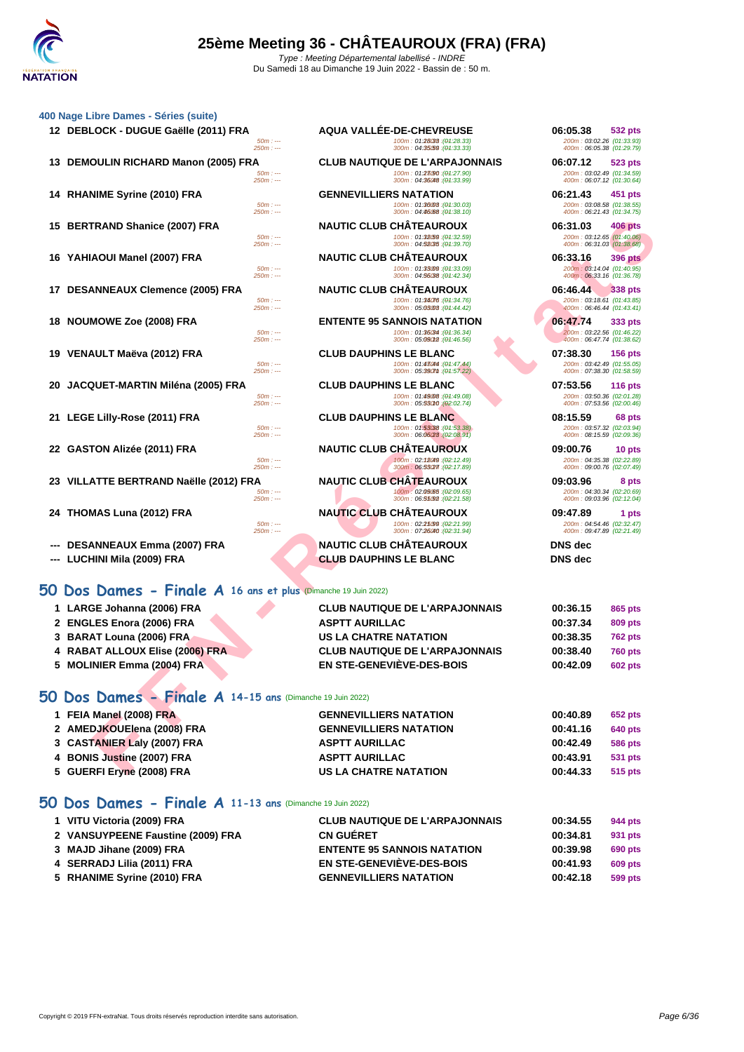### 400 Nage Libre Dames - Séries (suite)

| Rg | Nom | Club | Temps | Points |
|---|---|---|---|---|
| 12 | DEBLOCK - DUGUE Gaëlle (2011) FRA | AQUA VALLÉE-DE-CHEVREUSE | 06:05.38 | 532 pts |
| | 50m : --- 250m : --- | 100m : 01:28.33 (01:28.33) 300m : 04:35.59 (01:33.33) | 200m : 03:02.26 (01:33.93) 400m : 06:05.38 (01:29.79) | |
| 13 | DEMOULIN RICHARD Manon (2005) FRA | CLUB NAUTIQUE DE L'ARPAJONNAIS | 06:07.12 | 523 pts |
| | 50m : --- 250m : --- | 100m : 01:27.90 (01:27.90) 300m : 04:36.48 (01:33.99) | 200m : 03:02.49 (01:34.59) 400m : 06:07.12 (01:30.64) | |
| 14 | RHANIME Syrine (2010) FRA | GENNEVILLIERS NATATION | 06:21.43 | 451 pts |
| | 50m : --- 250m : --- | 100m : 01:30.03 (01:30.03) 300m : 04:46.68 (01:38.10) | 200m : 03:08.58 (01:38.55) 400m : 06:21.43 (01:34.75) | |
| 15 | BERTRAND Shanice (2007) FRA | NAUTIC CLUB CHÂTEAUROUX | 06:31.03 | 406 pts |
| | 50m : --- 250m : --- | 100m : 01:32.59 (01:32.59) 300m : 04:52.35 (01:39.70) | 200m : 03:12.65 (01:40.06) 400m : 06:31.03 (01:38.68) | |
| 16 | YAHIAOUI Manel (2007) FRA | NAUTIC CLUB CHÂTEAUROUX | 06:33.16 | 396 pts |
| | 50m : --- 250m : --- | 100m : 01:33.09 (01:33.09) 300m : 04:56.38 (01:42.34) | 200m : 03:14.04 (01:40.95) 400m : 06:33.16 (01:36.78) | |
| 17 | DESANNEAUX Clemence (2005) FRA | NAUTIC CLUB CHÂTEAUROUX | 06:46.44 | 338 pts |
| | 50m : --- 250m : --- | 100m : 01:34.76 (01:34.76) 300m : 05:03.03 (01:44.42) | 200m : 03:18.61 (01:43.85) 400m : 06:46.44 (01:43.41) | |
| 18 | NOUMOWE Zoe (2008) FRA | ENTENTE 95 SANNOIS NATATION | 06:47.74 | 333 pts |
| | 50m : --- 250m : --- | 100m : 01:36.34 (01:36.34) 300m : 05:09.12 (01:46.56) | 200m : 03:22.56 (01:46.22) 400m : 06:47.74 (01:38.62) | |
| 19 | VENAULT Maëva (2012) FRA | CLUB DAUPHINS LE BLANC | 07:38.30 | 156 pts |
| | 50m : --- 250m : --- | 100m : 01:47.44 (01:47.44) 300m : 05:39.71 (01:57.22) | 200m : 03:42.49 (01:55.05) 400m : 07:38.30 (01:58.59) | |
| 20 | JACQUET-MARTIN Miléna (2005) FRA | CLUB DAUPHINS LE BLANC | 07:53.56 | 116 pts |
| | 50m : --- 250m : --- | 100m : 01:49.08 (01:49.08) 300m : 05:53.10 (02:02.74) | 200m : 03:50.36 (02:01.28) 400m : 07:53.56 (02:00.46) | |
| 21 | LEGE Lilly-Rose (2011) FRA | CLUB DAUPHINS LE BLANC | 08:15.59 | 68 pts |
| | 50m : --- 250m : --- | 100m : 01:53.38 (01:53.38) 300m : 06:06.23 (02:08.91) | 200m : 03:57.32 (02:03.94) 400m : 08:15.59 (02:09.36) | |
| 22 | GASTON Alizée (2011) FRA | NAUTIC CLUB CHÂTEAUROUX | 09:00.76 | 10 pts |
| | 50m : --- 250m : --- | 100m : 02:12.49 (02:12.49) 300m : 06:53.27 (02:17.89) | 200m : 04:35.38 (02:22.89) 400m : 09:00.76 (02:07.49) | |
| 23 | VILLATTE BERTRAND Naëlle (2012) FRA | NAUTIC CLUB CHÂTEAUROUX | 09:03.96 | 8 pts |
| | 50m : --- 250m : --- | 100m : 02:09.65 (02:09.65) 300m : 06:51.92 (02:21.58) | 200m : 04:30.34 (02:20.69) 400m : 09:03.96 (02:12.04) | |
| 24 | THOMAS Luna (2012) FRA | NAUTIC CLUB CHÂTEAUROUX | 09:47.89 | 1 pts |
| | 50m : --- 250m : --- | 100m : 02:21.99 (02:21.99) 300m : 07:26.40 (02:31.94) | 200m : 04:54.46 (02:32.47) 400m : 09:47.89 (02:21.49) | |
| --- | DESANNEAUX Emma (2007) FRA | NAUTIC CLUB CHÂTEAUROUX | DNS dec | |
| --- | LUCHINI Mila (2009) FRA | CLUB DAUPHINS LE BLANC | DNS dec | |

## 50 Dos Dames - Finale A 16 ans et plus (Dimanche 19 Juin 2022)

| Rg | Nom | Club | Temps | Points |
|---|---|---|---|---|
| 1 | LARGE Johanna (2006) FRA | CLUB NAUTIQUE DE L'ARPAJONNAIS | 00:36.15 | 865 pts |
| 2 | ENGLES Enora (2006) FRA | ASPTT AURILLAC | 00:37.34 | 809 pts |
| 3 | BARAT Louna (2006) FRA | US LA CHATRE NATATION | 00:38.35 | 762 pts |
| 4 | RABAT ALLOUX Elise (2006) FRA | CLUB NAUTIQUE DE L'ARPAJONNAIS | 00:38.40 | 760 pts |
| 5 | MOLINIER Emma (2004) FRA | EN STE-GENEVIÈVE-DES-BOIS | 00:42.09 | 602 pts |

## 50 Dos Dames - Finale A 14-15 ans (Dimanche 19 Juin 2022)

| Rg | Nom | Club | Temps | Points |
|---|---|---|---|---|
| 1 | FEIA Manel (2008) FRA | GENNEVILLIERS NATATION | 00:40.89 | 652 pts |
| 2 | AMEDJKOUElena (2008) FRA | GENNEVILLIERS NATATION | 00:41.16 | 640 pts |
| 3 | CASTANIER Laly (2007) FRA | ASPTT AURILLAC | 00:42.49 | 586 pts |
| 4 | BONIS Justine (2007) FRA | ASPTT AURILLAC | 00:43.91 | 531 pts |
| 5 | GUERFI Eryne (2008) FRA | US LA CHATRE NATATION | 00:44.33 | 515 pts |

## 50 Dos Dames - Finale A 11-13 ans (Dimanche 19 Juin 2022)

| Rg | Nom | Club | Temps | Points |
|---|---|---|---|---|
| 1 | VITU Victoria (2009) FRA | CLUB NAUTIQUE DE L'ARPAJONNAIS | 00:34.55 | 944 pts |
| 2 | VANSUYPEENE Faustine (2009) FRA | CN GUÉRET | 00:34.81 | 931 pts |
| 3 | MAJD Jihane (2009) FRA | ENTENTE 95 SANNOIS NATATION | 00:39.98 | 690 pts |
| 4 | SERRADJ Lilia (2011) FRA | EN STE-GENEVIÈVE-DES-BOIS | 00:41.93 | 609 pts |
| 5 | RHANIME Syrine (2010) FRA | GENNEVILLIERS NATATION | 00:42.18 | 599 pts |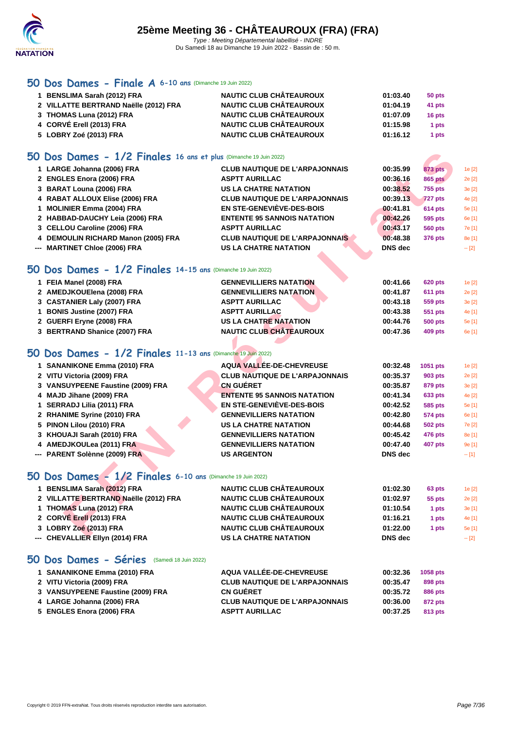## 50 Dos Dames - Finale A 6-10 ans (Dimanche 19 Juin 2022)

| | | | | |
|---|---|---|---|---|
| 1 | BENSLIMA Sarah (2012) FRA | NAUTIC CLUB CHÂTEAUROUX | 01:03.40 | 50 pts |
| 2 | VILLATTE BERTRAND Naëlle (2012) FRA | NAUTIC CLUB CHÂTEAUROUX | 01:04.19 | 41 pts |
| 3 | THOMAS Luna (2012) FRA | NAUTIC CLUB CHÂTEAUROUX | 01:07.09 | 16 pts |
| 4 | CORVÉ Erell (2013) FRA | NAUTIC CLUB CHÂTEAUROUX | 01:15.98 | 1 pts |
| 5 | LOBRY Zoé (2013) FRA | NAUTIC CLUB CHÂTEAUROUX | 01:16.12 | 1 pts |

## 50 Dos Dames - 1/2 Finales 16 ans et plus (Dimanche 19 Juin 2022)

| | | | | | |
|---|---|---|---|---|---|
| 1 | LARGE Johanna (2006) FRA | CLUB NAUTIQUE DE L'ARPAJONNAIS | 00:35.99 | 873 pts | 1e [2] |
| 2 | ENGLES Enora (2006) FRA | ASPTT AURILLAC | 00:36.16 | 865 pts | 2e [2] |
| 3 | BARAT Louna (2006) FRA | US LA CHATRE NATATION | 00:38.52 | 755 pts | 3e [2] |
| 4 | RABAT ALLOUX Elise (2006) FRA | CLUB NAUTIQUE DE L'ARPAJONNAIS | 00:39.13 | 727 pts | 4e [2] |
| 1 | MOLINIER Emma (2004) FRA | EN STE-GENEVIÈVE-DES-BOIS | 00:41.81 | 614 pts | 5e [1] |
| 2 | HABBAD-DAUCHY Leia (2006) FRA | ENTENTE 95 SANNOIS NATATION | 00:42.26 | 595 pts | 6e [1] |
| 3 | CELLOU Caroline (2006) FRA | ASPTT AURILLAC | 00:43.17 | 560 pts | 7e [1] |
| 4 | DEMOULIN RICHARD Manon (2005) FRA | CLUB NAUTIQUE DE L'ARPAJONNAIS | 00:48.38 | 376 pts | 8e [1] |
| --- | MARTINET Chloe (2006) FRA | US LA CHATRE NATATION | DNS dec | | -- [2] |

## 50 Dos Dames - 1/2 Finales 14-15 ans (Dimanche 19 Juin 2022)

| | | | | | |
|---|---|---|---|---|---|
| 1 | FEIA Manel (2008) FRA | GENNEVILLIERS NATATION | 00:41.66 | 620 pts | 1e [2] |
| 2 | AMEDJKOUElena (2008) FRA | GENNEVILLIERS NATATION | 00:41.87 | 611 pts | 2e [2] |
| 3 | CASTANIER Laly (2007) FRA | ASPTT AURILLAC | 00:43.18 | 559 pts | 3e [2] |
| 1 | BONIS Justine (2007) FRA | ASPTT AURILLAC | 00:43.38 | 551 pts | 4e [1] |
| 2 | GUERFI Eryne (2008) FRA | US LA CHATRE NATATION | 00:44.76 | 500 pts | 5e [1] |
| 3 | BERTRAND Shanice (2007) FRA | NAUTIC CLUB CHÂTEAUROUX | 00:47.36 | 409 pts | 6e [1] |

## 50 Dos Dames - 1/2 Finales 11-13 ans (Dimanche 19 Juin 2022)

| | | | | | |
|---|---|---|---|---|---|
| 1 | SANANIKONE Emma (2010) FRA | AQUA VALLÉE-DE-CHEVREUSE | 00:32.48 | 1051 pts | 1e [2] |
| 2 | VITU Victoria (2009) FRA | CLUB NAUTIQUE DE L'ARPAJONNAIS | 00:35.37 | 903 pts | 2e [2] |
| 3 | VANSUYPEENE Faustine (2009) FRA | CN GUÉRET | 00:35.87 | 879 pts | 3e [2] |
| 4 | MAJD Jihane (2009) FRA | ENTENTE 95 SANNOIS NATATION | 00:41.34 | 633 pts | 4e [2] |
| 1 | SERRADJ Lilia (2011) FRA | EN STE-GENEVIÈVE-DES-BOIS | 00:42.52 | 585 pts | 5e [1] |
| 2 | RHANIME Syrine (2010) FRA | GENNEVILLIERS NATATION | 00:42.80 | 574 pts | 6e [1] |
| 5 | PINON Lilou (2010) FRA | US LA CHATRE NATATION | 00:44.68 | 502 pts | 7e [2] |
| 3 | KHOUAJI Sarah (2010) FRA | GENNEVILLIERS NATATION | 00:45.42 | 476 pts | 8e [1] |
| 4 | AMEDJKOULea (2011) FRA | GENNEVILLIERS NATATION | 00:47.40 | 407 pts | 9e [1] |
| --- | PARENT Solènne (2009) FRA | US ARGENTON | DNS dec | | -- [1] |

## 50 Dos Dames - 1/2 Finales 6-10 ans (Dimanche 19 Juin 2022)

| | | | | | |
|---|---|---|---|---|---|
| 1 | BENSLIMA Sarah (2012) FRA | NAUTIC CLUB CHÂTEAUROUX | 01:02.30 | 63 pts | 1e [2] |
| 2 | VILLATTE BERTRAND Naëlle (2012) FRA | NAUTIC CLUB CHÂTEAUROUX | 01:02.97 | 55 pts | 2e [2] |
| 1 | THOMAS Luna (2012) FRA | NAUTIC CLUB CHÂTEAUROUX | 01:10.54 | 1 pts | 3e [1] |
| 2 | CORVÉ Erell (2013) FRA | NAUTIC CLUB CHÂTEAUROUX | 01:16.21 | 1 pts | 4e [1] |
| 3 | LOBRY Zoé (2013) FRA | NAUTIC CLUB CHÂTEAUROUX | 01:22.00 | 1 pts | 5e [1] |
| --- | CHEVALLIER Ellyn (2014) FRA | US LA CHATRE NATATION | DNS dec | | -- [2] |

## 50 Dos Dames - Séries (Samedi 18 Juin 2022)

| | | | | |
|---|---|---|---|---|
| 1 | SANANIKONE Emma (2010) FRA | AQUA VALLÉE-DE-CHEVREUSE | 00:32.36 | 1058 pts |
| 2 | VITU Victoria (2009) FRA | CLUB NAUTIQUE DE L'ARPAJONNAIS | 00:35.47 | 898 pts |
| 3 | VANSUYPEENE Faustine (2009) FRA | CN GUÉRET | 00:35.72 | 886 pts |
| 4 | LARGE Johanna (2006) FRA | CLUB NAUTIQUE DE L'ARPAJONNAIS | 00:36.00 | 872 pts |
| 5 | ENGLES Enora (2006) FRA | ASPTT AURILLAC | 00:37.25 | 813 pts |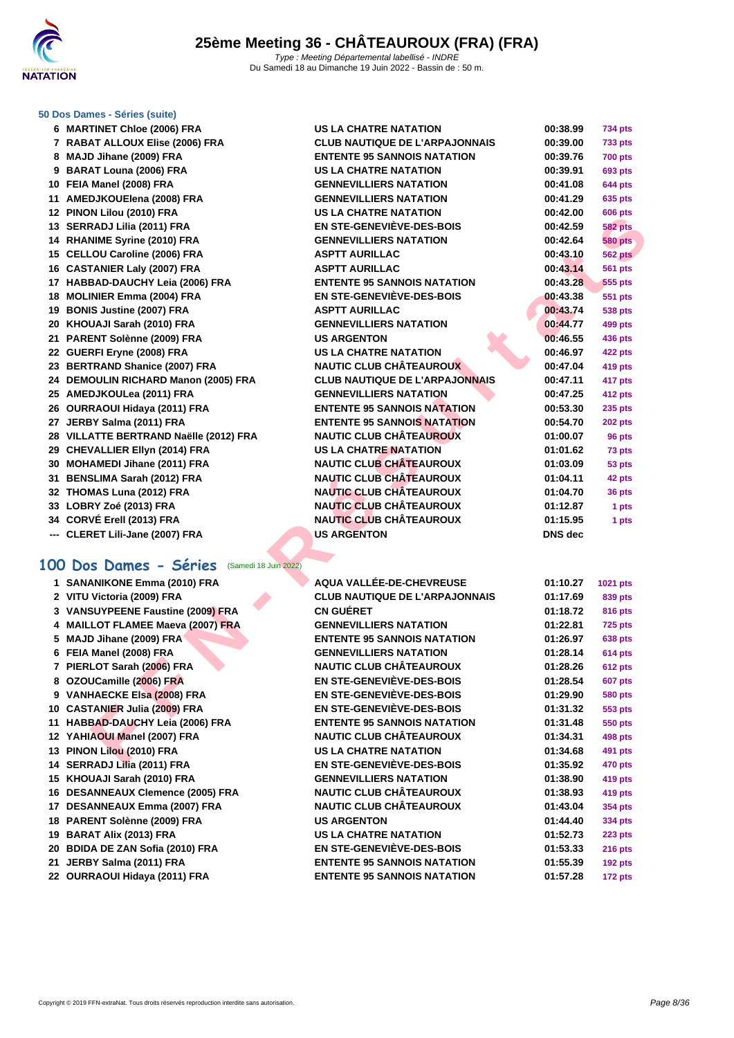# 25ème Meeting 36 - CHÂTEAUROUX (FRA) (FRA)

*Type : Meeting Départemental labellisé - INDRE*
Du Samedi 18 au Dimanche 19 Juin 2022 - Bassin de : 50 m.

### 50 Dos Dames - Séries (suite)

| | | | | |
|---|---|---|---|---|
| 6 | MARTINET Chloe (2006) FRA | US LA CHATRE NATATION | 00:38.99 | 734 pts |
| 7 | RABAT ALLOUX Elise (2006) FRA | CLUB NAUTIQUE DE L'ARPAJONNAIS | 00:39.00 | 733 pts |
| 8 | MAJD Jihane (2009) FRA | ENTENTE 95 SANNOIS NATATION | 00:39.76 | 700 pts |
| 9 | BARAT Louna (2006) FRA | US LA CHATRE NATATION | 00:39.91 | 693 pts |
| 10 | FEIA Manel (2008) FRA | GENNEVILLIERS NATATION | 00:41.08 | 644 pts |
| 11 | AMEDJKOUElena (2008) FRA | GENNEVILLIERS NATATION | 00:41.29 | 635 pts |
| 12 | PINON Lilou (2010) FRA | US LA CHATRE NATATION | 00:42.00 | 606 pts |
| 13 | SERRADJ Lilia (2011) FRA | EN STE-GENEVIÈVE-DES-BOIS | 00:42.59 | 582 pts |
| 14 | RHANIME Syrine (2010) FRA | GENNEVILLIERS NATATION | 00:42.64 | 580 pts |
| 15 | CELLOU Caroline (2006) FRA | ASPTT AURILLAC | 00:43.10 | 562 pts |
| 16 | CASTANIER Laly (2007) FRA | ASPTT AURILLAC | 00:43.14 | 561 pts |
| 17 | HABBAD-DAUCHY Leia (2006) FRA | ENTENTE 95 SANNOIS NATATION | 00:43.28 | 555 pts |
| 18 | MOLINIER Emma (2004) FRA | EN STE-GENEVIÈVE-DES-BOIS | 00:43.38 | 551 pts |
| 19 | BONIS Justine (2007) FRA | ASPTT AURILLAC | 00:43.74 | 538 pts |
| 20 | KHOUAJI Sarah (2010) FRA | GENNEVILLIERS NATATION | 00:44.77 | 499 pts |
| 21 | PARENT Solènne (2009) FRA | US ARGENTON | 00:46.55 | 436 pts |
| 22 | GUERFI Eryne (2008) FRA | US LA CHATRE NATATION | 00:46.97 | 422 pts |
| 23 | BERTRAND Shanice (2007) FRA | NAUTIC CLUB CHÂTEAUROUX | 00:47.04 | 419 pts |
| 24 | DEMOULIN RICHARD Manon (2005) FRA | CLUB NAUTIQUE DE L'ARPAJONNAIS | 00:47.11 | 417 pts |
| 25 | AMEDJKOULea (2011) FRA | GENNEVILLIERS NATATION | 00:47.25 | 412 pts |
| 26 | OURRAOUI Hidaya (2011) FRA | ENTENTE 95 SANNOIS NATATION | 00:53.30 | 235 pts |
| 27 | JERBY Salma (2011) FRA | ENTENTE 95 SANNOIS NATATION | 00:54.70 | 202 pts |
| 28 | VILLATTE BERTRAND Naëlle (2012) FRA | NAUTIC CLUB CHÂTEAUROUX | 01:00.07 | 96 pts |
| 29 | CHEVALLIER Ellyn (2014) FRA | US LA CHATRE NATATION | 01:01.62 | 73 pts |
| 30 | MOHAMEDI Jihane (2011) FRA | NAUTIC CLUB CHÂTEAUROUX | 01:03.09 | 53 pts |
| 31 | BENSLIMA Sarah (2012) FRA | NAUTIC CLUB CHÂTEAUROUX | 01:04.11 | 42 pts |
| 32 | THOMAS Luna (2012) FRA | NAUTIC CLUB CHÂTEAUROUX | 01:04.70 | 36 pts |
| 33 | LOBRY Zoé (2013) FRA | NAUTIC CLUB CHÂTEAUROUX | 01:12.87 | 1 pts |
| 34 | CORVÉ Erell (2013) FRA | NAUTIC CLUB CHÂTEAUROUX | 01:15.95 | 1 pts |
| --- | CLERET Lili-Jane (2007) FRA | US ARGENTON | DNS dec | |

## 100 Dos Dames - Séries (Samedi 18 Juin 2022)

| | | | | |
|---|---|---|---|---|
| 1 | SANANIKONE Emma (2010) FRA | AQUA VALLÉE-DE-CHEVREUSE | 01:10.27 | 1021 pts |
| 2 | VITU Victoria (2009) FRA | CLUB NAUTIQUE DE L'ARPAJONNAIS | 01:17.69 | 839 pts |
| 3 | VANSUYPEENE Faustine (2009) FRA | CN GUÉRET | 01:18.72 | 816 pts |
| 4 | MAILLOT FLAMEE Maeva (2007) FRA | GENNEVILLIERS NATATION | 01:22.81 | 725 pts |
| 5 | MAJD Jihane (2009) FRA | ENTENTE 95 SANNOIS NATATION | 01:26.97 | 638 pts |
| 6 | FEIA Manel (2008) FRA | GENNEVILLIERS NATATION | 01:28.14 | 614 pts |
| 7 | PIERLOT Sarah (2006) FRA | NAUTIC CLUB CHÂTEAUROUX | 01:28.26 | 612 pts |
| 8 | OZOUCamille (2006) FRA | EN STE-GENEVIÈVE-DES-BOIS | 01:28.54 | 607 pts |
| 9 | VANHAECKE Elsa (2008) FRA | EN STE-GENEVIÈVE-DES-BOIS | 01:29.90 | 580 pts |
| 10 | CASTANIER Julia (2009) FRA | EN STE-GENEVIÈVE-DES-BOIS | 01:31.32 | 553 pts |
| 11 | HABBAD-DAUCHY Leia (2006) FRA | ENTENTE 95 SANNOIS NATATION | 01:31.48 | 550 pts |
| 12 | YAHIAOUI Manel (2007) FRA | NAUTIC CLUB CHÂTEAUROUX | 01:34.31 | 498 pts |
| 13 | PINON Lilou (2010) FRA | US LA CHATRE NATATION | 01:34.68 | 491 pts |
| 14 | SERRADJ Lilia (2011) FRA | EN STE-GENEVIÈVE-DES-BOIS | 01:35.92 | 470 pts |
| 15 | KHOUAJI Sarah (2010) FRA | GENNEVILLIERS NATATION | 01:38.90 | 419 pts |
| 16 | DESANNEAUX Clemence (2005) FRA | NAUTIC CLUB CHÂTEAUROUX | 01:38.93 | 419 pts |
| 17 | DESANNEAUX Emma (2007) FRA | NAUTIC CLUB CHÂTEAUROUX | 01:43.04 | 354 pts |
| 18 | PARENT Solènne (2009) FRA | US ARGENTON | 01:44.40 | 334 pts |
| 19 | BARAT Alix (2013) FRA | US LA CHATRE NATATION | 01:52.73 | 223 pts |
| 20 | BDIDA DE ZAN Sofia (2010) FRA | EN STE-GENEVIÈVE-DES-BOIS | 01:53.33 | 216 pts |
| 21 | JERBY Salma (2011) FRA | ENTENTE 95 SANNOIS NATATION | 01:55.39 | 192 pts |
| 22 | OURRAOUI Hidaya (2011) FRA | ENTENTE 95 SANNOIS NATATION | 01:57.28 | 172 pts |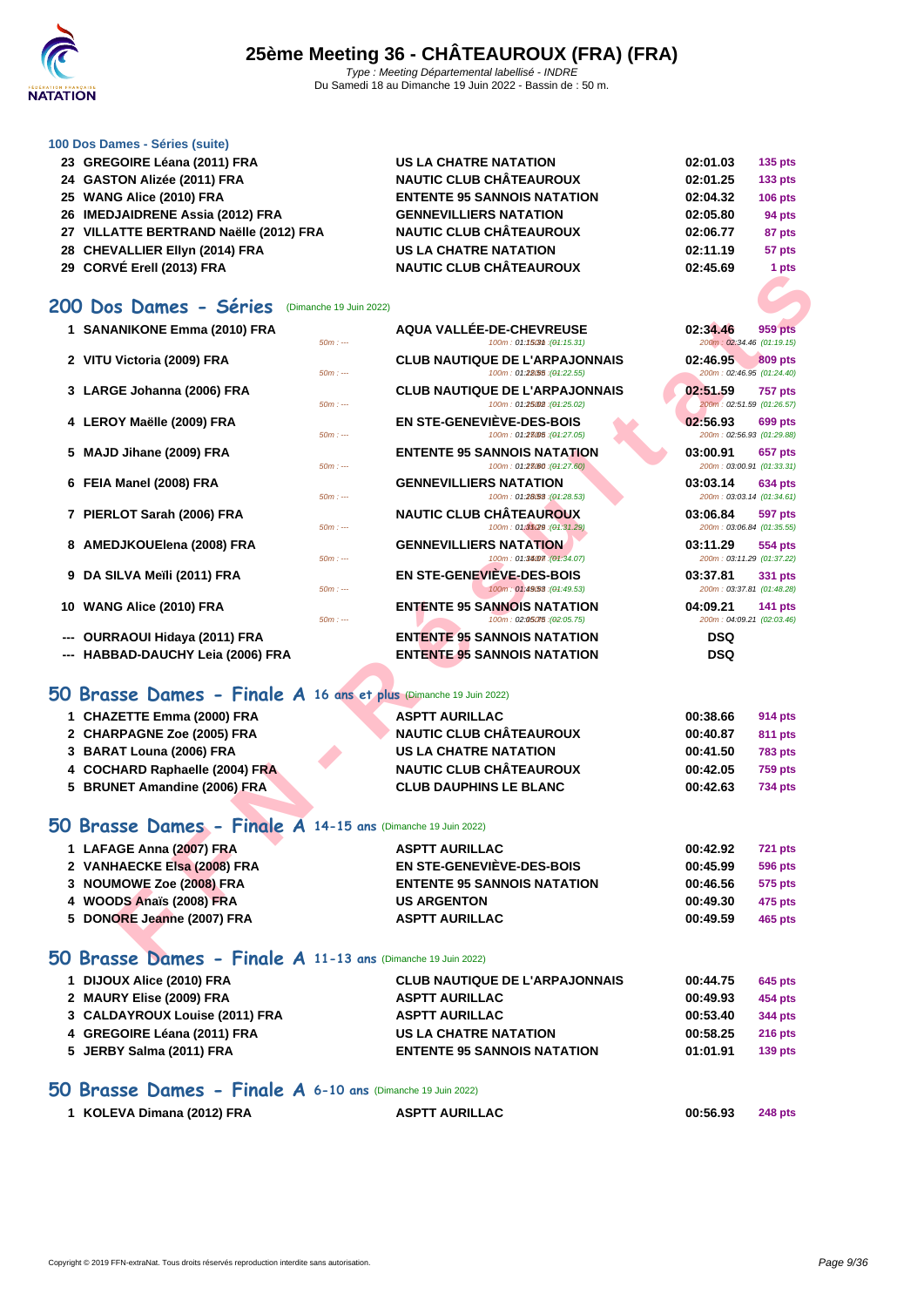### 100 Dos Dames - Séries (suite)

| | | | | |
|---|---|---|---|---|
| 23 | GREGOIRE Léana (2011) FRA | US LA CHATRE NATATION | 02:01.03 | 135 pts |
| 24 | GASTON Alizée (2011) FRA | NAUTIC CLUB CHÂTEAUROUX | 02:01.25 | 133 pts |
| 25 | WANG Alice (2010) FRA | ENTENTE 95 SANNOIS NATATION | 02:04.32 | 106 pts |
| 26 | IMEDJAIDRENE Assia (2012) FRA | GENNEVILLIERS NATATION | 02:05.80 | 94 pts |
| 27 | VILLATTE BERTRAND Naëlle (2012) FRA | NAUTIC CLUB CHÂTEAUROUX | 02:06.77 | 87 pts |
| 28 | CHEVALLIER Ellyn (2014) FRA | US LA CHATRE NATATION | 02:11.19 | 57 pts |
| 29 | CORVÉ Erell (2013) FRA | NAUTIC CLUB CHÂTEAUROUX | 02:45.69 | 1 pts |

## 200 Dos Dames - Séries (Dimanche 19 Juin 2022)

| | | | | | | |
|---|---|---|---|---|---|---|
| 1 | SANANIKONE Emma (2010) FRA | 50m : --- | AQUA VALLÉE-DE-CHEVREUSE<br>100m : 01:15.31 (01:15.31) | 02:34.46<br>200m : 02:34.46 (01:19.15) | 959 pts |
| 2 | VITU Victoria (2009) FRA | 50m : --- | CLUB NAUTIQUE DE L'ARPAJONNAIS<br>100m : 01:22.55 (01:22.55) | 02:46.95<br>200m : 02:46.95 (01:24.40) | 809 pts |
| 3 | LARGE Johanna (2006) FRA | 50m : --- | CLUB NAUTIQUE DE L'ARPAJONNAIS<br>100m : 01:25.02 (01:25.02) | 02:51.59<br>200m : 02:51.59 (01:26.57) | 757 pts |
| 4 | LEROY Maëlle (2009) FRA | 50m : --- | EN STE-GENEVIÈVE-DES-BOIS<br>100m : 01:27.05 (01:27.05) | 02:56.93<br>200m : 02:56.93 (01:29.88) | 699 pts |
| 5 | MAJD Jihane (2009) FRA | 50m : --- | ENTENTE 95 SANNOIS NATATION<br>100m : 01:27.60 (01:27.60) | 03:00.91<br>200m : 03:00.91 (01:33.31) | 657 pts |
| 6 | FEIA Manel (2008) FRA | 50m : --- | GENNEVILLIERS NATATION<br>100m : 01:28.53 (01:28.53) | 03:03.14<br>200m : 03:03.14 (01:34.61) | 634 pts |
| 7 | PIERLOT Sarah (2006) FRA | 50m : --- | NAUTIC CLUB CHÂTEAUROUX<br>100m : 01:31.29 (01:31.29) | 03:06.84<br>200m : 03:06.84 (01:35.55) | 597 pts |
| 8 | AMEDJKOUElena (2008) FRA | 50m : --- | GENNEVILLIERS NATATION<br>100m : 01:34.07 (01:34.07) | 03:11.29<br>200m : 03:11.29 (01:37.22) | 554 pts |
| 9 | DA SILVA Meïli (2011) FRA | 50m : --- | EN STE-GENEVIÈVE-DES-BOIS<br>100m : 01:49.53 (01:49.53) | 03:37.81<br>200m : 03:37.81 (01:48.28) | 331 pts |
| 10 | WANG Alice (2010) FRA | 50m : --- | ENTENTE 95 SANNOIS NATATION<br>100m : 02:05.75 (02:05.75) | 04:09.21<br>200m : 04:09.21 (02:03.46) | 141 pts |
| --- | OURRAOUI Hidaya (2011) FRA | | ENTENTE 95 SANNOIS NATATION | DSQ | |
| --- | HABBAD-DAUCHY Leia (2006) FRA | | ENTENTE 95 SANNOIS NATATION | DSQ | |

## 50 Brasse Dames - Finale A 16 ans et plus (Dimanche 19 Juin 2022)

| | | | | |
|---|---|---|---|---|
| 1 | CHAZETTE Emma (2000) FRA | ASPTT AURILLAC | 00:38.66 | 914 pts |
| 2 | CHARPAGNE Zoe (2005) FRA | NAUTIC CLUB CHÂTEAUROUX | 00:40.87 | 811 pts |
| 3 | BARAT Louna (2006) FRA | US LA CHATRE NATATION | 00:41.50 | 783 pts |
| 4 | COCHARD Raphaelle (2004) FRA | NAUTIC CLUB CHÂTEAUROUX | 00:42.05 | 759 pts |
| 5 | BRUNET Amandine (2006) FRA | CLUB DAUPHINS LE BLANC | 00:42.63 | 734 pts |

## 50 Brasse Dames - Finale A 14-15 ans (Dimanche 19 Juin 2022)

| | | | | |
|---|---|---|---|---|
| 1 | LAFAGE Anna (2007) FRA | ASPTT AURILLAC | 00:42.92 | 721 pts |
| 2 | VANHAECKE Elsa (2008) FRA | EN STE-GENEVIÈVE-DES-BOIS | 00:45.99 | 596 pts |
| 3 | NOUMOWE Zoe (2008) FRA | ENTENTE 95 SANNOIS NATATION | 00:46.56 | 575 pts |
| 4 | WOODS Anaïs (2008) FRA | US ARGENTON | 00:49.30 | 475 pts |
| 5 | DONORE Jeanne (2007) FRA | ASPTT AURILLAC | 00:49.59 | 465 pts |

## 50 Brasse Dames - Finale A 11-13 ans (Dimanche 19 Juin 2022)

| | | | | |
|---|---|---|---|---|
| 1 | DIJOUX Alice (2010) FRA | CLUB NAUTIQUE DE L'ARPAJONNAIS | 00:44.75 | 645 pts |
| 2 | MAURY Elise (2009) FRA | ASPTT AURILLAC | 00:49.93 | 454 pts |
| 3 | CALDAYROUX Louise (2011) FRA | ASPTT AURILLAC | 00:53.40 | 344 pts |
| 4 | GREGOIRE Léana (2011) FRA | US LA CHATRE NATATION | 00:58.25 | 216 pts |
| 5 | JERBY Salma (2011) FRA | ENTENTE 95 SANNOIS NATATION | 01:01.91 | 139 pts |

## 50 Brasse Dames - Finale A 6-10 ans (Dimanche 19 Juin 2022)

| | | | | |
|---|---|---|---|---|
| 1 | KOLEVA Dimana (2012) FRA | ASPTT AURILLAC | 00:56.93 | 248 pts |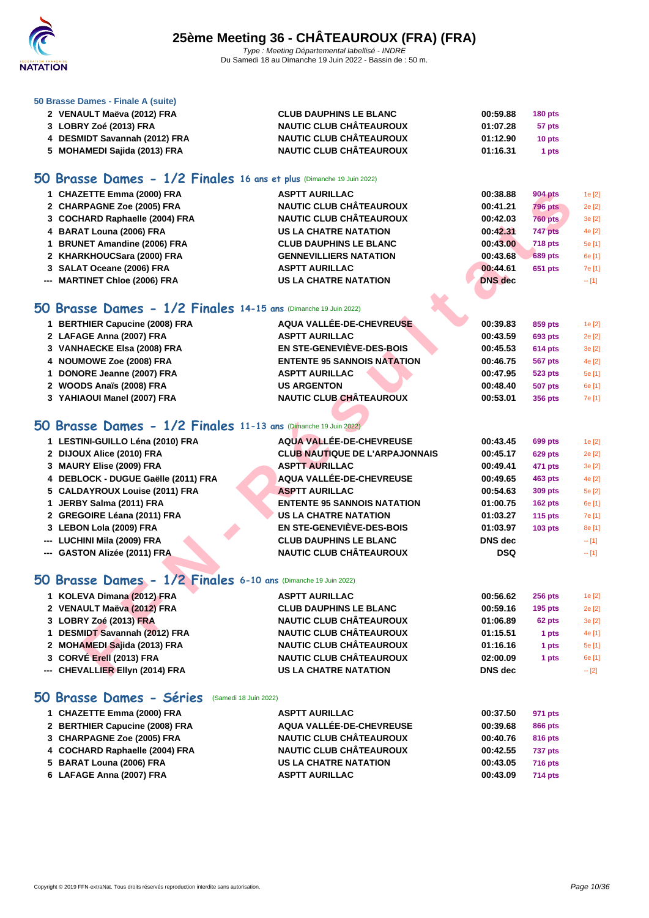# 25ème Meeting 36 - CHÂTEAUROUX (FRA) (FRA)

*Type : Meeting Départemental labellisé - INDRE*
Du Samedi 18 au Dimanche 19 Juin 2022 - Bassin de : 50 m.

### 50 Brasse Dames - Finale A (suite)

| | | | | |
|---|---|---|---|---|
| 2 | VENAULT Maëva (2012) FRA | CLUB DAUPHINS LE BLANC | 00:59.88 | 180 pts |
| 3 | LOBRY Zoé (2013) FRA | NAUTIC CLUB CHÂTEAUROUX | 01:07.28 | 57 pts |
| 4 | DESMIDT Savannah (2012) FRA | NAUTIC CLUB CHÂTEAUROUX | 01:12.90 | 10 pts |
| 5 | MOHAMEDI Sajida (2013) FRA | NAUTIC CLUB CHÂTEAUROUX | 01:16.31 | 1 pts |

## 50 Brasse Dames - 1/2 Finales 16 ans et plus (Dimanche 19 Juin 2022)

| | | | | | |
|---|---|---|---|---|---|
| 1 | CHAZETTE Emma (2000) FRA | ASPTT AURILLAC | 00:38.88 | 904 pts | 1e [2] |
| 2 | CHARPAGNE Zoe (2005) FRA | NAUTIC CLUB CHÂTEAUROUX | 00:41.21 | 796 pts | 2e [2] |
| 3 | COCHARD Raphaelle (2004) FRA | NAUTIC CLUB CHÂTEAUROUX | 00:42.03 | 760 pts | 3e [2] |
| 4 | BARAT Louna (2006) FRA | US LA CHATRE NATATION | 00:42.31 | 747 pts | 4e [2] |
| 1 | BRUNET Amandine (2006) FRA | CLUB DAUPHINS LE BLANC | 00:43.00 | 718 pts | 5e [1] |
| 2 | KHARKHOUCSara (2000) FRA | GENNEVILLIERS NATATION | 00:43.68 | 689 pts | 6e [1] |
| 3 | SALAT Oceane (2006) FRA | ASPTT AURILLAC | 00:44.61 | 651 pts | 7e [1] |
| --- | MARTINET Chloe (2006) FRA | US LA CHATRE NATATION | DNS dec | | -- [1] |

## 50 Brasse Dames - 1/2 Finales 14-15 ans (Dimanche 19 Juin 2022)

| | | | | | |
|---|---|---|---|---|---|
| 1 | BERTHIER Capucine (2008) FRA | AQUA VALLÉE-DE-CHEVREUSE | 00:39.83 | 859 pts | 1e [2] |
| 2 | LAFAGE Anna (2007) FRA | ASPTT AURILLAC | 00:43.59 | 693 pts | 2e [2] |
| 3 | VANHAECKE Elsa (2008) FRA | EN STE-GENEVIÈVE-DES-BOIS | 00:45.53 | 614 pts | 3e [2] |
| 4 | NOUMOWE Zoe (2008) FRA | ENTENTE 95 SANNOIS NATATION | 00:46.75 | 567 pts | 4e [2] |
| 1 | DONORE Jeanne (2007) FRA | ASPTT AURILLAC | 00:47.95 | 523 pts | 5e [1] |
| 2 | WOODS Anaïs (2008) FRA | US ARGENTON | 00:48.40 | 507 pts | 6e [1] |
| 3 | YAHIAOUI Manel (2007) FRA | NAUTIC CLUB CHÂTEAUROUX | 00:53.01 | 356 pts | 7e [1] |

## 50 Brasse Dames - 1/2 Finales 11-13 ans (Dimanche 19 Juin 2022)

| | | | | | |
|---|---|---|---|---|---|
| 1 | LESTINI-GUILLO Léna (2010) FRA | AQUA VALLÉE-DE-CHEVREUSE | 00:43.45 | 699 pts | 1e [2] |
| 2 | DIJOUX Alice (2010) FRA | CLUB NAUTIQUE DE L'ARPAJONNAIS | 00:45.17 | 629 pts | 2e [2] |
| 3 | MAURY Elise (2009) FRA | ASPTT AURILLAC | 00:49.41 | 471 pts | 3e [2] |
| 4 | DEBLOCK - DUGUE Gaëlle (2011) FRA | AQUA VALLÉE-DE-CHEVREUSE | 00:49.65 | 463 pts | 4e [2] |
| 5 | CALDAYROUX Louise (2011) FRA | ASPTT AURILLAC | 00:54.63 | 309 pts | 5e [2] |
| 1 | JERBY Salma (2011) FRA | ENTENTE 95 SANNOIS NATATION | 01:00.75 | 162 pts | 6e [1] |
| 2 | GREGOIRE Léana (2011) FRA | US LA CHATRE NATATION | 01:03.27 | 115 pts | 7e [1] |
| 3 | LEBON Lola (2009) FRA | EN STE-GENEVIÈVE-DES-BOIS | 01:03.97 | 103 pts | 8e [1] |
| --- | LUCHINI Mila (2009) FRA | CLUB DAUPHINS LE BLANC | DNS dec | | -- [1] |
| --- | GASTON Alizée (2011) FRA | NAUTIC CLUB CHÂTEAUROUX | DSQ | | -- [1] |

## 50 Brasse Dames - 1/2 Finales 6-10 ans (Dimanche 19 Juin 2022)

| | | | | | |
|---|---|---|---|---|---|
| 1 | KOLEVA Dimana (2012) FRA | ASPTT AURILLAC | 00:56.62 | 256 pts | 1e [2] |
| 2 | VENAULT Maëva (2012) FRA | CLUB DAUPHINS LE BLANC | 00:59.16 | 195 pts | 2e [2] |
| 3 | LOBRY Zoé (2013) FRA | NAUTIC CLUB CHÂTEAUROUX | 01:06.89 | 62 pts | 3e [2] |
| 1 | DESMIDT Savannah (2012) FRA | NAUTIC CLUB CHÂTEAUROUX | 01:15.51 | 1 pts | 4e [1] |
| 2 | MOHAMEDI Sajida (2013) FRA | NAUTIC CLUB CHÂTEAUROUX | 01:16.16 | 1 pts | 5e [1] |
| 3 | CORVÉ Erell (2013) FRA | NAUTIC CLUB CHÂTEAUROUX | 02:00.09 | 1 pts | 6e [1] |
| --- | CHEVALLIER Ellyn (2014) FRA | US LA CHATRE NATATION | DNS dec | | -- [2] |

## 50 Brasse Dames - Séries (Samedi 18 Juin 2022)

| | | | | |
|---|---|---|---|---|
| 1 | CHAZETTE Emma (2000) FRA | ASPTT AURILLAC | 00:37.50 | 971 pts |
| 2 | BERTHIER Capucine (2008) FRA | AQUA VALLÉE-DE-CHEVREUSE | 00:39.68 | 866 pts |
| 3 | CHARPAGNE Zoe (2005) FRA | NAUTIC CLUB CHÂTEAUROUX | 00:40.76 | 816 pts |
| 4 | COCHARD Raphaelle (2004) FRA | NAUTIC CLUB CHÂTEAUROUX | 00:42.55 | 737 pts |
| 5 | BARAT Louna (2006) FRA | US LA CHATRE NATATION | 00:43.05 | 716 pts |
| 6 | LAFAGE Anna (2007) FRA | ASPTT AURILLAC | 00:43.09 | 714 pts |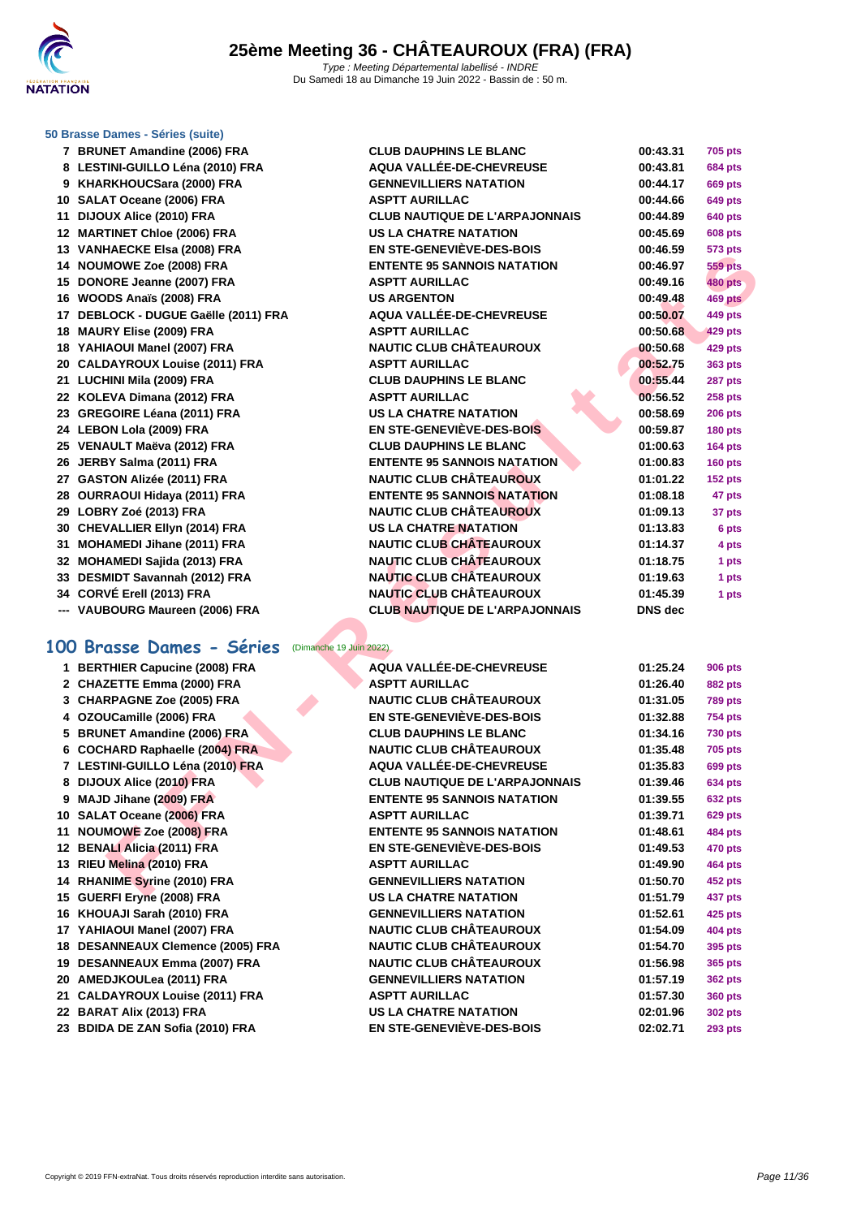# 25ème Meeting 36 - CHÂTEAUROUX (FRA) (FRA)

*Type : Meeting Départemental labellisé - INDRE*
Du Samedi 18 au Dimanche 19 Juin 2022 - Bassin de : 50 m.

### 50 Brasse Dames - Séries (suite)

| Pl. | Nom | Club | Temps | Points |
|---|---|---|---|---|
| 7 | BRUNET Amandine (2006) FRA | CLUB DAUPHINS LE BLANC | 00:43.31 | 705 pts |
| 8 | LESTINI-GUILLO Léna (2010) FRA | AQUA VALLÉE-DE-CHEVREUSE | 00:43.81 | 684 pts |
| 9 | KHARKHOUCSara (2000) FRA | GENNEVILLIERS NATATION | 00:44.17 | 669 pts |
| 10 | SALAT Oceane (2006) FRA | ASPTT AURILLAC | 00:44.66 | 649 pts |
| 11 | DIJOUX Alice (2010) FRA | CLUB NAUTIQUE DE L'ARPAJONNAIS | 00:44.89 | 640 pts |
| 12 | MARTINET Chloe (2006) FRA | US LA CHATRE NATATION | 00:45.69 | 608 pts |
| 13 | VANHAECKE Elsa (2008) FRA | EN STE-GENEVIÈVE-DES-BOIS | 00:46.59 | 573 pts |
| 14 | NOUMOWE Zoe (2008) FRA | ENTENTE 95 SANNOIS NATATION | 00:46.97 | 559 pts |
| 15 | DONORE Jeanne (2007) FRA | ASPTT AURILLAC | 00:49.16 | 480 pts |
| 16 | WOODS Anaïs (2008) FRA | US ARGENTON | 00:49.48 | 469 pts |
| 17 | DEBLOCK - DUGUE Gaëlle (2011) FRA | AQUA VALLÉE-DE-CHEVREUSE | 00:50.07 | 449 pts |
| 18 | MAURY Elise (2009) FRA | ASPTT AURILLAC | 00:50.68 | 429 pts |
| 18 | YAHIAOUI Manel (2007) FRA | NAUTIC CLUB CHÂTEAUROUX | 00:50.68 | 429 pts |
| 20 | CALDAYROUX Louise (2011) FRA | ASPTT AURILLAC | 00:52.75 | 363 pts |
| 21 | LUCHINI Mila (2009) FRA | CLUB DAUPHINS LE BLANC | 00:55.44 | 287 pts |
| 22 | KOLEVA Dimana (2012) FRA | ASPTT AURILLAC | 00:56.52 | 258 pts |
| 23 | GREGOIRE Léana (2011) FRA | US LA CHATRE NATATION | 00:58.69 | 206 pts |
| 24 | LEBON Lola (2009) FRA | EN STE-GENEVIÈVE-DES-BOIS | 00:59.87 | 180 pts |
| 25 | VENAULT Maëva (2012) FRA | CLUB DAUPHINS LE BLANC | 01:00.63 | 164 pts |
| 26 | JERBY Salma (2011) FRA | ENTENTE 95 SANNOIS NATATION | 01:00.83 | 160 pts |
| 27 | GASTON Alizée (2011) FRA | NAUTIC CLUB CHÂTEAUROUX | 01:01.22 | 152 pts |
| 28 | OURRAOUI Hidaya (2011) FRA | ENTENTE 95 SANNOIS NATATION | 01:08.18 | 47 pts |
| 29 | LOBRY Zoé (2013) FRA | NAUTIC CLUB CHÂTEAUROUX | 01:09.13 | 37 pts |
| 30 | CHEVALLIER Ellyn (2014) FRA | US LA CHATRE NATATION | 01:13.83 | 6 pts |
| 31 | MOHAMEDI Jihane (2011) FRA | NAUTIC CLUB CHÂTEAUROUX | 01:14.37 | 4 pts |
| 32 | MOHAMEDI Sajida (2013) FRA | NAUTIC CLUB CHÂTEAUROUX | 01:18.75 | 1 pts |
| 33 | DESMIDT Savannah (2012) FRA | NAUTIC CLUB CHÂTEAUROUX | 01:19.63 | 1 pts |
| 34 | CORVÉ Erell (2013) FRA | NAUTIC CLUB CHÂTEAUROUX | 01:45.39 | 1 pts |
| --- | VAUBOURG Maureen (2006) FRA | CLUB NAUTIQUE DE L'ARPAJONNAIS | DNS dec | |

## 100 Brasse Dames - Séries (Dimanche 19 Juin 2022)

| Pl. | Nom | Club | Temps | Points |
|---|---|---|---|---|
| 1 | BERTHIER Capucine (2008) FRA | AQUA VALLÉE-DE-CHEVREUSE | 01:25.24 | 906 pts |
| 2 | CHAZETTE Emma (2000) FRA | ASPTT AURILLAC | 01:26.40 | 882 pts |
| 3 | CHARPAGNE Zoe (2005) FRA | NAUTIC CLUB CHÂTEAUROUX | 01:31.05 | 789 pts |
| 4 | OZOUCamille (2006) FRA | EN STE-GENEVIÈVE-DES-BOIS | 01:32.88 | 754 pts |
| 5 | BRUNET Amandine (2006) FRA | CLUB DAUPHINS LE BLANC | 01:34.16 | 730 pts |
| 6 | COCHARD Raphaelle (2004) FRA | NAUTIC CLUB CHÂTEAUROUX | 01:35.48 | 705 pts |
| 7 | LESTINI-GUILLO Léna (2010) FRA | AQUA VALLÉE-DE-CHEVREUSE | 01:35.83 | 699 pts |
| 8 | DIJOUX Alice (2010) FRA | CLUB NAUTIQUE DE L'ARPAJONNAIS | 01:39.46 | 634 pts |
| 9 | MAJD Jihane (2009) FRA | ENTENTE 95 SANNOIS NATATION | 01:39.55 | 632 pts |
| 10 | SALAT Oceane (2006) FRA | ASPTT AURILLAC | 01:39.71 | 629 pts |
| 11 | NOUMOWE Zoe (2008) FRA | ENTENTE 95 SANNOIS NATATION | 01:48.61 | 484 pts |
| 12 | BENALI Alicia (2011) FRA | EN STE-GENEVIÈVE-DES-BOIS | 01:49.53 | 470 pts |
| 13 | RIEU Melina (2010) FRA | ASPTT AURILLAC | 01:49.90 | 464 pts |
| 14 | RHANIME Syrine (2010) FRA | GENNEVILLIERS NATATION | 01:50.70 | 452 pts |
| 15 | GUERFI Eryne (2008) FRA | US LA CHATRE NATATION | 01:51.79 | 437 pts |
| 16 | KHOUAJI Sarah (2010) FRA | GENNEVILLIERS NATATION | 01:52.61 | 425 pts |
| 17 | YAHIAOUI Manel (2007) FRA | NAUTIC CLUB CHÂTEAUROUX | 01:54.09 | 404 pts |
| 18 | DESANNEAUX Clemence (2005) FRA | NAUTIC CLUB CHÂTEAUROUX | 01:54.70 | 395 pts |
| 19 | DESANNEAUX Emma (2007) FRA | NAUTIC CLUB CHÂTEAUROUX | 01:56.98 | 365 pts |
| 20 | AMEDJKOULea (2011) FRA | GENNEVILLIERS NATATION | 01:57.19 | 362 pts |
| 21 | CALDAYROUX Louise (2011) FRA | ASPTT AURILLAC | 01:57.30 | 360 pts |
| 22 | BARAT Alix (2013) FRA | US LA CHATRE NATATION | 02:01.96 | 302 pts |
| 23 | BDIDA DE ZAN Sofia (2010) FRA | EN STE-GENEVIÈVE-DES-BOIS | 02:02.71 | 293 pts |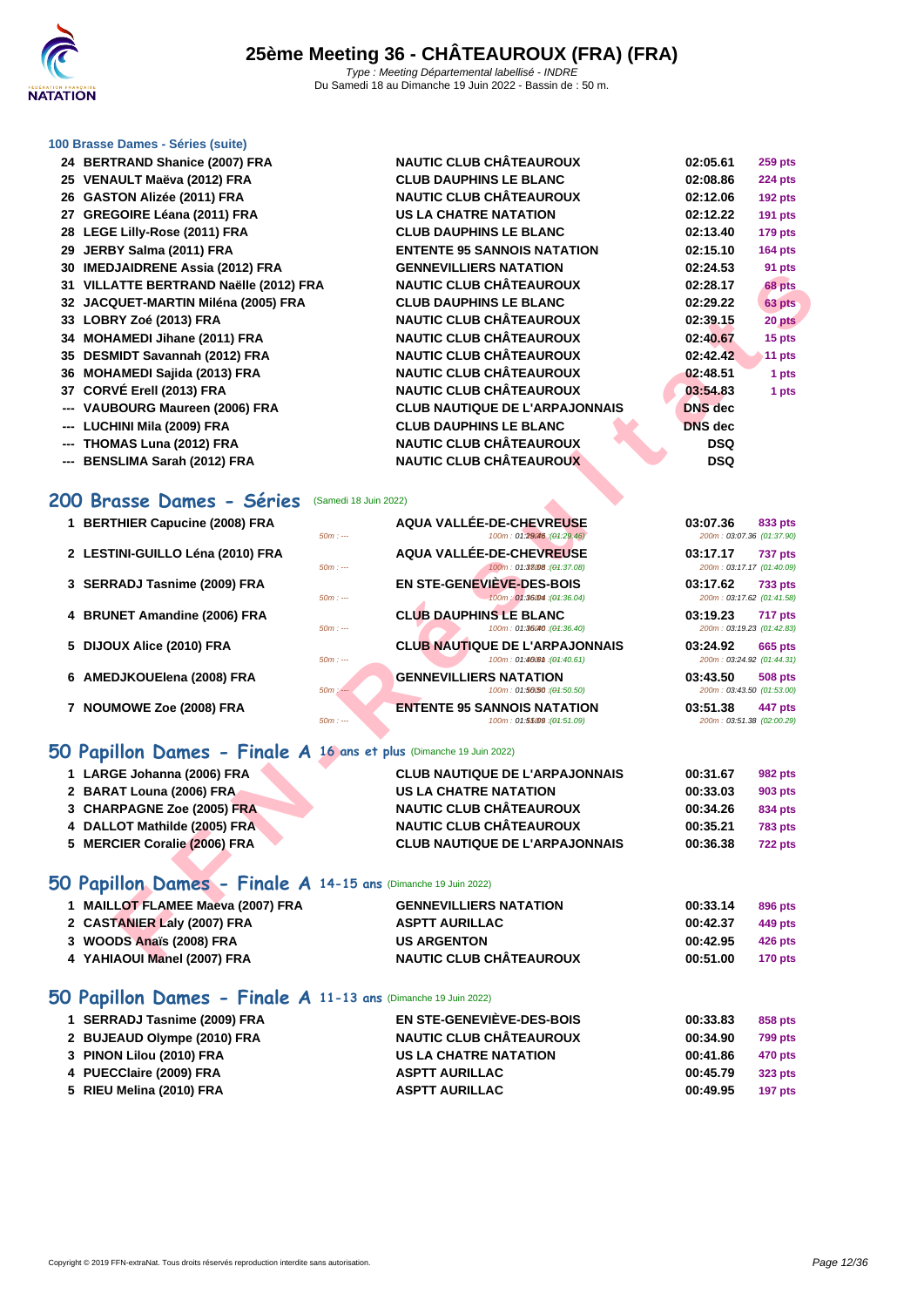### 100 Brasse Dames - Séries (suite)

| | | | | |
|---|---|---|---|---|
| 24 | BERTRAND Shanice (2007) FRA | NAUTIC CLUB CHÂTEAUROUX | 02:05.61 | 259 pts |
| 25 | VENAULT Maëva (2012) FRA | CLUB DAUPHINS LE BLANC | 02:08.86 | 224 pts |
| 26 | GASTON Alizée (2011) FRA | NAUTIC CLUB CHÂTEAUROUX | 02:12.06 | 192 pts |
| 27 | GREGOIRE Léana (2011) FRA | US LA CHATRE NATATION | 02:12.22 | 191 pts |
| 28 | LEGE Lilly-Rose (2011) FRA | CLUB DAUPHINS LE BLANC | 02:13.40 | 179 pts |
| 29 | JERBY Salma (2011) FRA | ENTENTE 95 SANNOIS NATATION | 02:15.10 | 164 pts |
| 30 | IMEDJAIDRENE Assia (2012) FRA | GENNEVILLIERS NATATION | 02:24.53 | 91 pts |
| 31 | VILLATTE BERTRAND Naëlle (2012) FRA | NAUTIC CLUB CHÂTEAUROUX | 02:28.17 | 68 pts |
| 32 | JACQUET-MARTIN Miléna (2005) FRA | CLUB DAUPHINS LE BLANC | 02:29.22 | 63 pts |
| 33 | LOBRY Zoé (2013) FRA | NAUTIC CLUB CHÂTEAUROUX | 02:39.15 | 20 pts |
| 34 | MOHAMEDI Jihane (2011) FRA | NAUTIC CLUB CHÂTEAUROUX | 02:40.67 | 15 pts |
| 35 | DESMIDT Savannah (2012) FRA | NAUTIC CLUB CHÂTEAUROUX | 02:42.42 | 11 pts |
| 36 | MOHAMEDI Sajida (2013) FRA | NAUTIC CLUB CHÂTEAUROUX | 02:48.51 | 1 pts |
| 37 | CORVÉ Erell (2013) FRA | NAUTIC CLUB CHÂTEAUROUX | 03:54.83 | 1 pts |
| --- | VAUBOURG Maureen (2006) FRA | CLUB NAUTIQUE DE L'ARPAJONNAIS | DNS dec | |
| --- | LUCHINI Mila (2009) FRA | CLUB DAUPHINS LE BLANC | DNS dec | |
| --- | THOMAS Luna (2012) FRA | NAUTIC CLUB CHÂTEAUROUX | DSQ | |
| --- | BENSLIMA Sarah (2012) FRA | NAUTIC CLUB CHÂTEAUROUX | DSQ | |

## 200 Brasse Dames - Séries (Samedi 18 Juin 2022)

| | | | | |
|---|---|---|---|---|
| 1 | BERTHIER Capucine (2008) FRA | AQUA VALLÉE-DE-CHEVREUSE | 03:07.36 | 833 pts |
| | 50m : --- | 100m : 01:29.46 (01:29.46) | 200m : 03:07.36 (01:37.90) | |
| 2 | LESTINI-GUILLO Léna (2010) FRA | AQUA VALLÉE-DE-CHEVREUSE | 03:17.17 | 737 pts |
| | 50m : --- | 100m : 01:37.08 (01:37.08) | 200m : 03:17.17 (01:40.09) | |
| 3 | SERRADJ Tasnime (2009) FRA | EN STE-GENEVIÈVE-DES-BOIS | 03:17.62 | 733 pts |
| | 50m : --- | 100m : 01:36.04 (01:36.04) | 200m : 03:17.62 (01:41.58) | |
| 4 | BRUNET Amandine (2006) FRA | CLUB DAUPHINS LE BLANC | 03:19.23 | 717 pts |
| | 50m : --- | 100m : 01:36.40 (01:36.40) | 200m : 03:19.23 (01:42.83) | |
| 5 | DIJOUX Alice (2010) FRA | CLUB NAUTIQUE DE L'ARPAJONNAIS | 03:24.92 | 665 pts |
| | 50m : --- | 100m : 01:40.61 (01:40.61) | 200m : 03:24.92 (01:44.31) | |
| 6 | AMEDJKOUElena (2008) FRA | GENNEVILLIERS NATATION | 03:43.50 | 508 pts |
| | 50m : --- | 100m : 01:50.50 (01:50.50) | 200m : 03:43.50 (01:53.00) | |
| 7 | NOUMOWE Zoe (2008) FRA | ENTENTE 95 SANNOIS NATATION | 03:51.38 | 447 pts |
| | 50m : --- | 100m : 01:51.09 (01:51.09) | 200m : 03:51.38 (02:00.29) | |

## 50 Papillon Dames - Finale A 16 ans et plus (Dimanche 19 Juin 2022)

| | | | | |
|---|---|---|---|---|
| 1 | LARGE Johanna (2006) FRA | CLUB NAUTIQUE DE L'ARPAJONNAIS | 00:31.67 | 982 pts |
| 2 | BARAT Louna (2006) FRA | US LA CHATRE NATATION | 00:33.03 | 903 pts |
| 3 | CHARPAGNE Zoe (2005) FRA | NAUTIC CLUB CHÂTEAUROUX | 00:34.26 | 834 pts |
| 4 | DALLOT Mathilde (2005) FRA | NAUTIC CLUB CHÂTEAUROUX | 00:35.21 | 783 pts |
| 5 | MERCIER Coralie (2006) FRA | CLUB NAUTIQUE DE L'ARPAJONNAIS | 00:36.38 | 722 pts |

## 50 Papillon Dames - Finale A 14-15 ans (Dimanche 19 Juin 2022)

| | | | | |
|---|---|---|---|---|
| 1 | MAILLOT FLAMEE Maeva (2007) FRA | GENNEVILLIERS NATATION | 00:33.14 | 896 pts |
| 2 | CASTANIER Laly (2007) FRA | ASPTT AURILLAC | 00:42.37 | 449 pts |
| 3 | WOODS Anaïs (2008) FRA | US ARGENTON | 00:42.95 | 426 pts |
| 4 | YAHIAOUI Manel (2007) FRA | NAUTIC CLUB CHÂTEAUROUX | 00:51.00 | 170 pts |

## 50 Papillon Dames - Finale A 11-13 ans (Dimanche 19 Juin 2022)

| | | | | |
|---|---|---|---|---|
| 1 | SERRADJ Tasnime (2009) FRA | EN STE-GENEVIÈVE-DES-BOIS | 00:33.83 | 858 pts |
| 2 | BUJEAUD Olympe (2010) FRA | NAUTIC CLUB CHÂTEAUROUX | 00:34.90 | 799 pts |
| 3 | PINON Lilou (2010) FRA | US LA CHATRE NATATION | 00:41.86 | 470 pts |
| 4 | PUECClaire (2009) FRA | ASPTT AURILLAC | 00:45.79 | 323 pts |
| 5 | RIEU Melina (2010) FRA | ASPTT AURILLAC | 00:49.95 | 197 pts |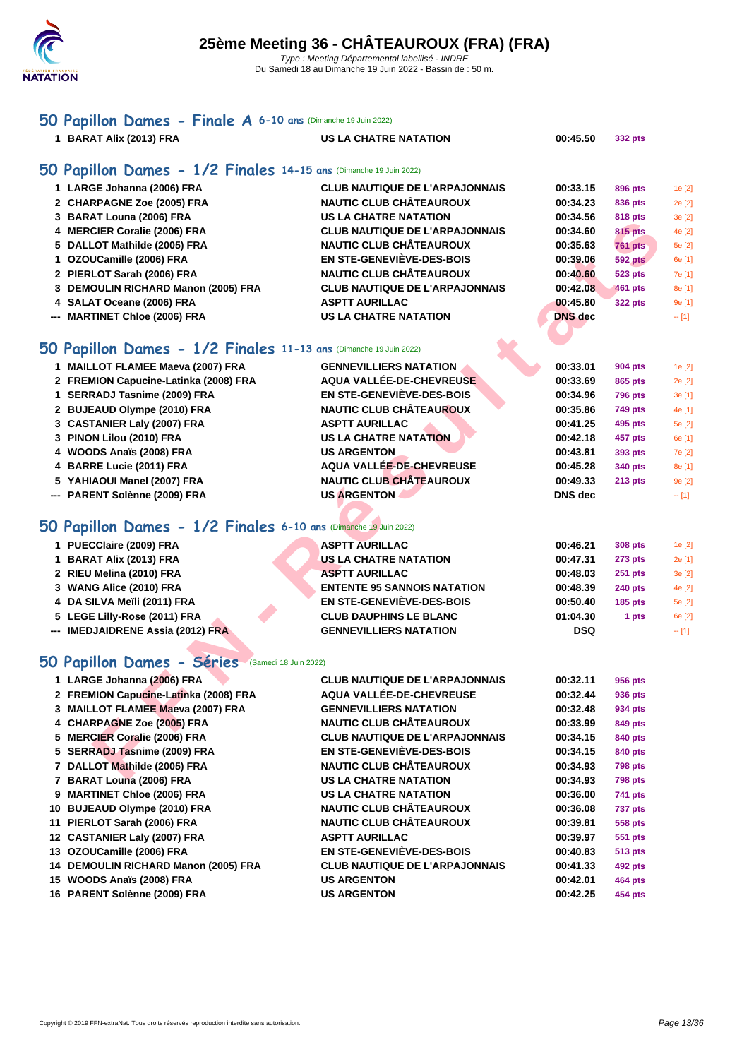# 25ème Meeting 36 - CHÂTEAUROUX (FRA) (FRA)

*Type : Meeting Départemental labellisé - INDRE*

Du Samedi 18 au Dimanche 19 Juin 2022 - Bassin de : 50 m.

## 50 Papillon Dames - Finale A 6-10 ans (Dimanche 19 Juin 2022)

| | | | | |
|---|---|---|---|---|
| 1 | BARAT Alix (2013) FRA | US LA CHATRE NATATION | 00:45.50 | 332 pts |

## 50 Papillon Dames - 1/2 Finales 14-15 ans (Dimanche 19 Juin 2022)

| | | | | | |
|---|---|---|---|---|---|
| 1 | LARGE Johanna (2006) FRA | CLUB NAUTIQUE DE L'ARPAJONNAIS | 00:33.15 | 896 pts | 1e [2] |
| 2 | CHARPAGNE Zoe (2005) FRA | NAUTIC CLUB CHÂTEAUROUX | 00:34.23 | 836 pts | 2e [2] |
| 3 | BARAT Louna (2006) FRA | US LA CHATRE NATATION | 00:34.56 | 818 pts | 3e [2] |
| 4 | MERCIER Coralie (2006) FRA | CLUB NAUTIQUE DE L'ARPAJONNAIS | 00:34.60 | 815 pts | 4e [2] |
| 5 | DALLOT Mathilde (2005) FRA | NAUTIC CLUB CHÂTEAUROUX | 00:35.63 | 761 pts | 5e [2] |
| 1 | OZOUCamille (2006) FRA | EN STE-GENEVIÈVE-DES-BOIS | 00:39.06 | 592 pts | 6e [1] |
| 2 | PIERLOT Sarah (2006) FRA | NAUTIC CLUB CHÂTEAUROUX | 00:40.60 | 523 pts | 7e [1] |
| 3 | DEMOULIN RICHARD Manon (2005) FRA | CLUB NAUTIQUE DE L'ARPAJONNAIS | 00:42.08 | 461 pts | 8e [1] |
| 4 | SALAT Oceane (2006) FRA | ASPTT AURILLAC | 00:45.80 | 322 pts | 9e [1] |
| --- | MARTINET Chloe (2006) FRA | US LA CHATRE NATATION | DNS dec | | -- [1] |

## 50 Papillon Dames - 1/2 Finales 11-13 ans (Dimanche 19 Juin 2022)

| | | | | | |
|---|---|---|---|---|---|
| 1 | MAILLOT FLAMEE Maeva (2007) FRA | GENNEVILLIERS NATATION | 00:33.01 | 904 pts | 1e [2] |
| 2 | FREMION Capucine-Latinka (2008) FRA | AQUA VALLÉE-DE-CHEVREUSE | 00:33.69 | 865 pts | 2e [2] |
| 1 | SERRADJ Tasnime (2009) FRA | EN STE-GENEVIÈVE-DES-BOIS | 00:34.96 | 796 pts | 3e [1] |
| 2 | BUJEAUD Olympe (2010) FRA | NAUTIC CLUB CHÂTEAUROUX | 00:35.86 | 749 pts | 4e [1] |
| 3 | CASTANIER Laly (2007) FRA | ASPTT AURILLAC | 00:41.25 | 495 pts | 5e [2] |
| 3 | PINON Lilou (2010) FRA | US LA CHATRE NATATION | 00:42.18 | 457 pts | 6e [1] |
| 4 | WOODS Anaïs (2008) FRA | US ARGENTON | 00:43.81 | 393 pts | 7e [2] |
| 4 | BARRE Lucie (2011) FRA | AQUA VALLÉE-DE-CHEVREUSE | 00:45.28 | 340 pts | 8e [1] |
| 5 | YAHIAOUI Manel (2007) FRA | NAUTIC CLUB CHÂTEAUROUX | 00:49.33 | 213 pts | 9e [2] |
| --- | PARENT Solènne (2009) FRA | US ARGENTON | DNS dec | | -- [1] |

## 50 Papillon Dames - 1/2 Finales 6-10 ans (Dimanche 19 Juin 2022)

| | | | | | |
|---|---|---|---|---|---|
| 1 | PUECClaire (2009) FRA | ASPTT AURILLAC | 00:46.21 | 308 pts | 1e [2] |
| 1 | BARAT Alix (2013) FRA | US LA CHATRE NATATION | 00:47.31 | 273 pts | 2e [1] |
| 2 | RIEU Melina (2010) FRA | ASPTT AURILLAC | 00:48.03 | 251 pts | 3e [2] |
| 3 | WANG Alice (2010) FRA | ENTENTE 95 SANNOIS NATATION | 00:48.39 | 240 pts | 4e [2] |
| 4 | DA SILVA Meïli (2011) FRA | EN STE-GENEVIÈVE-DES-BOIS | 00:50.40 | 185 pts | 5e [2] |
| 5 | LEGE Lilly-Rose (2011) FRA | CLUB DAUPHINS LE BLANC | 01:04.30 | 1 pts | 6e [2] |
| --- | IMEDJAIDRENE Assia (2012) FRA | GENNEVILLIERS NATATION | DSQ | | -- [1] |

## 50 Papillon Dames - Séries (Samedi 18 Juin 2022)

| | | | | |
|---|---|---|---|---|
| 1 | LARGE Johanna (2006) FRA | CLUB NAUTIQUE DE L'ARPAJONNAIS | 00:32.11 | 956 pts |
| 2 | FREMION Capucine-Latinka (2008) FRA | AQUA VALLÉE-DE-CHEVREUSE | 00:32.44 | 936 pts |
| 3 | MAILLOT FLAMEE Maeva (2007) FRA | GENNEVILLIERS NATATION | 00:32.48 | 934 pts |
| 4 | CHARPAGNE Zoe (2005) FRA | NAUTIC CLUB CHÂTEAUROUX | 00:33.99 | 849 pts |
| 5 | MERCIER Coralie (2006) FRA | CLUB NAUTIQUE DE L'ARPAJONNAIS | 00:34.15 | 840 pts |
| 5 | SERRADJ Tasnime (2009) FRA | EN STE-GENEVIÈVE-DES-BOIS | 00:34.15 | 840 pts |
| 7 | DALLOT Mathilde (2005) FRA | NAUTIC CLUB CHÂTEAUROUX | 00:34.93 | 798 pts |
| 7 | BARAT Louna (2006) FRA | US LA CHATRE NATATION | 00:34.93 | 798 pts |
| 9 | MARTINET Chloe (2006) FRA | US LA CHATRE NATATION | 00:36.00 | 741 pts |
| 10 | BUJEAUD Olympe (2010) FRA | NAUTIC CLUB CHÂTEAUROUX | 00:36.08 | 737 pts |
| 11 | PIERLOT Sarah (2006) FRA | NAUTIC CLUB CHÂTEAUROUX | 00:39.81 | 558 pts |
| 12 | CASTANIER Laly (2007) FRA | ASPTT AURILLAC | 00:39.97 | 551 pts |
| 13 | OZOUCamille (2006) FRA | EN STE-GENEVIÈVE-DES-BOIS | 00:40.83 | 513 pts |
| 14 | DEMOULIN RICHARD Manon (2005) FRA | CLUB NAUTIQUE DE L'ARPAJONNAIS | 00:41.33 | 492 pts |
| 15 | WOODS Anaïs (2008) FRA | US ARGENTON | 00:42.01 | 464 pts |
| 16 | PARENT Solènne (2009) FRA | US ARGENTON | 00:42.25 | 454 pts |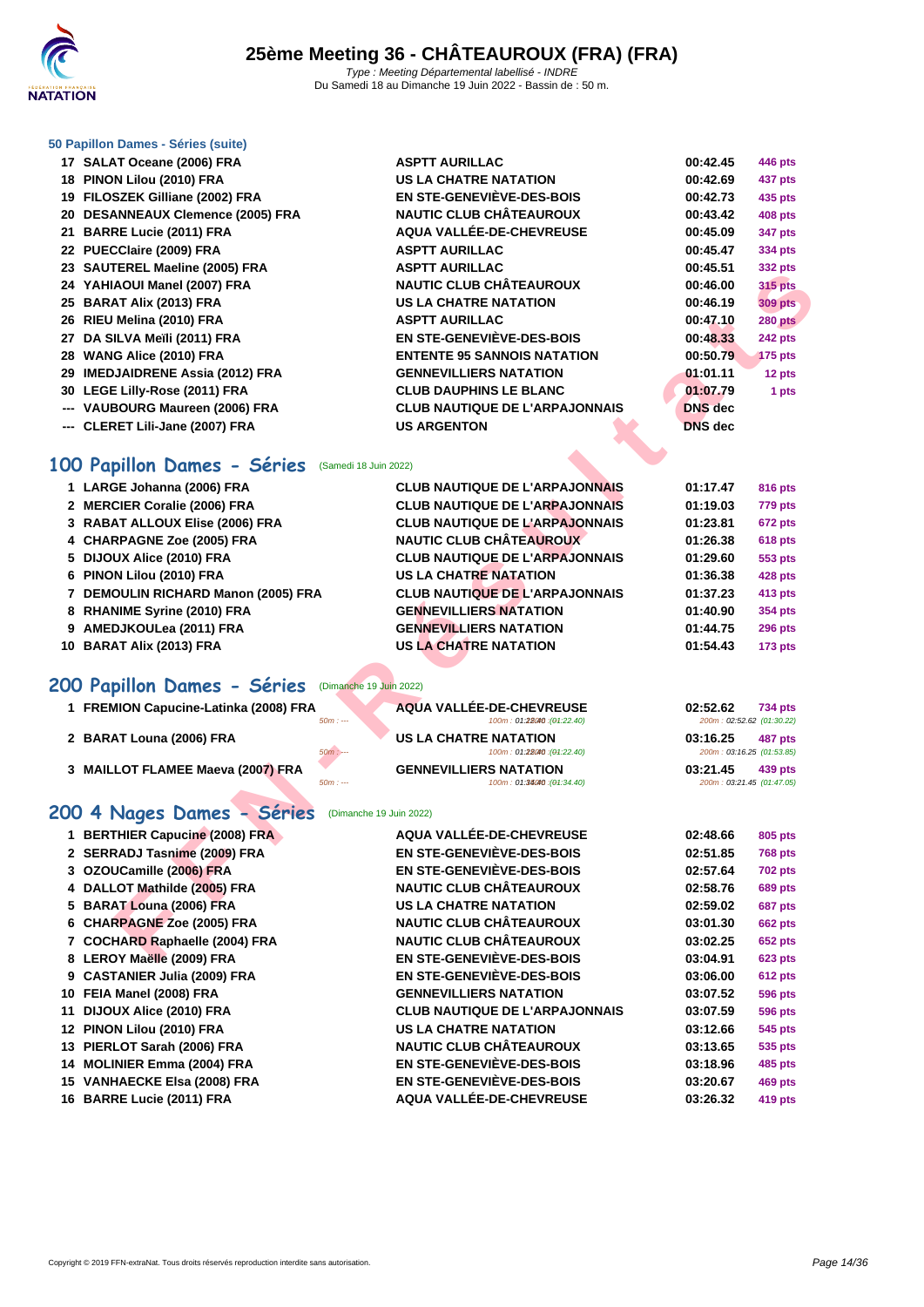# 25ème Meeting 36 - CHÂTEAUROUX (FRA) (FRA)

Type : Meeting Départemental labellisé - INDRE
Du Samedi 18 au Dimanche 19 Juin 2022 - Bassin de : 50 m.

### 50 Papillon Dames - Séries (suite)

| | | | | |
|---|---|---|---|---|
| 17 | SALAT Oceane (2006) FRA | ASPTT AURILLAC | 00:42.45 | 446 pts |
| 18 | PINON Lilou (2010) FRA | US LA CHATRE NATATION | 00:42.69 | 437 pts |
| 19 | FILOSZEK Gilliane (2002) FRA | EN STE-GENEVIÈVE-DES-BOIS | 00:42.73 | 435 pts |
| 20 | DESANNEAUX Clemence (2005) FRA | NAUTIC CLUB CHÂTEAUROUX | 00:43.42 | 408 pts |
| 21 | BARRE Lucie (2011) FRA | AQUA VALLÉE-DE-CHEVREUSE | 00:45.09 | 347 pts |
| 22 | PUECClaire (2009) FRA | ASPTT AURILLAC | 00:45.47 | 334 pts |
| 23 | SAUTEREL Maeline (2005) FRA | ASPTT AURILLAC | 00:45.51 | 332 pts |
| 24 | YAHIAOUI Manel (2007) FRA | NAUTIC CLUB CHÂTEAUROUX | 00:46.00 | 315 pts |
| 25 | BARAT Alix (2013) FRA | US LA CHATRE NATATION | 00:46.19 | 309 pts |
| 26 | RIEU Melina (2010) FRA | ASPTT AURILLAC | 00:47.10 | 280 pts |
| 27 | DA SILVA Meïli (2011) FRA | EN STE-GENEVIÈVE-DES-BOIS | 00:48.33 | 242 pts |
| 28 | WANG Alice (2010) FRA | ENTENTE 95 SANNOIS NATATION | 00:50.79 | 175 pts |
| 29 | IMEDJAIDRENE Assia (2012) FRA | GENNEVILLIERS NATATION | 01:01.11 | 12 pts |
| 30 | LEGE Lilly-Rose (2011) FRA | CLUB DAUPHINS LE BLANC | 01:07.79 | 1 pts |
| --- | VAUBOURG Maureen (2006) FRA | CLUB NAUTIQUE DE L'ARPAJONNAIS | DNS dec | |
| --- | CLERET Lili-Jane (2007) FRA | US ARGENTON | DNS dec | |

## 100 Papillon Dames - Séries (Samedi 18 Juin 2022)

| | | | | |
|---|---|---|---|---|
| 1 | LARGE Johanna (2006) FRA | CLUB NAUTIQUE DE L'ARPAJONNAIS | 01:17.47 | 816 pts |
| 2 | MERCIER Coralie (2006) FRA | CLUB NAUTIQUE DE L'ARPAJONNAIS | 01:19.03 | 779 pts |
| 3 | RABAT ALLOUX Elise (2006) FRA | CLUB NAUTIQUE DE L'ARPAJONNAIS | 01:23.81 | 672 pts |
| 4 | CHARPAGNE Zoe (2005) FRA | NAUTIC CLUB CHÂTEAUROUX | 01:26.38 | 618 pts |
| 5 | DIJOUX Alice (2010) FRA | CLUB NAUTIQUE DE L'ARPAJONNAIS | 01:29.60 | 553 pts |
| 6 | PINON Lilou (2010) FRA | US LA CHATRE NATATION | 01:36.38 | 428 pts |
| 7 | DEMOULIN RICHARD Manon (2005) FRA | CLUB NAUTIQUE DE L'ARPAJONNAIS | 01:37.23 | 413 pts |
| 8 | RHANIME Syrine (2010) FRA | GENNEVILLIERS NATATION | 01:40.90 | 354 pts |
| 9 | AMEDJKOULea (2011) FRA | GENNEVILLIERS NATATION | 01:44.75 | 296 pts |
| 10 | BARAT Alix (2013) FRA | US LA CHATRE NATATION | 01:54.43 | 173 pts |

## 200 Papillon Dames - Séries (Dimanche 19 Juin 2022)

| | | | | |
|---|---|---|---|---|
| 1 | FREMION Capucine-Latinka (2008) FRA | AQUA VALLÉE-DE-CHEVREUSE | 02:52.62 | 734 pts |
| | 50m : --- | 100m : 01:22.40 (01:22.40) | 200m : 02:52.62 (01:30.22) | |
| 2 | BARAT Louna (2006) FRA | US LA CHATRE NATATION | 03:16.25 | 487 pts |
| | 50m : --- | 100m : 01:22.40 (01:22.40) | 200m : 03:16.25 (01:53.85) | |
| 3 | MAILLOT FLAMEE Maeva (2007) FRA | GENNEVILLIERS NATATION | 03:21.45 | 439 pts |
| | 50m : --- | 100m : 01:34.40 (01:34.40) | 200m : 03:21.45 (01:47.05) | |

## 200 4 Nages Dames - Séries (Dimanche 19 Juin 2022)

| | | | | |
|---|---|---|---|---|
| 1 | BERTHIER Capucine (2008) FRA | AQUA VALLÉE-DE-CHEVREUSE | 02:48.66 | 805 pts |
| 2 | SERRADJ Tasnime (2009) FRA | EN STE-GENEVIÈVE-DES-BOIS | 02:51.85 | 768 pts |
| 3 | OZOUCamille (2006) FRA | EN STE-GENEVIÈVE-DES-BOIS | 02:57.64 | 702 pts |
| 4 | DALLOT Mathilde (2005) FRA | NAUTIC CLUB CHÂTEAUROUX | 02:58.76 | 689 pts |
| 5 | BARAT Louna (2006) FRA | US LA CHATRE NATATION | 02:59.02 | 687 pts |
| 6 | CHARPAGNE Zoe (2005) FRA | NAUTIC CLUB CHÂTEAUROUX | 03:01.30 | 662 pts |
| 7 | COCHARD Raphaelle (2004) FRA | NAUTIC CLUB CHÂTEAUROUX | 03:02.25 | 652 pts |
| 8 | LEROY Maëlle (2009) FRA | EN STE-GENEVIÈVE-DES-BOIS | 03:04.91 | 623 pts |
| 9 | CASTANIER Julia (2009) FRA | EN STE-GENEVIÈVE-DES-BOIS | 03:06.00 | 612 pts |
| 10 | FEIA Manel (2008) FRA | GENNEVILLIERS NATATION | 03:07.52 | 596 pts |
| 11 | DIJOUX Alice (2010) FRA | CLUB NAUTIQUE DE L'ARPAJONNAIS | 03:07.59 | 596 pts |
| 12 | PINON Lilou (2010) FRA | US LA CHATRE NATATION | 03:12.66 | 545 pts |
| 13 | PIERLOT Sarah (2006) FRA | NAUTIC CLUB CHÂTEAUROUX | 03:13.65 | 535 pts |
| 14 | MOLINIER Emma (2004) FRA | EN STE-GENEVIÈVE-DES-BOIS | 03:18.96 | 485 pts |
| 15 | VANHAECKE Elsa (2008) FRA | EN STE-GENEVIÈVE-DES-BOIS | 03:20.67 | 469 pts |
| 16 | BARRE Lucie (2011) FRA | AQUA VALLÉE-DE-CHEVREUSE | 03:26.32 | 419 pts |

Copyright © 2019 FFN-extraNat. Tous droits réservés reproduction interdite sans autorisation.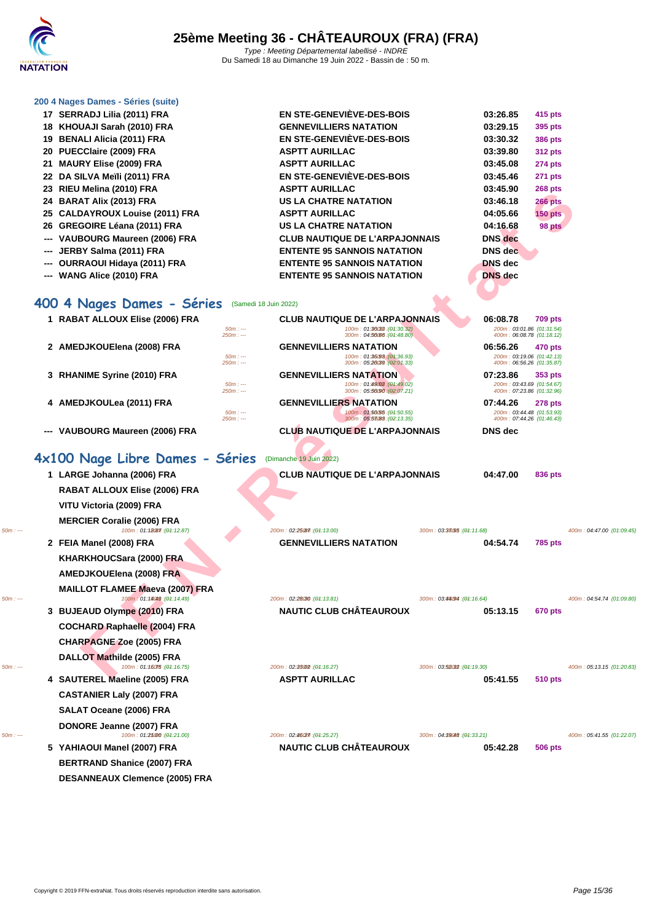# 25ème Meeting 36 - CHÂTEAUROUX (FRA) (FRA)

*Type : Meeting Départemental labellisé - INDRE*

Du Samedi 18 au Dimanche 19 Juin 2022 - Bassin de : 50 m.

### 200 4 Nages Dames - Séries (suite)

| | Nom | Club | Temps | Points |
|---|---|---|---|---|
| 17 | SERRADJ Lilia (2011) FRA | EN STE-GENEVIÈVE-DES-BOIS | 03:26.85 | 415 pts |
| 18 | KHOUAJI Sarah (2010) FRA | GENNEVILLIERS NATATION | 03:29.15 | 395 pts |
| 19 | BENALI Alicia (2011) FRA | EN STE-GENEVIÈVE-DES-BOIS | 03:30.32 | 386 pts |
| 20 | PUECClaire (2009) FRA | ASPTT AURILLAC | 03:39.80 | 312 pts |
| 21 | MAURY Elise (2009) FRA | ASPTT AURILLAC | 03:45.08 | 274 pts |
| 22 | DA SILVA Meïli (2011) FRA | EN STE-GENEVIÈVE-DES-BOIS | 03:45.46 | 271 pts |
| 23 | RIEU Melina (2010) FRA | ASPTT AURILLAC | 03:45.90 | 268 pts |
| 24 | BARAT Alix (2013) FRA | US LA CHATRE NATATION | 03:46.18 | 266 pts |
| 25 | CALDAYROUX Louise (2011) FRA | ASPTT AURILLAC | 04:05.66 | 150 pts |
| 26 | GREGOIRE Léana (2011) FRA | US LA CHATRE NATATION | 04:16.68 | 98 pts |
| --- | VAUBOURG Maureen (2006) FRA | CLUB NAUTIQUE DE L'ARPAJONNAIS | DNS dec | |
| --- | JERBY Salma (2011) FRA | ENTENTE 95 SANNOIS NATATION | DNS dec | |
| --- | OURRAOUI Hidaya (2011) FRA | ENTENTE 95 SANNOIS NATATION | DNS dec | |
| --- | WANG Alice (2010) FRA | ENTENTE 95 SANNOIS NATATION | DNS dec | |

## 400 4 Nages Dames - Séries (Samedi 18 Juin 2022)

| | Nom | Club | Temps | Points |
|---|---|---|---|---|
| 1 | RABAT ALLOUX Elise (2006) FRA | CLUB NAUTIQUE DE L'ARPAJONNAIS | 06:08.78 | 709 pts |
| | 50m : --- / 250m : --- | 100m : 01:30.32 (01:30.32) / 300m : 04:50.66 (01:48.80) | 200m : 03:01.86 (01:31.54) / 400m : 06:08.78 (01:18.12) | |
| 2 | AMEDJKOUElena (2008) FRA | GENNEVILLIERS NATATION | 06:56.26 | 470 pts |
| | 50m : --- / 250m : --- | 100m : 01:36.93 (01:36.93) / 300m : 05:20.39 (02:01.33) | 200m : 03:19.06 (01:42.13) / 400m : 06:56.26 (01:35.87) | |
| 3 | RHANIME Syrine (2010) FRA | GENNEVILLIERS NATATION | 07:23.86 | 353 pts |
| | 50m : --- / 250m : --- | 100m : 01:49.02 (01:49.02) / 300m : 05:50.90 (02:07.21) | 200m : 03:43.69 (01:54.67) / 400m : 07:23.86 (01:32.96) | |
| 4 | AMEDJKOULea (2011) FRA | GENNEVILLIERS NATATION | 07:44.26 | 278 pts |
| | 50m : --- / 250m : --- | 100m : 01:50.55 (01:50.55) / 300m : 05:57.83 (02:13.35) | 200m : 03:44.48 (01:53.93) / 400m : 07:44.26 (01:46.43) | |
| --- | VAUBOURG Maureen (2006) FRA | CLUB NAUTIQUE DE L'ARPAJONNAIS | DNS dec | |

## 4x100 Nage Libre Dames - Séries (Dimanche 19 Juin 2022)

| | Nageuses | Club | Temps | Points |
|---|---|---|---|---|
| 1 | LARGE Johanna (2006) FRA / RABAT ALLOUX Elise (2006) FRA / VITU Victoria (2009) FRA / MERCIER Coralie (2006) FRA | CLUB NAUTIQUE DE L'ARPAJONNAIS | 04:47.00 | 836 pts |
| | 50m : --- / 100m : 01:12.87 (01:12.87) | 200m : 02:25.87 (01:13.00) / 300m : 03:37.55 (01:11.68) | 400m : 04:47.00 (01:09.45) | |
| 2 | FEIA Manel (2008) FRA / KHARKHOUCSara (2000) FRA / AMEDJKOUElena (2008) FRA / MAILLOT FLAMEE Maeva (2007) FRA | GENNEVILLIERS NATATION | 04:54.74 | 785 pts |
| | 50m : --- / 100m : 01:14.49 (01:14.49) | 200m : 02:28.30 (01:13.81) / 300m : 03:44.94 (01:16.64) | 400m : 04:54.74 (01:09.80) | |
| 3 | BUJEAUD Olympe (2010) FRA / COCHARD Raphaelle (2004) FRA / CHARPAGNE Zoe (2005) FRA / DALLOT Mathilde (2005) FRA | NAUTIC CLUB CHÂTEAUROUX | 05:13.15 | 670 pts |
| | 50m : --- / 100m : 01:16.75 (01:16.75) | 200m : 02:33.02 (01:16.27) / 300m : 03:52.32 (01:19.30) | 400m : 05:13.15 (01:20.83) | |
| 4 | SAUTEREL Maeline (2005) FRA / CASTANIER Laly (2007) FRA / SALAT Oceane (2006) FRA / DONORE Jeanne (2007) FRA | ASPTT AURILLAC | 05:41.55 | 510 pts |
| | 50m : --- / 100m : 01:21.00 (01:21.00) | 200m : 02:46.27 (01:25.27) / 300m : 04:19.48 (01:33.21) | 400m : 05:41.55 (01:22.07) | |
| 5 | YAHIAOUI Manel (2007) FRA / BERTRAND Shanice (2007) FRA / DESANNEAUX Clemence (2005) FRA | NAUTIC CLUB CHÂTEAUROUX | 05:42.28 | 506 pts |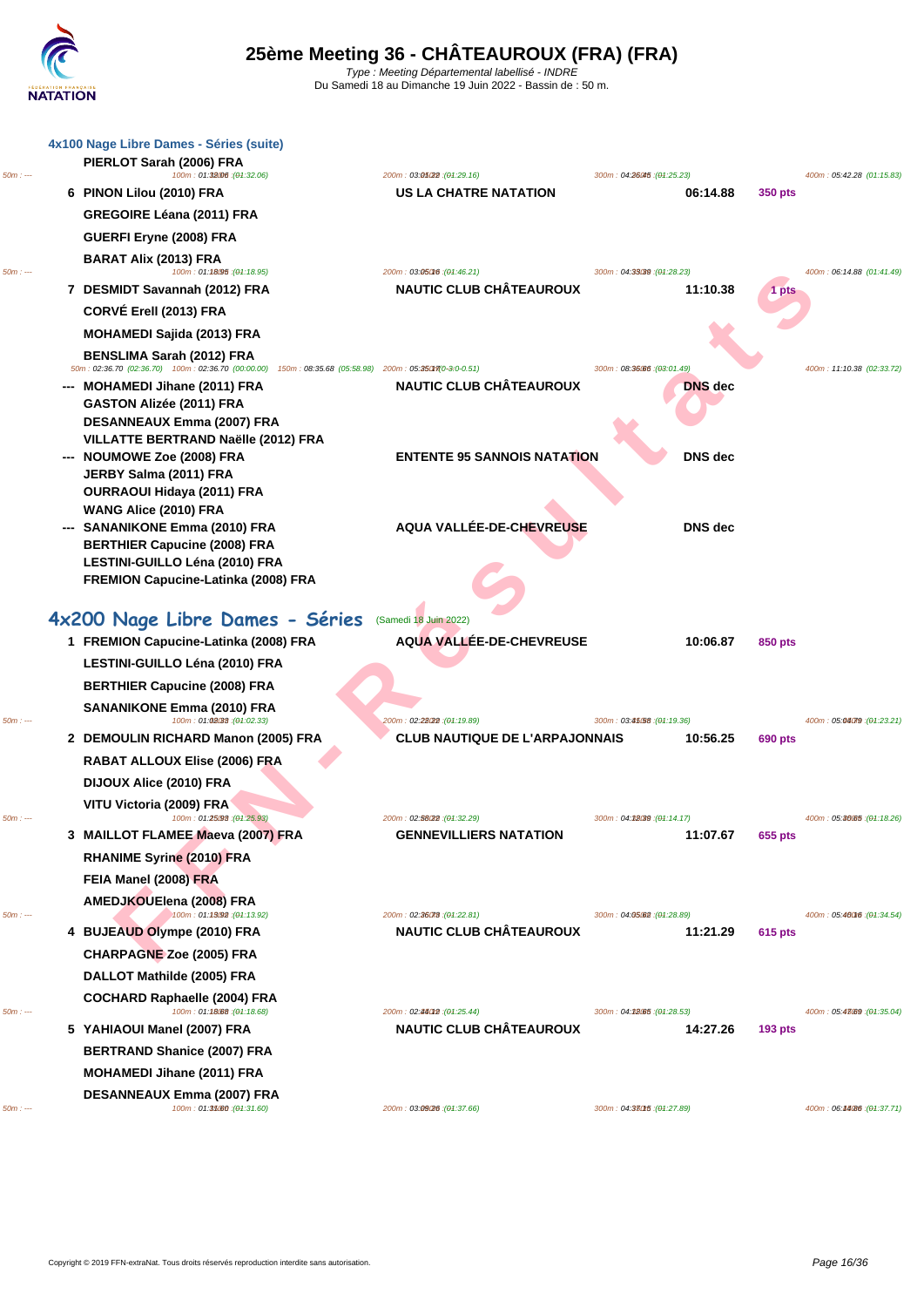### 4x100 Nage Libre Dames - Séries (suite)

| Place | Nom | Club | Temps | Points |
|---|---|---|---|---|
| | PIERLOT Sarah (2006) FRA | | | |
| | 50m : --- 100m : 01:32.06 (01:32.06) | 200m : 03:01.22 (01:29.16) | 300m : 04:26.45 (01:25.23) | 400m : 05:42.28 (01:15.83) |
| 6 | PINON Lilou (2010) FRA | US LA CHATRE NATATION | 06:14.88 | 350 pts |
| | GREGOIRE Léana (2011) FRA | | | |
| | GUERFI Eryne (2008) FRA | | | |
| | BARAT Alix (2013) FRA | | | |
| | 50m : --- 100m : 01:18.95 (01:18.95) | 200m : 03:05.16 (01:46.21) | 300m : 04:33.39 (01:28.23) | 400m : 06:14.88 (01:41.49) |
| 7 | DESMIDT Savannah (2012) FRA | NAUTIC CLUB CHÂTEAUROUX | 11:10.38 | 1 pts |
| | CORVÉ Erell (2013) FRA | | | |
| | MOHAMEDI Sajida (2013) FRA | | | |
| | BENSLIMA Sarah (2012) FRA | | | |
| | 50m : 02:36.70 (02:36.70) 100m : 02:36.70 (00:00.00) 150m : 08:35.68 (05:58.98) | 200m : 05:35.17 (0-3:0-0.51) | 300m : 08:36.66 (03:01.49) | 400m : 11:10.38 (02:33.72) |
| --- | MOHAMEDI Jihane (2011) FRA | NAUTIC CLUB CHÂTEAUROUX | DNS dec | |
| | GASTON Alizée (2011) FRA | | | |
| | DESANNEAUX Emma (2007) FRA | | | |
| | VILLATTE BERTRAND Naëlle (2012) FRA | | | |
| --- | NOUMOWE Zoe (2008) FRA | ENTENTE 95 SANNOIS NATATION | DNS dec | |
| | JERBY Salma (2011) FRA | | | |
| | OURRAOUI Hidaya (2011) FRA | | | |
| | WANG Alice (2010) FRA | | | |
| --- | SANANIKONE Emma (2010) FRA | AQUA VALLÉE-DE-CHEVREUSE | DNS dec | |
| | BERTHIER Capucine (2008) FRA | | | |
| | LESTINI-GUILLO Léna (2010) FRA | | | |
| | FREMION Capucine-Latinka (2008) FRA | | | |

## 4x200 Nage Libre Dames - Séries (Samedi 18 Juin 2022)

| Place | Nom | Club | Temps | Points |
|---|---|---|---|---|
| 1 | FREMION Capucine-Latinka (2008) FRA | AQUA VALLÉE-DE-CHEVREUSE | 10:06.87 | 850 pts |
| | LESTINI-GUILLO Léna (2010) FRA | | | |
| | BERTHIER Capucine (2008) FRA | | | |
| | SANANIKONE Emma (2010) FRA | | | |
| | 50m : --- 100m : 01:02.33 (01:02.33) | 200m : 02:22.22 (01:19.89) | 300m : 03:41.58 (01:19.36) | 400m : 05:04.79 (01:23.21) |
| 2 | DEMOULIN RICHARD Manon (2005) FRA | CLUB NAUTIQUE DE L'ARPAJONNAIS | 10:56.25 | 690 pts |
| | RABAT ALLOUX Elise (2006) FRA | | | |
| | DIJOUX Alice (2010) FRA | | | |
| | VITU Victoria (2009) FRA | | | |
| | 50m : --- 100m : 01:25.93 (01:25.93) | 200m : 02:58.22 (01:32.29) | 300m : 04:12.39 (01:14.17) | 400m : 05:30.65 (01:18.26) |
| 3 | MAILLOT FLAMEE Maeva (2007) FRA | GENNEVILLIERS NATATION | 11:07.67 | 655 pts |
| | RHANIME Syrine (2010) FRA | | | |
| | FEIA Manel (2008) FRA | | | |
| | AMEDJKOU Elena (2008) FRA | | | |
| | 50m : --- 100m : 01:13.92 (01:13.92) | 200m : 02:36.73 (01:22.81) | 300m : 04:05.62 (01:28.89) | 400m : 05:40.16 (01:34.54) |
| 4 | BUJEAUD Olympe (2010) FRA | NAUTIC CLUB CHÂTEAUROUX | 11:21.29 | 615 pts |
| | CHARPAGNE Zoe (2005) FRA | | | |
| | DALLOT Mathilde (2005) FRA | | | |
| | COCHARD Raphaelle (2004) FRA | | | |
| | 50m : --- 100m : 01:18.68 (01:18.68) | 200m : 02:44.12 (01:25.44) | 300m : 04:12.65 (01:28.53) | 400m : 05:47.69 (01:35.04) |
| 5 | YAHIAOUI Manel (2007) FRA | NAUTIC CLUB CHÂTEAUROUX | 14:27.26 | 193 pts |
| | BERTRAND Shanice (2007) FRA | | | |
| | MOHAMEDI Jihane (2011) FRA | | | |
| | DESANNEAUX Emma (2007) FRA | | | |
| | 50m : --- 100m : 01:31.60 (01:31.60) | 200m : 03:09.26 (01:37.66) | 300m : 04:37.15 (01:27.89) | 400m : 06:14.86 (01:37.71) |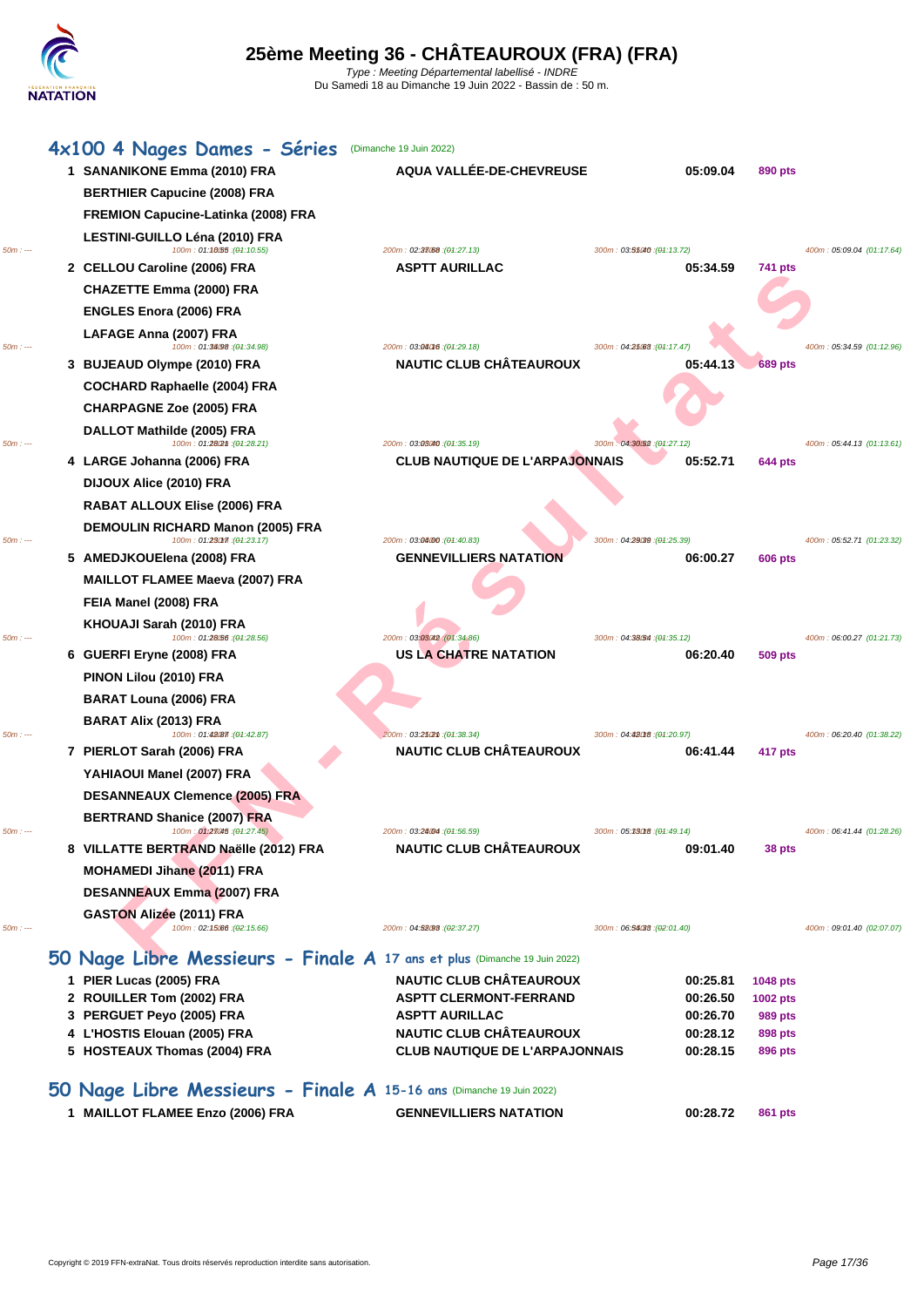# 25ème Meeting 36 - CHÂTEAUROUX (FRA) (FRA)

*Type : Meeting Départemental labellisé - INDRE*
Du Samedi 18 au Dimanche 19 Juin 2022 - Bassin de : 50 m.

## 4x100 4 Nages Dames - Séries (Dimanche 19 Juin 2022)

| Pl. | Nageuses | Club | Temps | Points |
|---|---|---|---|---|
| 1 | SANANIKONE Emma (2010) FRA<br>BERTHIER Capucine (2008) FRA<br>FREMION Capucine-Latinka (2008) FRA<br>LESTINI-GUILLO Léna (2010) FRA | AQUA VALLÉE-DE-CHEVREUSE | 05:09.04 | 890 pts |
| | 50m : --- · 100m : 01:10.55 (01:10.55) · 200m : 02:37.68 (01:27.13) · 300m : 03:51.40 (01:13.72) · 400m : 05:09.04 (01:17.64) | | | |
| 2 | CELLOU Caroline (2006) FRA<br>CHAZETTE Emma (2000) FRA<br>ENGLES Enora (2006) FRA<br>LAFAGE Anna (2007) FRA | ASPTT AURILLAC | 05:34.59 | 741 pts |
| | 50m : --- · 100m : 01:34.98 (01:34.98) · 200m : 03:04.16 (01:29.18) · 300m : 04:21.63 (01:17.47) · 400m : 05:34.59 (01:12.96) | | | |
| 3 | BUJEAUD Olympe (2010) FRA<br>COCHARD Raphaelle (2004) FRA<br>CHARPAGNE Zoe (2005) FRA<br>DALLOT Mathilde (2005) FRA | NAUTIC CLUB CHÂTEAUROUX | 05:44.13 | 689 pts |
| | 50m : --- · 100m : 01:28.21 (01:28.21) · 200m : 03:03.40 (01:35.19) · 300m : 04:30.52 (01:27.12) · 400m : 05:44.13 (01:13.61) | | | |
| 4 | LARGE Johanna (2006) FRA<br>DIJOUX Alice (2010) FRA<br>RABAT ALLOUX Elise (2006) FRA<br>DEMOULIN RICHARD Manon (2005) FRA | CLUB NAUTIQUE DE L'ARPAJONNAIS | 05:52.71 | 644 pts |
| | 50m : --- · 100m : 01:23.17 (01:23.17) · 200m : 03:04.00 (01:40.83) · 300m : 04:29.39 (01:25.39) · 400m : 05:52.71 (01:23.32) | | | |
| 5 | AMEDJKOUElena (2008) FRA<br>MAILLOT FLAMEE Maeva (2007) FRA<br>FEIA Manel (2008) FRA<br>KHOUAJI Sarah (2010) FRA | GENNEVILLIERS NATATION | 06:00.27 | 606 pts |
| | 50m : --- · 100m : 01:28.56 (01:28.56) · 200m : 03:03.42 (01:34.86) · 300m : 04:38.54 (01:35.12) · 400m : 06:00.27 (01:21.73) | | | |
| 6 | GUERFI Eryne (2008) FRA<br>PINON Lilou (2010) FRA<br>BARAT Louna (2006) FRA<br>BARAT Alix (2013) FRA | US LA CHATRE NATATION | 06:20.40 | 509 pts |
| | 50m : --- · 100m : 01:42.87 (01:42.87) · 200m : 03:21.21 (01:38.34) · 300m : 04:42.18 (01:20.97) · 400m : 06:20.40 (01:38.22) | | | |
| 7 | PIERLOT Sarah (2006) FRA<br>YAHIAOUI Manel (2007) FRA<br>DESANNEAUX Clemence (2005) FRA<br>BERTRAND Shanice (2007) FRA | NAUTIC CLUB CHÂTEAUROUX | 06:41.44 | 417 pts |
| | 50m : --- · 100m : 01:27.45 (01:27.45) · 200m : 03:24.04 (01:56.59) · 300m : 05:13.18 (01:49.14) · 400m : 06:41.44 (01:28.26) | | | |
| 8 | VILLATTE BERTRAND Naëlle (2012) FRA<br>MOHAMEDI Jihane (2011) FRA<br>DESANNEAUX Emma (2007) FRA<br>GASTON Alizée (2011) FRA | NAUTIC CLUB CHÂTEAUROUX | 09:01.40 | 38 pts |
| | 50m : --- · 100m : 02:15.66 (02:15.66) · 200m : 04:52.93 (02:37.27) · 300m : 06:54.33 (02:01.40) · 400m : 09:01.40 (02:07.07) | | | |

## 50 Nage Libre Messieurs - Finale A 17 ans et plus (Dimanche 19 Juin 2022)

| Pl. | Nageur | Club | Temps | Points |
|---|---|---|---|---|
| 1 | PIER Lucas (2005) FRA | NAUTIC CLUB CHÂTEAUROUX | 00:25.81 | 1048 pts |
| 2 | ROUILLER Tom (2002) FRA | ASPTT CLERMONT-FERRAND | 00:26.50 | 1002 pts |
| 3 | PERGUET Peyo (2005) FRA | ASPTT AURILLAC | 00:26.70 | 989 pts |
| 4 | L'HOSTIS Elouan (2005) FRA | NAUTIC CLUB CHÂTEAUROUX | 00:28.12 | 898 pts |
| 5 | HOSTEAUX Thomas (2004) FRA | CLUB NAUTIQUE DE L'ARPAJONNAIS | 00:28.15 | 896 pts |

## 50 Nage Libre Messieurs - Finale A 15-16 ans (Dimanche 19 Juin 2022)

| Pl. | Nageur | Club | Temps | Points |
|---|---|---|---|---|
| 1 | MAILLOT FLAMEE Enzo (2006) FRA | GENNEVILLIERS NATATION | 00:28.72 | 861 pts |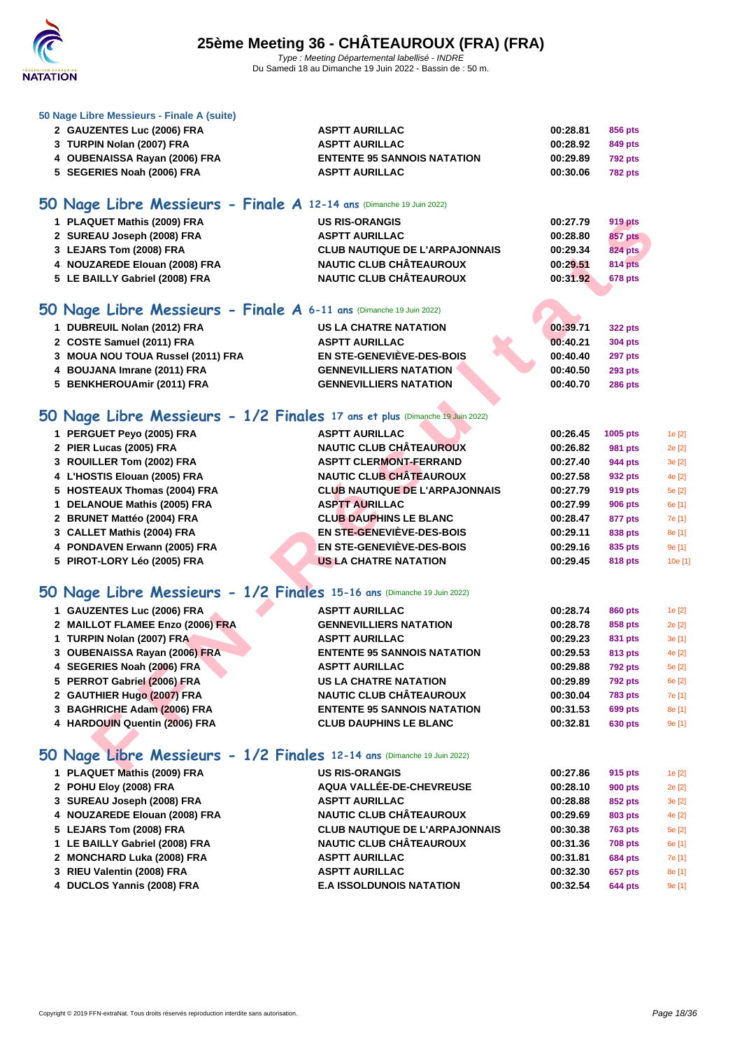### 50 Nage Libre Messieurs - Finale A (suite)

| | | | |
|---|---|---|---|
| 2 GAUZENTES Luc (2006) FRA | ASPTT AURILLAC | 00:28.81 | 856 pts |
| 3 TURPIN Nolan (2007) FRA | ASPTT AURILLAC | 00:28.92 | 849 pts |
| 4 OUBENAISSA Rayan (2006) FRA | ENTENTE 95 SANNOIS NATATION | 00:29.89 | 792 pts |
| 5 SEGERIES Noah (2006) FRA | ASPTT AURILLAC | 00:30.06 | 782 pts |

## 50 Nage Libre Messieurs - Finale A 12-14 ans (Dimanche 19 Juin 2022)

| | | | |
|---|---|---|---|
| 1 PLAQUET Mathis (2009) FRA | US RIS-ORANGIS | 00:27.79 | 919 pts |
| 2 SUREAU Joseph (2008) FRA | ASPTT AURILLAC | 00:28.80 | 857 pts |
| 3 LEJARS Tom (2008) FRA | CLUB NAUTIQUE DE L'ARPAJONNAIS | 00:29.34 | 824 pts |
| 4 NOUZAREDE Elouan (2008) FRA | NAUTIC CLUB CHÂTEAUROUX | 00:29.51 | 814 pts |
| 5 LE BAILLY Gabriel (2008) FRA | NAUTIC CLUB CHÂTEAUROUX | 00:31.92 | 678 pts |

## 50 Nage Libre Messieurs - Finale A 6-11 ans (Dimanche 19 Juin 2022)

| | | | |
|---|---|---|---|
| 1 DUBREUIL Nolan (2012) FRA | US LA CHATRE NATATION | 00:39.71 | 322 pts |
| 2 COSTE Samuel (2011) FRA | ASPTT AURILLAC | 00:40.21 | 304 pts |
| 3 MOUA NOU TOUA Russel (2011) FRA | EN STE-GENEVIÈVE-DES-BOIS | 00:40.40 | 297 pts |
| 4 BOUJANA Imrane (2011) FRA | GENNEVILLIERS NATATION | 00:40.50 | 293 pts |
| 5 BENKHEROUAmir (2011) FRA | GENNEVILLIERS NATATION | 00:40.70 | 286 pts |

## 50 Nage Libre Messieurs - 1/2 Finales 17 ans et plus (Dimanche 19 Juin 2022)

| | | | | |
|---|---|---|---|---|
| 1 PERGUET Peyo (2005) FRA | ASPTT AURILLAC | 00:26.45 | 1005 pts | 1e [2] |
| 2 PIER Lucas (2005) FRA | NAUTIC CLUB CHÂTEAUROUX | 00:26.82 | 981 pts | 2e [2] |
| 3 ROUILLER Tom (2002) FRA | ASPTT CLERMONT-FERRAND | 00:27.40 | 944 pts | 3e [2] |
| 4 L'HOSTIS Elouan (2005) FRA | NAUTIC CLUB CHÂTEAUROUX | 00:27.58 | 932 pts | 4e [2] |
| 5 HOSTEAUX Thomas (2004) FRA | CLUB NAUTIQUE DE L'ARPAJONNAIS | 00:27.79 | 919 pts | 5e [2] |
| 1 DELANOUE Mathis (2005) FRA | ASPTT AURILLAC | 00:27.99 | 906 pts | 6e [1] |
| 2 BRUNET Mattéo (2004) FRA | CLUB DAUPHINS LE BLANC | 00:28.47 | 877 pts | 7e [1] |
| 3 CALLET Mathis (2004) FRA | EN STE-GENEVIÈVE-DES-BOIS | 00:29.11 | 838 pts | 8e [1] |
| 4 PONDAVEN Erwann (2005) FRA | EN STE-GENEVIÈVE-DES-BOIS | 00:29.16 | 835 pts | 9e [1] |
| 5 PIROT-LORY Léo (2005) FRA | US LA CHATRE NATATION | 00:29.45 | 818 pts | 10e [1] |

## 50 Nage Libre Messieurs - 1/2 Finales 15-16 ans (Dimanche 19 Juin 2022)

| | | | | |
|---|---|---|---|---|
| 1 GAUZENTES Luc (2006) FRA | ASPTT AURILLAC | 00:28.74 | 860 pts | 1e [2] |
| 2 MAILLOT FLAMEE Enzo (2006) FRA | GENNEVILLIERS NATATION | 00:28.78 | 858 pts | 2e [2] |
| 1 TURPIN Nolan (2007) FRA | ASPTT AURILLAC | 00:29.23 | 831 pts | 3e [1] |
| 3 OUBENAISSA Rayan (2006) FRA | ENTENTE 95 SANNOIS NATATION | 00:29.53 | 813 pts | 4e [2] |
| 4 SEGERIES Noah (2006) FRA | ASPTT AURILLAC | 00:29.88 | 792 pts | 5e [2] |
| 5 PERROT Gabriel (2006) FRA | US LA CHATRE NATATION | 00:29.89 | 792 pts | 6e [2] |
| 2 GAUTHIER Hugo (2007) FRA | NAUTIC CLUB CHÂTEAUROUX | 00:30.04 | 783 pts | 7e [1] |
| 3 BAGHRICHE Adam (2006) FRA | ENTENTE 95 SANNOIS NATATION | 00:31.53 | 699 pts | 8e [1] |
| 4 HARDOUIN Quentin (2006) FRA | CLUB DAUPHINS LE BLANC | 00:32.81 | 630 pts | 9e [1] |

## 50 Nage Libre Messieurs - 1/2 Finales 12-14 ans (Dimanche 19 Juin 2022)

| | | | | |
|---|---|---|---|---|
| 1 PLAQUET Mathis (2009) FRA | US RIS-ORANGIS | 00:27.86 | 915 pts | 1e [2] |
| 2 POHU Eloy (2008) FRA | AQUA VALLÉE-DE-CHEVREUSE | 00:28.10 | 900 pts | 2e [2] |
| 3 SUREAU Joseph (2008) FRA | ASPTT AURILLAC | 00:28.88 | 852 pts | 3e [2] |
| 4 NOUZAREDE Elouan (2008) FRA | NAUTIC CLUB CHÂTEAUROUX | 00:29.69 | 803 pts | 4e [2] |
| 5 LEJARS Tom (2008) FRA | CLUB NAUTIQUE DE L'ARPAJONNAIS | 00:30.38 | 763 pts | 5e [2] |
| 1 LE BAILLY Gabriel (2008) FRA | NAUTIC CLUB CHÂTEAUROUX | 00:31.36 | 708 pts | 6e [1] |
| 2 MONCHARD Luka (2008) FRA | ASPTT AURILLAC | 00:31.81 | 684 pts | 7e [1] |
| 3 RIEU Valentin (2008) FRA | ASPTT AURILLAC | 00:32.30 | 657 pts | 8e [1] |
| 4 DUCLOS Yannis (2008) FRA | E.A ISSOLDUNOIS NATATION | 00:32.54 | 644 pts | 9e [1] |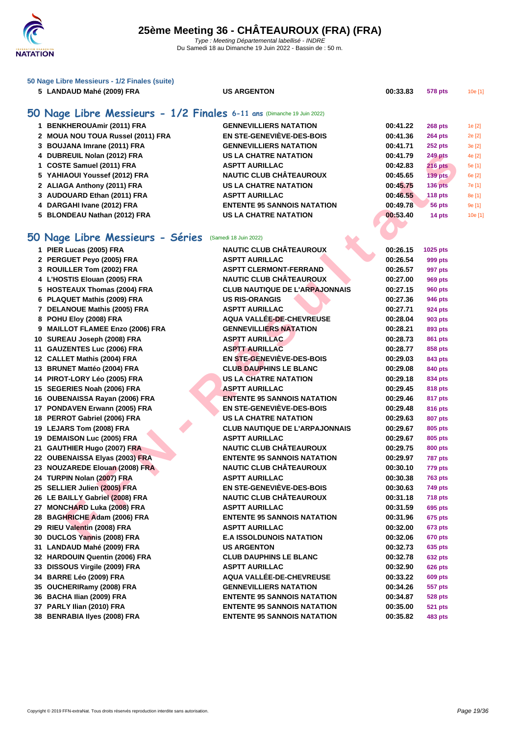### 50 Nage Libre Messieurs - 1/2 Finales (suite)

| | | | | | |
|---|---|---|---|---|---|
| 5 | LANDAUD Mahé (2009) FRA | US ARGENTON | 00:33.83 | 578 pts | 10e [1] |

## 50 Nage Libre Messieurs - 1/2 Finales 6-11 ans (Dimanche 19 Juin 2022)

| | | | | | |
|---|---|---|---|---|---|
| 1 | BENKHEROUAmir (2011) FRA | GENNEVILLIERS NATATION | 00:41.22 | 268 pts | 1e [2] |
| 2 | MOUA NOU TOUA Russel (2011) FRA | EN STE-GENEVIÈVE-DES-BOIS | 00:41.36 | 264 pts | 2e [2] |
| 3 | BOUJANA Imrane (2011) FRA | GENNEVILLIERS NATATION | 00:41.71 | 252 pts | 3e [2] |
| 4 | DUBREUIL Nolan (2012) FRA | US LA CHATRE NATATION | 00:41.79 | 249 pts | 4e [2] |
| 1 | COSTE Samuel (2011) FRA | ASPTT AURILLAC | 00:42.83 | 216 pts | 5e [1] |
| 5 | YAHIAOUI Youssef (2012) FRA | NAUTIC CLUB CHÂTEAUROUX | 00:45.65 | 139 pts | 6e [2] |
| 2 | ALIAGA Anthony (2011) FRA | US LA CHATRE NATATION | 00:45.75 | 136 pts | 7e [1] |
| 3 | AUDOUARD Ethan (2011) FRA | ASPTT AURILLAC | 00:46.55 | 118 pts | 8e [1] |
| 4 | DARGAHI Ivane (2012) FRA | ENTENTE 95 SANNOIS NATATION | 00:49.78 | 56 pts | 9e [1] |
| 5 | BLONDEAU Nathan (2012) FRA | US LA CHATRE NATATION | 00:53.40 | 14 pts | 10e [1] |

## 50 Nage Libre Messieurs - Séries (Samedi 18 Juin 2022)

| | | | | |
|---|---|---|---|---|
| 1 | PIER Lucas (2005) FRA | NAUTIC CLUB CHÂTEAUROUX | 00:26.15 | 1025 pts |
| 2 | PERGUET Peyo (2005) FRA | ASPTT AURILLAC | 00:26.54 | 999 pts |
| 3 | ROUILLER Tom (2002) FRA | ASPTT CLERMONT-FERRAND | 00:26.57 | 997 pts |
| 4 | L'HOSTIS Elouan (2005) FRA | NAUTIC CLUB CHÂTEAUROUX | 00:27.00 | 969 pts |
| 5 | HOSTEAUX Thomas (2004) FRA | CLUB NAUTIQUE DE L'ARPAJONNAIS | 00:27.15 | 960 pts |
| 6 | PLAQUET Mathis (2009) FRA | US RIS-ORANGIS | 00:27.36 | 946 pts |
| 7 | DELANOUE Mathis (2005) FRA | ASPTT AURILLAC | 00:27.71 | 924 pts |
| 8 | POHU Eloy (2008) FRA | AQUA VALLÉE-DE-CHEVREUSE | 00:28.04 | 903 pts |
| 9 | MAILLOT FLAMEE Enzo (2006) FRA | GENNEVILLIERS NATATION | 00:28.21 | 893 pts |
| 10 | SUREAU Joseph (2008) FRA | ASPTT AURILLAC | 00:28.73 | 861 pts |
| 11 | GAUZENTES Luc (2006) FRA | ASPTT AURILLAC | 00:28.77 | 858 pts |
| 12 | CALLET Mathis (2004) FRA | EN STE-GENEVIÈVE-DES-BOIS | 00:29.03 | 843 pts |
| 13 | BRUNET Mattéo (2004) FRA | CLUB DAUPHINS LE BLANC | 00:29.08 | 840 pts |
| 14 | PIROT-LORY Léo (2005) FRA | US LA CHATRE NATATION | 00:29.18 | 834 pts |
| 15 | SEGERIES Noah (2006) FRA | ASPTT AURILLAC | 00:29.45 | 818 pts |
| 16 | OUBENAISSA Rayan (2006) FRA | ENTENTE 95 SANNOIS NATATION | 00:29.46 | 817 pts |
| 17 | PONDAVEN Erwann (2005) FRA | EN STE-GENEVIÈVE-DES-BOIS | 00:29.48 | 816 pts |
| 18 | PERROT Gabriel (2006) FRA | US LA CHATRE NATATION | 00:29.63 | 807 pts |
| 19 | LEJARS Tom (2008) FRA | CLUB NAUTIQUE DE L'ARPAJONNAIS | 00:29.67 | 805 pts |
| 19 | DEMAISON Luc (2005) FRA | ASPTT AURILLAC | 00:29.67 | 805 pts |
| 21 | GAUTHIER Hugo (2007) FRA | NAUTIC CLUB CHÂTEAUROUX | 00:29.75 | 800 pts |
| 22 | OUBENAISSA Elyas (2003) FRA | ENTENTE 95 SANNOIS NATATION | 00:29.97 | 787 pts |
| 23 | NOUZAREDE Elouan (2008) FRA | NAUTIC CLUB CHÂTEAUROUX | 00:30.10 | 779 pts |
| 24 | TURPIN Nolan (2007) FRA | ASPTT AURILLAC | 00:30.38 | 763 pts |
| 25 | SELLIER Julien (2005) FRA | EN STE-GENEVIÈVE-DES-BOIS | 00:30.63 | 749 pts |
| 26 | LE BAILLY Gabriel (2008) FRA | NAUTIC CLUB CHÂTEAUROUX | 00:31.18 | 718 pts |
| 27 | MONCHARD Luka (2008) FRA | ASPTT AURILLAC | 00:31.59 | 695 pts |
| 28 | BAGHRICHE Adam (2006) FRA | ENTENTE 95 SANNOIS NATATION | 00:31.96 | 675 pts |
| 29 | RIEU Valentin (2008) FRA | ASPTT AURILLAC | 00:32.00 | 673 pts |
| 30 | DUCLOS Yannis (2008) FRA | E.A ISSOLDUNOIS NATATION | 00:32.06 | 670 pts |
| 31 | LANDAUD Mahé (2009) FRA | US ARGENTON | 00:32.73 | 635 pts |
| 32 | HARDOUIN Quentin (2006) FRA | CLUB DAUPHINS LE BLANC | 00:32.78 | 632 pts |
| 33 | DISSOUS Virgile (2009) FRA | ASPTT AURILLAC | 00:32.90 | 626 pts |
| 34 | BARRE Léo (2009) FRA | AQUA VALLÉE-DE-CHEVREUSE | 00:33.22 | 609 pts |
| 35 | OUCHERIRamy (2008) FRA | GENNEVILLIERS NATATION | 00:34.26 | 557 pts |
| 36 | BACHA Ilian (2009) FRA | ENTENTE 95 SANNOIS NATATION | 00:34.87 | 528 pts |
| 37 | PARLY Ilian (2010) FRA | ENTENTE 95 SANNOIS NATATION | 00:35.00 | 521 pts |
| 38 | BENRABIA Ilyes (2008) FRA | ENTENTE 95 SANNOIS NATATION | 00:35.82 | 483 pts |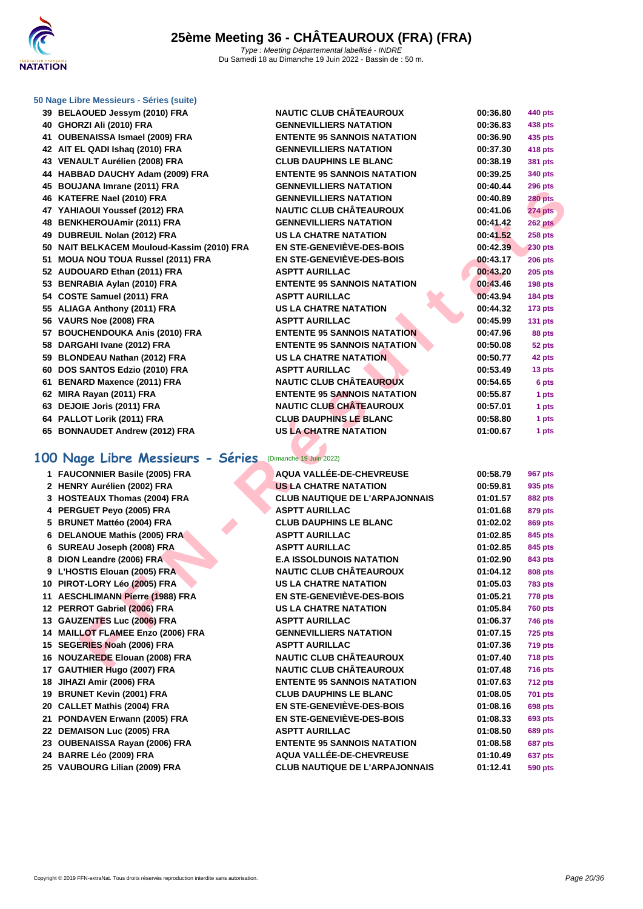### 50 Nage Libre Messieurs - Séries (suite)

| | | | | |
|---|---|---|---|---|
| 39 | BELAOUED Jessym (2010) FRA | NAUTIC CLUB CHÂTEAUROUX | 00:36.80 | 440 pts |
| 40 | GHORZI Ali (2010) FRA | GENNEVILLIERS NATATION | 00:36.83 | 438 pts |
| 41 | OUBENAISSA Ismael (2009) FRA | ENTENTE 95 SANNOIS NATATION | 00:36.90 | 435 pts |
| 42 | AIT EL QADI Ishaq (2010) FRA | GENNEVILLIERS NATATION | 00:37.30 | 418 pts |
| 43 | VENAULT Aurélien (2008) FRA | CLUB DAUPHINS LE BLANC | 00:38.19 | 381 pts |
| 44 | HABBAD DAUCHY Adam (2009) FRA | ENTENTE 95 SANNOIS NATATION | 00:39.25 | 340 pts |
| 45 | BOUJANA Imrane (2011) FRA | GENNEVILLIERS NATATION | 00:40.44 | 296 pts |
| 46 | KATEFRE Nael (2010) FRA | GENNEVILLIERS NATATION | 00:40.89 | 280 pts |
| 47 | YAHIAOUI Youssef (2012) FRA | NAUTIC CLUB CHÂTEAUROUX | 00:41.06 | 274 pts |
| 48 | BENKHEROUAmir (2011) FRA | GENNEVILLIERS NATATION | 00:41.42 | 262 pts |
| 49 | DUBREUIL Nolan (2012) FRA | US LA CHATRE NATATION | 00:41.52 | 258 pts |
| 50 | NAIT BELKACEM Mouloud-Kassim (2010) FRA | EN STE-GENEVIÈVE-DES-BOIS | 00:42.39 | 230 pts |
| 51 | MOUA NOU TOUA Russel (2011) FRA | EN STE-GENEVIÈVE-DES-BOIS | 00:43.17 | 206 pts |
| 52 | AUDOUARD Ethan (2011) FRA | ASPTT AURILLAC | 00:43.20 | 205 pts |
| 53 | BENRABIA Aylan (2010) FRA | ENTENTE 95 SANNOIS NATATION | 00:43.46 | 198 pts |
| 54 | COSTE Samuel (2011) FRA | ASPTT AURILLAC | 00:43.94 | 184 pts |
| 55 | ALIAGA Anthony (2011) FRA | US LA CHATRE NATATION | 00:44.32 | 173 pts |
| 56 | VAURS Noe (2008) FRA | ASPTT AURILLAC | 00:45.99 | 131 pts |
| 57 | BOUCHENDOUKA Anis (2010) FRA | ENTENTE 95 SANNOIS NATATION | 00:47.96 | 88 pts |
| 58 | DARGAHI Ivane (2012) FRA | ENTENTE 95 SANNOIS NATATION | 00:50.08 | 52 pts |
| 59 | BLONDEAU Nathan (2012) FRA | US LA CHATRE NATATION | 00:50.77 | 42 pts |
| 60 | DOS SANTOS Edzio (2010) FRA | ASPTT AURILLAC | 00:53.49 | 13 pts |
| 61 | BENARD Maxence (2011) FRA | NAUTIC CLUB CHÂTEAUROUX | 00:54.65 | 6 pts |
| 62 | MIRA Rayan (2011) FRA | ENTENTE 95 SANNOIS NATATION | 00:55.87 | 1 pts |
| 63 | DEJOIE Joris (2011) FRA | NAUTIC CLUB CHÂTEAUROUX | 00:57.01 | 1 pts |
| 64 | PALLOT Lorik (2011) FRA | CLUB DAUPHINS LE BLANC | 00:58.80 | 1 pts |
| 65 | BONNAUDET Andrew (2012) FRA | US LA CHATRE NATATION | 01:00.67 | 1 pts |

## 100 Nage Libre Messieurs - Séries (Dimanche 19 Juin 2022)

| | | | | |
|---|---|---|---|---|
| 1 | FAUCONNIER Basile (2005) FRA | AQUA VALLÉE-DE-CHEVREUSE | 00:58.79 | 967 pts |
| 2 | HENRY Aurélien (2002) FRA | US LA CHATRE NATATION | 00:59.81 | 935 pts |
| 3 | HOSTEAUX Thomas (2004) FRA | CLUB NAUTIQUE DE L'ARPAJONNAIS | 01:01.57 | 882 pts |
| 4 | PERGUET Peyo (2005) FRA | ASPTT AURILLAC | 01:01.68 | 879 pts |
| 5 | BRUNET Mattéo (2004) FRA | CLUB DAUPHINS LE BLANC | 01:02.02 | 869 pts |
| 6 | DELANOUE Mathis (2005) FRA | ASPTT AURILLAC | 01:02.85 | 845 pts |
| 6 | SUREAU Joseph (2008) FRA | ASPTT AURILLAC | 01:02.85 | 845 pts |
| 8 | DION Leandre (2006) FRA | E.A ISSOLDUNOIS NATATION | 01:02.90 | 843 pts |
| 9 | L'HOSTIS Elouan (2005) FRA | NAUTIC CLUB CHÂTEAUROUX | 01:04.12 | 808 pts |
| 10 | PIROT-LORY Léo (2005) FRA | US LA CHATRE NATATION | 01:05.03 | 783 pts |
| 11 | AESCHLIMANN Pierre (1988) FRA | EN STE-GENEVIÈVE-DES-BOIS | 01:05.21 | 778 pts |
| 12 | PERROT Gabriel (2006) FRA | US LA CHATRE NATATION | 01:05.84 | 760 pts |
| 13 | GAUZENTES Luc (2006) FRA | ASPTT AURILLAC | 01:06.37 | 746 pts |
| 14 | MAILLOT FLAMEE Enzo (2006) FRA | GENNEVILLIERS NATATION | 01:07.15 | 725 pts |
| 15 | SEGERIES Noah (2006) FRA | ASPTT AURILLAC | 01:07.36 | 719 pts |
| 16 | NOUZAREDE Elouan (2008) FRA | NAUTIC CLUB CHÂTEAUROUX | 01:07.40 | 718 pts |
| 17 | GAUTHIER Hugo (2007) FRA | NAUTIC CLUB CHÂTEAUROUX | 01:07.48 | 716 pts |
| 18 | JIHAZI Amir (2006) FRA | ENTENTE 95 SANNOIS NATATION | 01:07.63 | 712 pts |
| 19 | BRUNET Kevin (2001) FRA | CLUB DAUPHINS LE BLANC | 01:08.05 | 701 pts |
| 20 | CALLET Mathis (2004) FRA | EN STE-GENEVIÈVE-DES-BOIS | 01:08.16 | 698 pts |
| 21 | PONDAVEN Erwann (2005) FRA | EN STE-GENEVIÈVE-DES-BOIS | 01:08.33 | 693 pts |
| 22 | DEMAISON Luc (2005) FRA | ASPTT AURILLAC | 01:08.50 | 689 pts |
| 23 | OUBENAISSA Rayan (2006) FRA | ENTENTE 95 SANNOIS NATATION | 01:08.58 | 687 pts |
| 24 | BARRE Léo (2009) FRA | AQUA VALLÉE-DE-CHEVREUSE | 01:10.49 | 637 pts |
| 25 | VAUBOURG Lilian (2009) FRA | CLUB NAUTIQUE DE L'ARPAJONNAIS | 01:12.41 | 590 pts |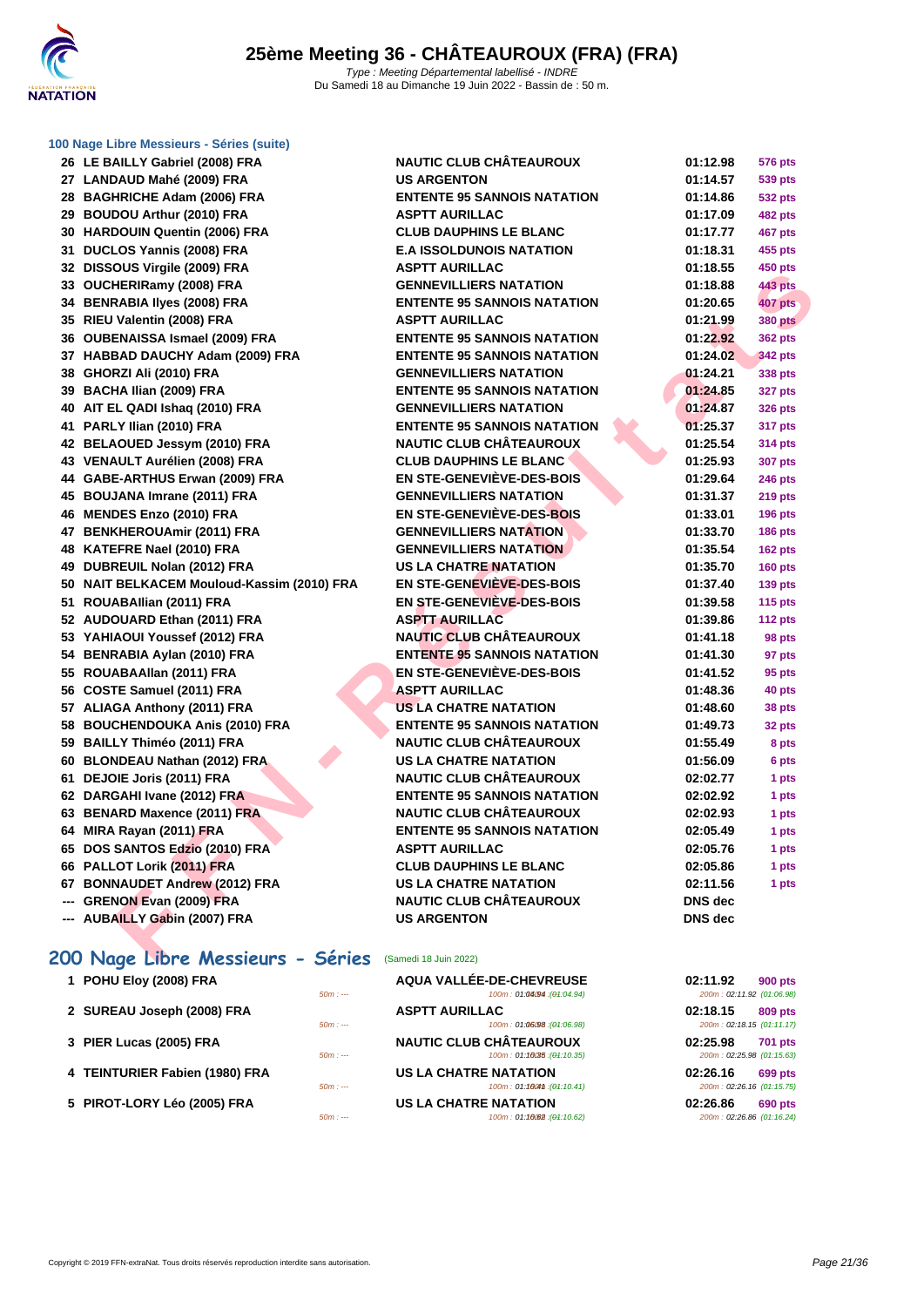# 25ème Meeting 36 - CHÂTEAUROUX (FRA) (FRA)

*Type : Meeting Départemental labellisé - INDRE*
Du Samedi 18 au Dimanche 19 Juin 2022 - Bassin de : 50 m.

### 100 Nage Libre Messieurs - Séries (suite)

| | | | | |
|---|---|---|---|---|
| 26 | LE BAILLY Gabriel (2008) FRA | NAUTIC CLUB CHÂTEAUROUX | 01:12.98 | 576 pts |
| 27 | LANDAUD Mahé (2009) FRA | US ARGENTON | 01:14.57 | 539 pts |
| 28 | BAGHRICHE Adam (2006) FRA | ENTENTE 95 SANNOIS NATATION | 01:14.86 | 532 pts |
| 29 | BOUDOU Arthur (2010) FRA | ASPTT AURILLAC | 01:17.09 | 482 pts |
| 30 | HARDOUIN Quentin (2006) FRA | CLUB DAUPHINS LE BLANC | 01:17.77 | 467 pts |
| 31 | DUCLOS Yannis (2008) FRA | E.A ISSOLDUNOIS NATATION | 01:18.31 | 455 pts |
| 32 | DISSOUS Virgile (2009) FRA | ASPTT AURILLAC | 01:18.55 | 450 pts |
| 33 | OUCHERIRamy (2008) FRA | GENNEVILLIERS NATATION | 01:18.88 | 443 pts |
| 34 | BENRABIA Ilyes (2008) FRA | ENTENTE 95 SANNOIS NATATION | 01:20.65 | 407 pts |
| 35 | RIEU Valentin (2008) FRA | ASPTT AURILLAC | 01:21.99 | 380 pts |
| 36 | OUBENAISSA Ismael (2009) FRA | ENTENTE 95 SANNOIS NATATION | 01:22.92 | 362 pts |
| 37 | HABBAD DAUCHY Adam (2009) FRA | ENTENTE 95 SANNOIS NATATION | 01:24.02 | 342 pts |
| 38 | GHORZI Ali (2010) FRA | GENNEVILLIERS NATATION | 01:24.21 | 338 pts |
| 39 | BACHA Ilian (2009) FRA | ENTENTE 95 SANNOIS NATATION | 01:24.85 | 327 pts |
| 40 | AIT EL QADI Ishaq (2010) FRA | GENNEVILLIERS NATATION | 01:24.87 | 326 pts |
| 41 | PARLY Ilian (2010) FRA | ENTENTE 95 SANNOIS NATATION | 01:25.37 | 317 pts |
| 42 | BELAOUED Jessym (2010) FRA | NAUTIC CLUB CHÂTEAUROUX | 01:25.54 | 314 pts |
| 43 | VENAULT Aurélien (2008) FRA | CLUB DAUPHINS LE BLANC | 01:25.93 | 307 pts |
| 44 | GABE-ARTHUS Erwan (2009) FRA | EN STE-GENEVIÈVE-DES-BOIS | 01:29.64 | 246 pts |
| 45 | BOUJANA Imrane (2011) FRA | GENNEVILLIERS NATATION | 01:31.37 | 219 pts |
| 46 | MENDES Enzo (2010) FRA | EN STE-GENEVIÈVE-DES-BOIS | 01:33.01 | 196 pts |
| 47 | BENKHEROUAmir (2011) FRA | GENNEVILLIERS NATATION | 01:33.70 | 186 pts |
| 48 | KATEFRE Nael (2010) FRA | GENNEVILLIERS NATATION | 01:35.54 | 162 pts |
| 49 | DUBREUIL Nolan (2012) FRA | US LA CHATRE NATATION | 01:35.70 | 160 pts |
| 50 | NAIT BELKACEM Mouloud-Kassim (2010) FRA | EN STE-GENEVIÈVE-DES-BOIS | 01:37.40 | 139 pts |
| 51 | ROUABAIlian (2011) FRA | EN STE-GENEVIÈVE-DES-BOIS | 01:39.58 | 115 pts |
| 52 | AUDOUARD Ethan (2011) FRA | ASPTT AURILLAC | 01:39.86 | 112 pts |
| 53 | YAHIAOUI Youssef (2012) FRA | NAUTIC CLUB CHÂTEAUROUX | 01:41.18 | 98 pts |
| 54 | BENRABIA Aylan (2010) FRA | ENTENTE 95 SANNOIS NATATION | 01:41.30 | 97 pts |
| 55 | ROUABAAllan (2011) FRA | EN STE-GENEVIÈVE-DES-BOIS | 01:41.52 | 95 pts |
| 56 | COSTE Samuel (2011) FRA | ASPTT AURILLAC | 01:48.36 | 40 pts |
| 57 | ALIAGA Anthony (2011) FRA | US LA CHATRE NATATION | 01:48.60 | 38 pts |
| 58 | BOUCHENDOUKA Anis (2010) FRA | ENTENTE 95 SANNOIS NATATION | 01:49.73 | 32 pts |
| 59 | BAILLY Thiméo (2011) FRA | NAUTIC CLUB CHÂTEAUROUX | 01:55.49 | 8 pts |
| 60 | BLONDEAU Nathan (2012) FRA | US LA CHATRE NATATION | 01:56.09 | 6 pts |
| 61 | DEJOIE Joris (2011) FRA | NAUTIC CLUB CHÂTEAUROUX | 02:02.77 | 1 pts |
| 62 | DARGAHI Ivane (2012) FRA | ENTENTE 95 SANNOIS NATATION | 02:02.92 | 1 pts |
| 63 | BENARD Maxence (2011) FRA | NAUTIC CLUB CHÂTEAUROUX | 02:02.93 | 1 pts |
| 64 | MIRA Rayan (2011) FRA | ENTENTE 95 SANNOIS NATATION | 02:05.49 | 1 pts |
| 65 | DOS SANTOS Edzio (2010) FRA | ASPTT AURILLAC | 02:05.76 | 1 pts |
| 66 | PALLOT Lorik (2011) FRA | CLUB DAUPHINS LE BLANC | 02:05.86 | 1 pts |
| 67 | BONNAUDET Andrew (2012) FRA | US LA CHATRE NATATION | 02:11.56 | 1 pts |
| --- | GRENON Evan (2009) FRA | NAUTIC CLUB CHÂTEAUROUX | DNS dec | |
| --- | AUBAILLY Gabin (2007) FRA | US ARGENTON | DNS dec | |

## 200 Nage Libre Messieurs - Séries (Samedi 18 Juin 2022)

| | | | | |
|---|---|---|---|---|
| 1 | POHU Eloy (2008) FRA | AQUA VALLÉE-DE-CHEVREUSE | 02:11.92 | 900 pts |
| | 50m : --- | 100m : 01:04.94 (01:04.94) | 200m : 02:11.92 (01:06.98) | |
| 2 | SUREAU Joseph (2008) FRA | ASPTT AURILLAC | 02:18.15 | 809 pts |
| | 50m : --- | 100m : 01:06.98 (01:06.98) | 200m : 02:18.15 (01:11.17) | |
| 3 | PIER Lucas (2005) FRA | NAUTIC CLUB CHÂTEAUROUX | 02:25.98 | 701 pts |
| | 50m : --- | 100m : 01:10.35 (01:10.35) | 200m : 02:25.98 (01:15.63) | |
| 4 | TEINTURIER Fabien (1980) FRA | US LA CHATRE NATATION | 02:26.16 | 699 pts |
| | 50m : --- | 100m : 01:10.41 (01:10.41) | 200m : 02:26.16 (01:15.75) | |
| 5 | PIROT-LORY Léo (2005) FRA | US LA CHATRE NATATION | 02:26.86 | 690 pts |
| | 50m : --- | 100m : 01:10.62 (01:10.62) | 200m : 02:26.86 (01:16.24) | |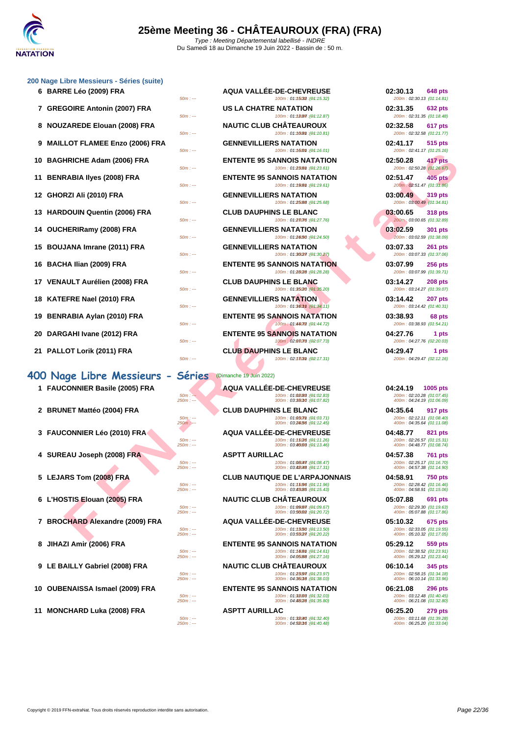# 25ème Meeting 36 - CHÂTEAUROUX (FRA) (FRA)

*Type : Meeting Départemental labellisé - INDRE*
Du Samedi 18 au Dimanche 19 Juin 2022 - Bassin de : 50 m.

## 200 Nage Libre Messieurs - Séries (suite)

| Rang | Nom | Splits | Club | Splits | Temps | Points |
|---|---|---|---|---|---|---|
| 6 | BARRE Léo (2009) FRA | 50m : --- | AQUA VALLÉE-DE-CHEVREUSE | 100m : 01:15.32 (01:15.32) | 02:30.13 200m : 02:30.13 (01:14.81) | 648 pts |
| 7 | GREGOIRE Antonin (2007) FRA | 50m : --- | US LA CHATRE NATATION | 100m : 01:12.87 (01:12.87) | 02:31.35 200m : 02:31.35 (01:18.48) | 632 pts |
| 8 | NOUZAREDE Elouan (2008) FRA | 50m : --- | NAUTIC CLUB CHÂTEAUROUX | 100m : 01:10.81 (01:10.81) | 02:32.58 200m : 02:32.58 (01:21.77) | 617 pts |
| 9 | MAILLOT FLAMEE Enzo (2006) FRA | 50m : --- | GENNEVILLIERS NATATION | 100m : 01:16.01 (01:16.01) | 02:41.17 200m : 02:41.17 (01:25.16) | 515 pts |
| 10 | BAGHRICHE Adam (2006) FRA | 50m : --- | ENTENTE 95 SANNOIS NATATION | 100m : 01:23.61 (01:23.61) | 02:50.28 200m : 02:50.28 (01:26.67) | 417 pts |
| 11 | BENRABIA Ilyes (2008) FRA | 50m : --- | ENTENTE 95 SANNOIS NATATION | 100m : 01:19.61 (01:19.61) | 02:51.47 200m : 02:51.47 (01:31.86) | 405 pts |
| 12 | GHORZI Ali (2010) FRA | 50m : --- | GENNEVILLIERS NATATION | 100m : 01:25.68 (01:25.68) | 03:00.49 200m : 03:00.49 (01:34.81) | 319 pts |
| 13 | HARDOUIN Quentin (2006) FRA | 50m : --- | CLUB DAUPHINS LE BLANC | 100m : 01:27.76 (01:27.76) | 03:00.65 200m : 03:00.65 (01:32.89) | 318 pts |
| 14 | OUCHERIRamy (2008) FRA | 50m : --- | GENNEVILLIERS NATATION | 100m : 01:24.50 (01:24.50) | 03:02.59 200m : 03:02.59 (01:38.09) | 301 pts |
| 15 | BOUJANA Imrane (2011) FRA | 50m : --- | GENNEVILLIERS NATATION | 100m : 01:30.27 (01:30.27) | 03:07.33 200m : 03:07.33 (01:37.06) | 261 pts |
| 16 | BACHA Ilian (2009) FRA | 50m : --- | ENTENTE 95 SANNOIS NATATION | 100m : 01:28.28 (01:28.28) | 03:07.99 200m : 03:07.99 (01:39.71) | 256 pts |
| 17 | VENAULT Aurélien (2008) FRA | 50m : --- | CLUB DAUPHINS LE BLANC | 100m : 01:35.20 (01:35.20) | 03:14.27 200m : 03:14.27 (01:39.07) | 208 pts |
| 18 | KATEFRE Nael (2010) FRA | 50m : --- | GENNEVILLIERS NATATION | 100m : 01:34.11 (01:34.11) | 03:14.42 200m : 03:14.42 (01:40.31) | 207 pts |
| 19 | BENRABIA Aylan (2010) FRA | 50m : --- | ENTENTE 95 SANNOIS NATATION | 100m : 01:44.72 (01:44.72) | 03:38.93 200m : 03:38.93 (01:54.21) | 68 pts |
| 20 | DARGAHI Ivane (2012) FRA | 50m : --- | ENTENTE 95 SANNOIS NATATION | 100m : 02:07.73 (02:07.73) | 04:27.76 200m : 04:27.76 (02:20.03) | 1 pts |
| 21 | PALLOT Lorik (2011) FRA | 50m : --- | CLUB DAUPHINS LE BLANC | 100m : 02:17.31 (02:17.31) | 04:29.47 200m : 04:29.47 (02:12.16) | 1 pts |

## 400 Nage Libre Messieurs - Séries (Dimanche 19 Juin 2022)

| Rang | Nom | Splits | Club | Splits | Temps | Points |
|---|---|---|---|---|---|---|
| 1 | FAUCONNIER Basile (2005) FRA | 50m : --- / 250m : --- | AQUA VALLÉE-DE-CHEVREUSE | 100m : 01:02.83 (01:02.83) / 300m : 03:18.10 (01:07.82) | 04:24.19 200m : 02:10.28 (01:07.45) / 400m : 04:24.19 (01:06.09) | 1005 pts |
| 2 | BRUNET Mattéo (2004) FRA | 50m : --- / 250m : --- | CLUB DAUPHINS LE BLANC | 100m : 01:03.71 (01:03.71) / 300m : 03:24.56 (01:12.45) | 04:35.64 200m : 02:12.11 (01:08.40) / 400m : 04:35.64 (01:11.08) | 917 pts |
| 3 | FAUCONNIER Léo (2010) FRA | 50m : --- / 250m : --- | AQUA VALLÉE-DE-CHEVREUSE | 100m : 01:11.26 (01:11.26) / 300m : 03:40.03 (01:13.46) | 04:48.77 200m : 02:26.57 (01:15.31) / 400m : 04:48.77 (01:08.74) | 821 pts |
| 4 | SUREAU Joseph (2008) FRA | 50m : --- / 250m : --- | ASPTT AURILLAC | 100m : 01:08.47 (01:08.47) / 300m : 03:42.48 (01:17.31) | 04:57.38 200m : 02:25.17 (01:16.70) / 400m : 04:57.38 (01:14.90) | 761 pts |
| 5 | LEJARS Tom (2008) FRA | 50m : --- / 250m : --- | CLUB NAUTIQUE DE L'ARPAJONNAIS | 100m : 01:11.96 (01:11.96) / 300m : 03:43.85 (01:15.43) | 04:58.91 200m : 02:28.42 (01:16.46) / 400m : 04:58.91 (01:15.06) | 750 pts |
| 6 | L'HOSTIS Elouan (2005) FRA | 50m : --- / 250m : --- | NAUTIC CLUB CHÂTEAUROUX | 100m : 01:09.67 (01:09.67) / 300m : 03:50.02 (01:20.72) | 05:07.88 200m : 02:29.30 (01:19.63) / 400m : 05:07.88 (01:17.86) | 691 pts |
| 7 | BROCHARD Alexandre (2009) FRA | 50m : --- / 250m : --- | AQUA VALLÉE-DE-CHEVREUSE | 100m : 01:13.50 (01:13.50) / 300m : 03:53.27 (01:20.22) | 05:10.32 200m : 02:33.05 (01:19.55) / 400m : 05:10.32 (01:17.05) | 675 pts |
| 8 | JIHAZI Amir (2006) FRA | 50m : --- / 250m : --- | ENTENTE 95 SANNOIS NATATION | 100m : 01:14.61 (01:14.61) / 300m : 04:05.68 (01:27.16) | 05:29.12 200m : 02:38.52 (01:23.91) / 400m : 05:29.12 (01:23.44) | 559 pts |
| 9 | LE BAILLY Gabriel (2008) FRA | 50m : --- / 250m : --- | NAUTIC CLUB CHÂTEAUROUX | 100m : 01:23.97 (01:23.97) / 300m : 04:36.18 (01:38.03) | 06:10.14 200m : 02:58.15 (01:34.18) / 400m : 06:10.14 (01:33.96) | 345 pts |
| 10 | OUBENAISSA Ismael (2009) FRA | 50m : --- / 250m : --- | ENTENTE 95 SANNOIS NATATION | 100m : 01:32.03 (01:32.03) / 300m : 04:48.28 (01:35.80) | 06:21.08 200m : 03:12.48 (01:40.45) / 400m : 06:21.08 (01:32.80) | 296 pts |
| 11 | MONCHARD Luka (2008) FRA | 50m : --- / 250m : --- | ASPTT AURILLAC | 100m : 01:32.40 (01:32.40) / 300m : 04:52.16 (01:40.48) | 06:25.20 200m : 03:11.68 (01:39.28) / 400m : 06:25.20 (01:33.04) | 279 pts |

Copyright © 2019 FFN-extraNat. Tous droits réservés reproduction interdite sans autorisation.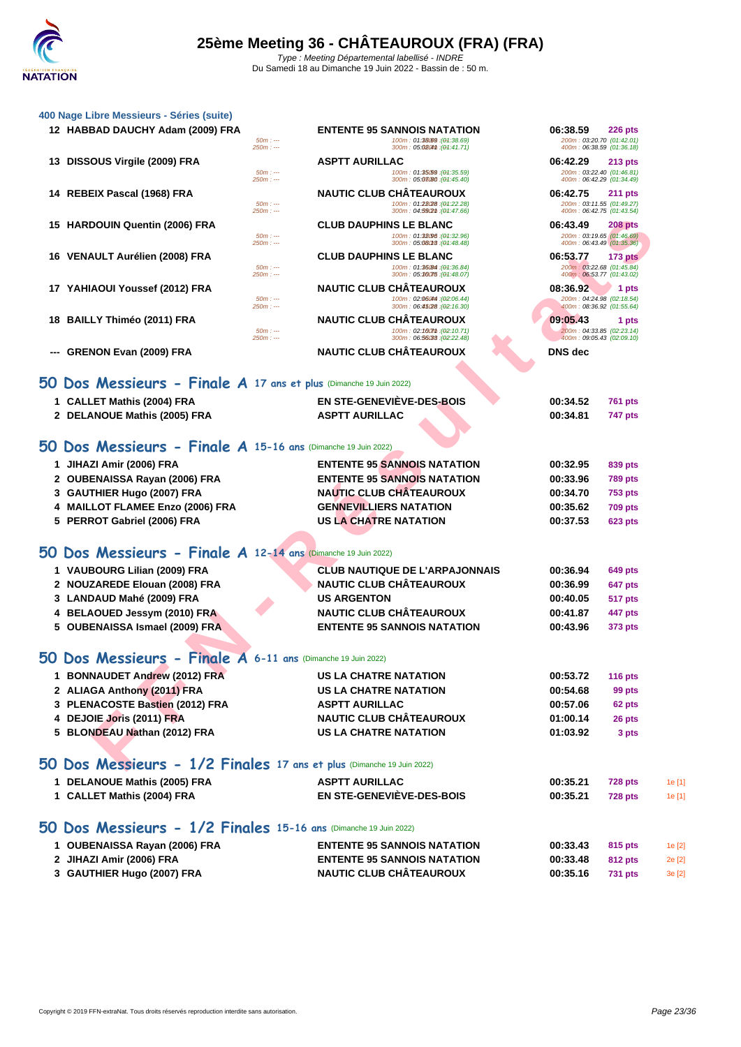# 25ème Meeting 36 - CHÂTEAUROUX (FRA) (FRA)

*Type : Meeting Départemental labellisé - INDRE*
Du Samedi 18 au Dimanche 19 Juin 2022 - Bassin de : 50 m.

### 400 Nage Libre Messieurs - Séries (suite)

| Rg | Nom | Club | Temps | Points |
|---|---|---|---|---|
| 12 | HABBAD DAUCHY Adam (2009) FRA | ENTENTE 95 SANNOIS NATATION | 06:38.59 | 226 pts |
| | 50m : --- / 250m : --- | 100m : 01:38.69 (01:38.69) / 300m : 05:02.41 (01:41.71) | 200m : 03:20.70 (01:42.01) / 400m : 06:38.59 (01:36.18) | |
| 13 | DISSOUS Virgile (2009) FRA | ASPTT AURILLAC | 06:42.29 | 213 pts |
| | 50m : --- / 250m : --- | 100m : 01:35.59 (01:35.59) / 300m : 05:07.80 (01:45.40) | 200m : 03:22.40 (01:46.81) / 400m : 06:42.29 (01:34.49) | |
| 14 | REBEIX Pascal (1968) FRA | NAUTIC CLUB CHÂTEAUROUX | 06:42.75 | 211 pts |
| | 50m : --- / 250m : --- | 100m : 01:22.28 (01:22.28) / 300m : 04:59.21 (01:47.66) | 200m : 03:11.55 (01:49.27) / 400m : 06:42.75 (01:43.54) | |
| 15 | HARDOUIN Quentin (2006) FRA | CLUB DAUPHINS LE BLANC | 06:43.49 | 208 pts |
| | 50m : --- / 250m : --- | 100m : 01:32.96 (01:32.96) / 300m : 05:08.13 (01:48.48) | 200m : 03:19.65 (01:46.69) / 400m : 06:43.49 (01:35.36) | |
| 16 | VENAULT Aurélien (2008) FRA | CLUB DAUPHINS LE BLANC | 06:53.77 | 173 pts |
| | 50m : --- / 250m : --- | 100m : 01:36.84 (01:36.84) / 300m : 05:10.75 (01:48.07) | 200m : 03:22.68 (01:45.84) / 400m : 06:53.77 (01:43.02) | |
| 17 | YAHIAOUI Youssef (2012) FRA | NAUTIC CLUB CHÂTEAUROUX | 08:36.92 | 1 pts |
| | 50m : --- / 250m : --- | 100m : 02:06.44 (02:06.44) / 300m : 06:41.28 (02:16.30) | 200m : 04:24.98 (02:18.54) / 400m : 08:36.92 (01:55.64) | |
| 18 | BAILLY Thiméo (2011) FRA | NAUTIC CLUB CHÂTEAUROUX | 09:05.43 | 1 pts |
| | 50m : --- / 250m : --- | 100m : 02:10.71 (02:10.71) / 300m : 06:56.33 (02:22.48) | 200m : 04:33.85 (02:23.14) / 400m : 09:05.43 (02:09.10) | |
| --- | GRENON Evan (2009) FRA | NAUTIC CLUB CHÂTEAUROUX | DNS dec | |

## 50 Dos Messieurs - Finale A 17 ans et plus (Dimanche 19 Juin 2022)

| Rg | Nom | Club | Temps | Points |
|---|---|---|---|---|
| 1 | CALLET Mathis (2004) FRA | EN STE-GENEVIÈVE-DES-BOIS | 00:34.52 | 761 pts |
| 2 | DELANOUE Mathis (2005) FRA | ASPTT AURILLAC | 00:34.81 | 747 pts |

## 50 Dos Messieurs - Finale A 15-16 ans (Dimanche 19 Juin 2022)

| Rg | Nom | Club | Temps | Points |
|---|---|---|---|---|
| 1 | JIHAZI Amir (2006) FRA | ENTENTE 95 SANNOIS NATATION | 00:32.95 | 839 pts |
| 2 | OUBENAISSA Rayan (2006) FRA | ENTENTE 95 SANNOIS NATATION | 00:33.96 | 789 pts |
| 3 | GAUTHIER Hugo (2007) FRA | NAUTIC CLUB CHÂTEAUROUX | 00:34.70 | 753 pts |
| 4 | MAILLOT FLAMEE Enzo (2006) FRA | GENNEVILLIERS NATATION | 00:35.62 | 709 pts |
| 5 | PERROT Gabriel (2006) FRA | US LA CHATRE NATATION | 00:37.53 | 623 pts |

## 50 Dos Messieurs - Finale A 12-14 ans (Dimanche 19 Juin 2022)

| Rg | Nom | Club | Temps | Points |
|---|---|---|---|---|
| 1 | VAUBOURG Lilian (2009) FRA | CLUB NAUTIQUE DE L'ARPAJONNAIS | 00:36.94 | 649 pts |
| 2 | NOUZAREDE Elouan (2008) FRA | NAUTIC CLUB CHÂTEAUROUX | 00:36.99 | 647 pts |
| 3 | LANDAUD Mahé (2009) FRA | US ARGENTON | 00:40.05 | 517 pts |
| 4 | BELAOUED Jessym (2010) FRA | NAUTIC CLUB CHÂTEAUROUX | 00:41.87 | 447 pts |
| 5 | OUBENAISSA Ismael (2009) FRA | ENTENTE 95 SANNOIS NATATION | 00:43.96 | 373 pts |

## 50 Dos Messieurs - Finale A 6-11 ans (Dimanche 19 Juin 2022)

| Rg | Nom | Club | Temps | Points |
|---|---|---|---|---|
| 1 | BONNAUDET Andrew (2012) FRA | US LA CHATRE NATATION | 00:53.72 | 116 pts |
| 2 | ALIAGA Anthony (2011) FRA | US LA CHATRE NATATION | 00:54.68 | 99 pts |
| 3 | PLENACOSTE Bastien (2012) FRA | ASPTT AURILLAC | 00:57.06 | 62 pts |
| 4 | DEJOIE Joris (2011) FRA | NAUTIC CLUB CHÂTEAUROUX | 01:00.14 | 26 pts |
| 5 | BLONDEAU Nathan (2012) FRA | US LA CHATRE NATATION | 01:03.92 | 3 pts |

## 50 Dos Messieurs - 1/2 Finales 17 ans et plus (Dimanche 19 Juin 2022)

| Rg | Nom | Club | Temps | Points | |
|---|---|---|---|---|---|
| 1 | DELANOUE Mathis (2005) FRA | ASPTT AURILLAC | 00:35.21 | 728 pts | 1e [1] |
| 1 | CALLET Mathis (2004) FRA | EN STE-GENEVIÈVE-DES-BOIS | 00:35.21 | 728 pts | 1e [1] |

## 50 Dos Messieurs - 1/2 Finales 15-16 ans (Dimanche 19 Juin 2022)

| Rg | Nom | Club | Temps | Points | |
|---|---|---|---|---|---|
| 1 | OUBENAISSA Rayan (2006) FRA | ENTENTE 95 SANNOIS NATATION | 00:33.43 | 815 pts | 1e [2] |
| 2 | JIHAZI Amir (2006) FRA | ENTENTE 95 SANNOIS NATATION | 00:33.48 | 812 pts | 2e [2] |
| 3 | GAUTHIER Hugo (2007) FRA | NAUTIC CLUB CHÂTEAUROUX | 00:35.16 | 731 pts | 3e [2] |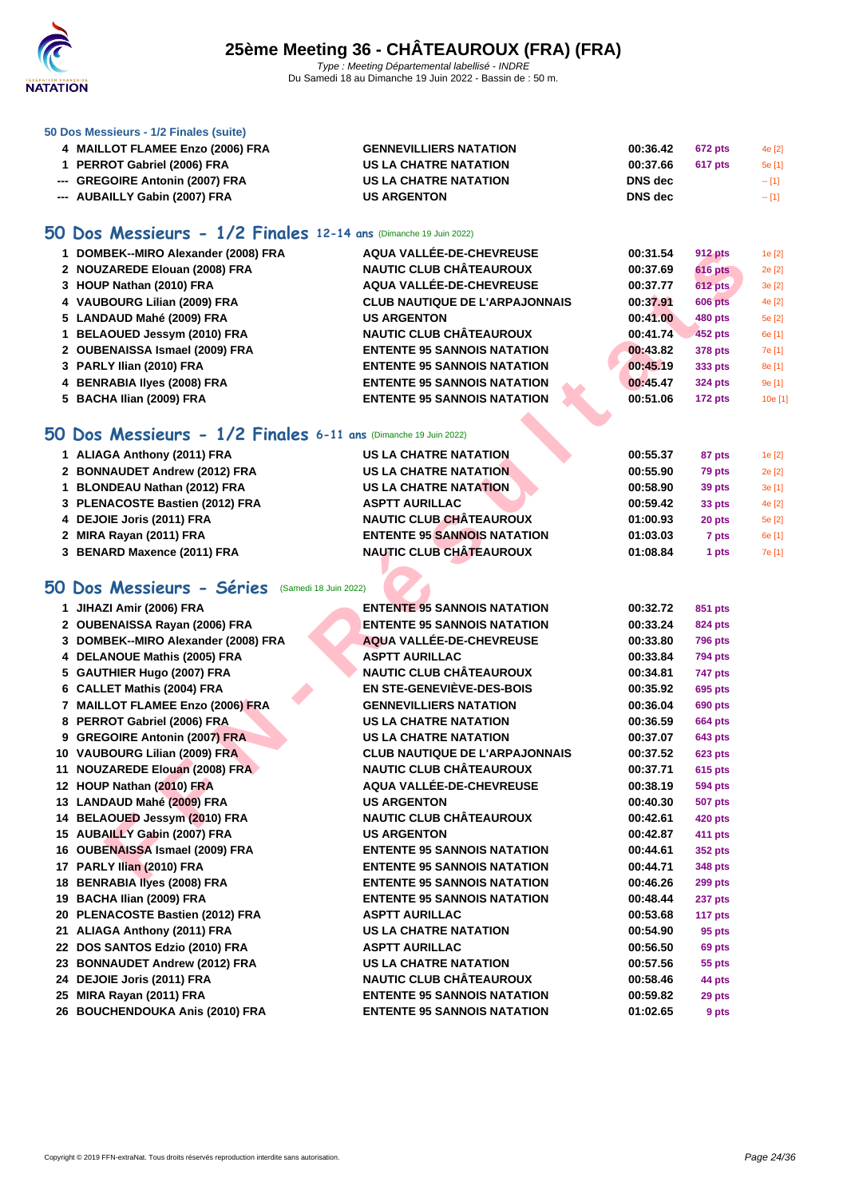### 50 Dos Messieurs - 1/2 Finales (suite)

| | | | | | |
|---|---|---|---|---|---|
| 4 | MAILLOT FLAMEE Enzo (2006) FRA | GENNEVILLIERS NATATION | 00:36.42 | 672 pts | 4e [2] |
| 1 | PERROT Gabriel (2006) FRA | US LA CHATRE NATATION | 00:37.66 | 617 pts | 5e [1] |
| --- | GREGOIRE Antonin (2007) FRA | US LA CHATRE NATATION | DNS dec | | -- [1] |
| --- | AUBAILLY Gabin (2007) FRA | US ARGENTON | DNS dec | | -- [1] |

## 50 Dos Messieurs - 1/2 Finales 12-14 ans (Dimanche 19 Juin 2022)

| | | | | | |
|---|---|---|---|---|---|
| 1 | DOMBEK--MIRO Alexander (2008) FRA | AQUA VALLÉE-DE-CHEVREUSE | 00:31.54 | 912 pts | 1e [2] |
| 2 | NOUZAREDE Elouan (2008) FRA | NAUTIC CLUB CHÂTEAUROUX | 00:37.69 | 616 pts | 2e [2] |
| 3 | HOUP Nathan (2010) FRA | AQUA VALLÉE-DE-CHEVREUSE | 00:37.77 | 612 pts | 3e [2] |
| 4 | VAUBOURG Lilian (2009) FRA | CLUB NAUTIQUE DE L'ARPAJONNAIS | 00:37.91 | 606 pts | 4e [2] |
| 5 | LANDAUD Mahé (2009) FRA | US ARGENTON | 00:41.00 | 480 pts | 5e [2] |
| 1 | BELAOUED Jessym (2010) FRA | NAUTIC CLUB CHÂTEAUROUX | 00:41.74 | 452 pts | 6e [1] |
| 2 | OUBENAISSA Ismael (2009) FRA | ENTENTE 95 SANNOIS NATATION | 00:43.82 | 378 pts | 7e [1] |
| 3 | PARLY Ilian (2010) FRA | ENTENTE 95 SANNOIS NATATION | 00:45.19 | 333 pts | 8e [1] |
| 4 | BENRABIA Ilyes (2008) FRA | ENTENTE 95 SANNOIS NATATION | 00:45.47 | 324 pts | 9e [1] |
| 5 | BACHA Ilian (2009) FRA | ENTENTE 95 SANNOIS NATATION | 00:51.06 | 172 pts | 10e [1] |

## 50 Dos Messieurs - 1/2 Finales 6-11 ans (Dimanche 19 Juin 2022)

| | | | | | |
|---|---|---|---|---|---|
| 1 | ALIAGA Anthony (2011) FRA | US LA CHATRE NATATION | 00:55.37 | 87 pts | 1e [2] |
| 2 | BONNAUDET Andrew (2012) FRA | US LA CHATRE NATATION | 00:55.90 | 79 pts | 2e [2] |
| 1 | BLONDEAU Nathan (2012) FRA | US LA CHATRE NATATION | 00:58.90 | 39 pts | 3e [1] |
| 3 | PLENACOSTE Bastien (2012) FRA | ASPTT AURILLAC | 00:59.42 | 33 pts | 4e [2] |
| 4 | DEJOIE Joris (2011) FRA | NAUTIC CLUB CHÂTEAUROUX | 01:00.93 | 20 pts | 5e [2] |
| 2 | MIRA Rayan (2011) FRA | ENTENTE 95 SANNOIS NATATION | 01:03.03 | 7 pts | 6e [1] |
| 3 | BENARD Maxence (2011) FRA | NAUTIC CLUB CHÂTEAUROUX | 01:08.84 | 1 pts | 7e [1] |

## 50 Dos Messieurs - Séries (Samedi 18 Juin 2022)

| | | | | |
|---|---|---|---|---|
| 1 | JIHAZI Amir (2006) FRA | ENTENTE 95 SANNOIS NATATION | 00:32.72 | 851 pts |
| 2 | OUBENAISSA Rayan (2006) FRA | ENTENTE 95 SANNOIS NATATION | 00:33.24 | 824 pts |
| 3 | DOMBEK--MIRO Alexander (2008) FRA | AQUA VALLÉE-DE-CHEVREUSE | 00:33.80 | 796 pts |
| 4 | DELANOUE Mathis (2005) FRA | ASPTT AURILLAC | 00:33.84 | 794 pts |
| 5 | GAUTHIER Hugo (2007) FRA | NAUTIC CLUB CHÂTEAUROUX | 00:34.81 | 747 pts |
| 6 | CALLET Mathis (2004) FRA | EN STE-GENEVIÈVE-DES-BOIS | 00:35.92 | 695 pts |
| 7 | MAILLOT FLAMEE Enzo (2006) FRA | GENNEVILLIERS NATATION | 00:36.04 | 690 pts |
| 8 | PERROT Gabriel (2006) FRA | US LA CHATRE NATATION | 00:36.59 | 664 pts |
| 9 | GREGOIRE Antonin (2007) FRA | US LA CHATRE NATATION | 00:37.07 | 643 pts |
| 10 | VAUBOURG Lilian (2009) FRA | CLUB NAUTIQUE DE L'ARPAJONNAIS | 00:37.52 | 623 pts |
| 11 | NOUZAREDE Elouan (2008) FRA | NAUTIC CLUB CHÂTEAUROUX | 00:37.71 | 615 pts |
| 12 | HOUP Nathan (2010) FRA | AQUA VALLÉE-DE-CHEVREUSE | 00:38.19 | 594 pts |
| 13 | LANDAUD Mahé (2009) FRA | US ARGENTON | 00:40.30 | 507 pts |
| 14 | BELAOUED Jessym (2010) FRA | NAUTIC CLUB CHÂTEAUROUX | 00:42.61 | 420 pts |
| 15 | AUBAILLY Gabin (2007) FRA | US ARGENTON | 00:42.87 | 411 pts |
| 16 | OUBENAISSA Ismael (2009) FRA | ENTENTE 95 SANNOIS NATATION | 00:44.61 | 352 pts |
| 17 | PARLY Ilian (2010) FRA | ENTENTE 95 SANNOIS NATATION | 00:44.71 | 348 pts |
| 18 | BENRABIA Ilyes (2008) FRA | ENTENTE 95 SANNOIS NATATION | 00:46.26 | 299 pts |
| 19 | BACHA Ilian (2009) FRA | ENTENTE 95 SANNOIS NATATION | 00:48.44 | 237 pts |
| 20 | PLENACOSTE Bastien (2012) FRA | ASPTT AURILLAC | 00:53.68 | 117 pts |
| 21 | ALIAGA Anthony (2011) FRA | US LA CHATRE NATATION | 00:54.90 | 95 pts |
| 22 | DOS SANTOS Edzio (2010) FRA | ASPTT AURILLAC | 00:56.50 | 69 pts |
| 23 | BONNAUDET Andrew (2012) FRA | US LA CHATRE NATATION | 00:57.56 | 55 pts |
| 24 | DEJOIE Joris (2011) FRA | NAUTIC CLUB CHÂTEAUROUX | 00:58.46 | 44 pts |
| 25 | MIRA Rayan (2011) FRA | ENTENTE 95 SANNOIS NATATION | 00:59.82 | 29 pts |
| 26 | BOUCHENDOUKA Anis (2010) FRA | ENTENTE 95 SANNOIS NATATION | 01:02.65 | 9 pts |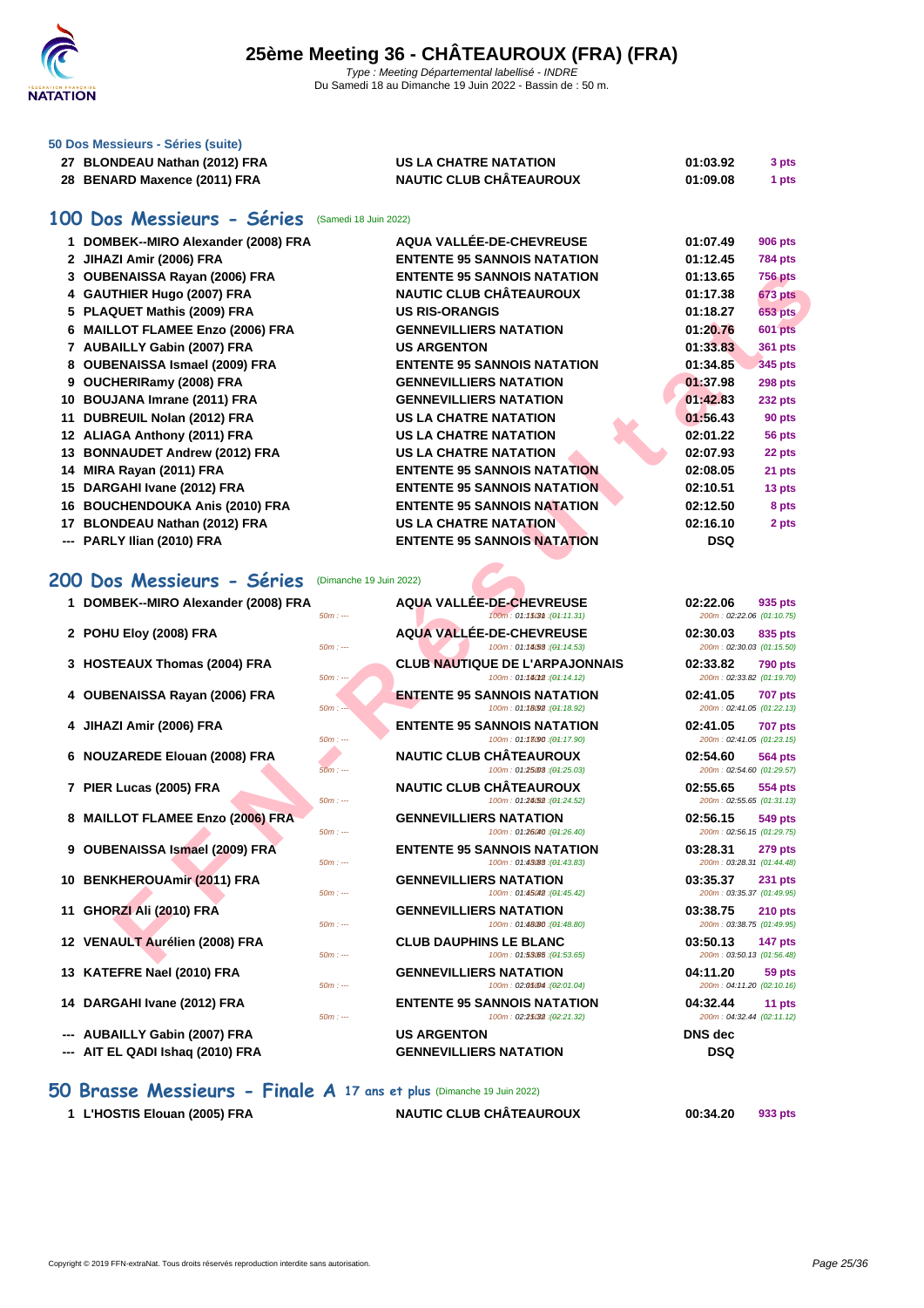# 25ème Meeting 36 - CHÂTEAUROUX (FRA) (FRA)

Type : Meeting Départemental labellisé - INDRE
Du Samedi 18 au Dimanche 19 Juin 2022 - Bassin de : 50 m.

### 50 Dos Messieurs - Séries (suite)

| | | | | |
|---|---|---|---|---|
| 27 | BLONDEAU Nathan (2012) FRA | US LA CHATRE NATATION | 01:03.92 | 3 pts |
| 28 | BENARD Maxence (2011) FRA | NAUTIC CLUB CHÂTEAUROUX | 01:09.08 | 1 pts |

## 100 Dos Messieurs - Séries (Samedi 18 Juin 2022)

| | | | | |
|---|---|---|---|---|
| 1 | DOMBEK--MIRO Alexander (2008) FRA | AQUA VALLÉE-DE-CHEVREUSE | 01:07.49 | 906 pts |
| 2 | JIHAZI Amir (2006) FRA | ENTENTE 95 SANNOIS NATATION | 01:12.45 | 784 pts |
| 3 | OUBENAISSA Rayan (2006) FRA | ENTENTE 95 SANNOIS NATATION | 01:13.65 | 756 pts |
| 4 | GAUTHIER Hugo (2007) FRA | NAUTIC CLUB CHÂTEAUROUX | 01:17.38 | 673 pts |
| 5 | PLAQUET Mathis (2009) FRA | US RIS-ORANGIS | 01:18.27 | 653 pts |
| 6 | MAILLOT FLAMEE Enzo (2006) FRA | GENNEVILLIERS NATATION | 01:20.76 | 601 pts |
| 7 | AUBAILLY Gabin (2007) FRA | US ARGENTON | 01:33.83 | 361 pts |
| 8 | OUBENAISSA Ismael (2009) FRA | ENTENTE 95 SANNOIS NATATION | 01:34.85 | 345 pts |
| 9 | OUCHERIRamy (2008) FRA | GENNEVILLIERS NATATION | 01:37.98 | 298 pts |
| 10 | BOUJANA Imrane (2011) FRA | GENNEVILLIERS NATATION | 01:42.83 | 232 pts |
| 11 | DUBREUIL Nolan (2012) FRA | US LA CHATRE NATATION | 01:56.43 | 90 pts |
| 12 | ALIAGA Anthony (2011) FRA | US LA CHATRE NATATION | 02:01.22 | 56 pts |
| 13 | BONNAUDET Andrew (2012) FRA | US LA CHATRE NATATION | 02:07.93 | 22 pts |
| 14 | MIRA Rayan (2011) FRA | ENTENTE 95 SANNOIS NATATION | 02:08.05 | 21 pts |
| 15 | DARGAHI Ivane (2012) FRA | ENTENTE 95 SANNOIS NATATION | 02:10.51 | 13 pts |
| 16 | BOUCHENDOUKA Anis (2010) FRA | ENTENTE 95 SANNOIS NATATION | 02:12.50 | 8 pts |
| 17 | BLONDEAU Nathan (2012) FRA | US LA CHATRE NATATION | 02:16.10 | 2 pts |
| --- | PARLY Ilian (2010) FRA | ENTENTE 95 SANNOIS NATATION | DSQ | |

## 200 Dos Messieurs - Séries (Dimanche 19 Juin 2022)

| | | | | |
|---|---|---|---|---|
| 1 | DOMBEK--MIRO Alexander (2008) FRA | AQUA VALLÉE-DE-CHEVREUSE | 02:22.06 | 935 pts |
| | 50m : --- | 100m : 01:11.31 (01:11.31) | 200m : 02:22.06 (01:10.75) | |
| 2 | POHU Eloy (2008) FRA | AQUA VALLÉE-DE-CHEVREUSE | 02:30.03 | 835 pts |
| | 50m : --- | 100m : 01:14.53 (01:14.53) | 200m : 02:30.03 (01:15.50) | |
| 3 | HOSTEAUX Thomas (2004) FRA | CLUB NAUTIQUE DE L'ARPAJONNAIS | 02:33.82 | 790 pts |
| | 50m : --- | 100m : 01:14.12 (01:14.12) | 200m : 02:33.82 (01:19.70) | |
| 4 | OUBENAISSA Rayan (2006) FRA | ENTENTE 95 SANNOIS NATATION | 02:41.05 | 707 pts |
| | 50m : --- | 100m : 01:18.92 (01:18.92) | 200m : 02:41.05 (01:22.13) | |
| 4 | JIHAZI Amir (2006) FRA | ENTENTE 95 SANNOIS NATATION | 02:41.05 | 707 pts |
| | 50m : --- | 100m : 01:17.90 (01:17.90) | 200m : 02:41.05 (01:23.15) | |
| 6 | NOUZAREDE Elouan (2008) FRA | NAUTIC CLUB CHÂTEAUROUX | 02:54.60 | 564 pts |
| | 50m : --- | 100m : 01:25.03 (01:25.03) | 200m : 02:54.60 (01:29.57) | |
| 7 | PIER Lucas (2005) FRA | NAUTIC CLUB CHÂTEAUROUX | 02:55.65 | 554 pts |
| | 50m : --- | 100m : 01:24.52 (01:24.52) | 200m : 02:55.65 (01:31.13) | |
| 8 | MAILLOT FLAMEE Enzo (2006) FRA | GENNEVILLIERS NATATION | 02:56.15 | 549 pts |
| | 50m : --- | 100m : 01:26.40 (01:26.40) | 200m : 02:56.15 (01:29.75) | |
| 9 | OUBENAISSA Ismael (2009) FRA | ENTENTE 95 SANNOIS NATATION | 03:28.31 | 279 pts |
| | 50m : --- | 100m : 01:43.83 (01:43.83) | 200m : 03:28.31 (01:44.48) | |
| 10 | BENKHEROUAmir (2011) FRA | GENNEVILLIERS NATATION | 03:35.37 | 231 pts |
| | 50m : --- | 100m : 01:45.42 (01:45.42) | 200m : 03:35.37 (01:49.95) | |
| 11 | GHORZI Ali (2010) FRA | GENNEVILLIERS NATATION | 03:38.75 | 210 pts |
| | 50m : --- | 100m : 01:48.80 (01:48.80) | 200m : 03:38.75 (01:49.95) | |
| 12 | VENAULT Aurélien (2008) FRA | CLUB DAUPHINS LE BLANC | 03:50.13 | 147 pts |
| | 50m : --- | 100m : 01:53.65 (01:53.65) | 200m : 03:50.13 (01:56.48) | |
| 13 | KATEFRE Nael (2010) FRA | GENNEVILLIERS NATATION | 04:11.20 | 59 pts |
| | 50m : --- | 100m : 02:01.04 (02:01.04) | 200m : 04:11.20 (02:10.16) | |
| 14 | DARGAHI Ivane (2012) FRA | ENTENTE 95 SANNOIS NATATION | 04:32.44 | 11 pts |
| | 50m : --- | 100m : 02:21.32 (02:21.32) | 200m : 04:32.44 (02:11.12) | |
| --- | AUBAILLY Gabin (2007) FRA | US ARGENTON | DNS dec | |
| --- | AIT EL QADI Ishaq (2010) FRA | GENNEVILLIERS NATATION | DSQ | |

## 50 Brasse Messieurs - Finale A 17 ans et plus (Dimanche 19 Juin 2022)

| | | | | |
|---|---|---|---|---|
| 1 | L'HOSTIS Elouan (2005) FRA | NAUTIC CLUB CHÂTEAUROUX | 00:34.20 | 933 pts |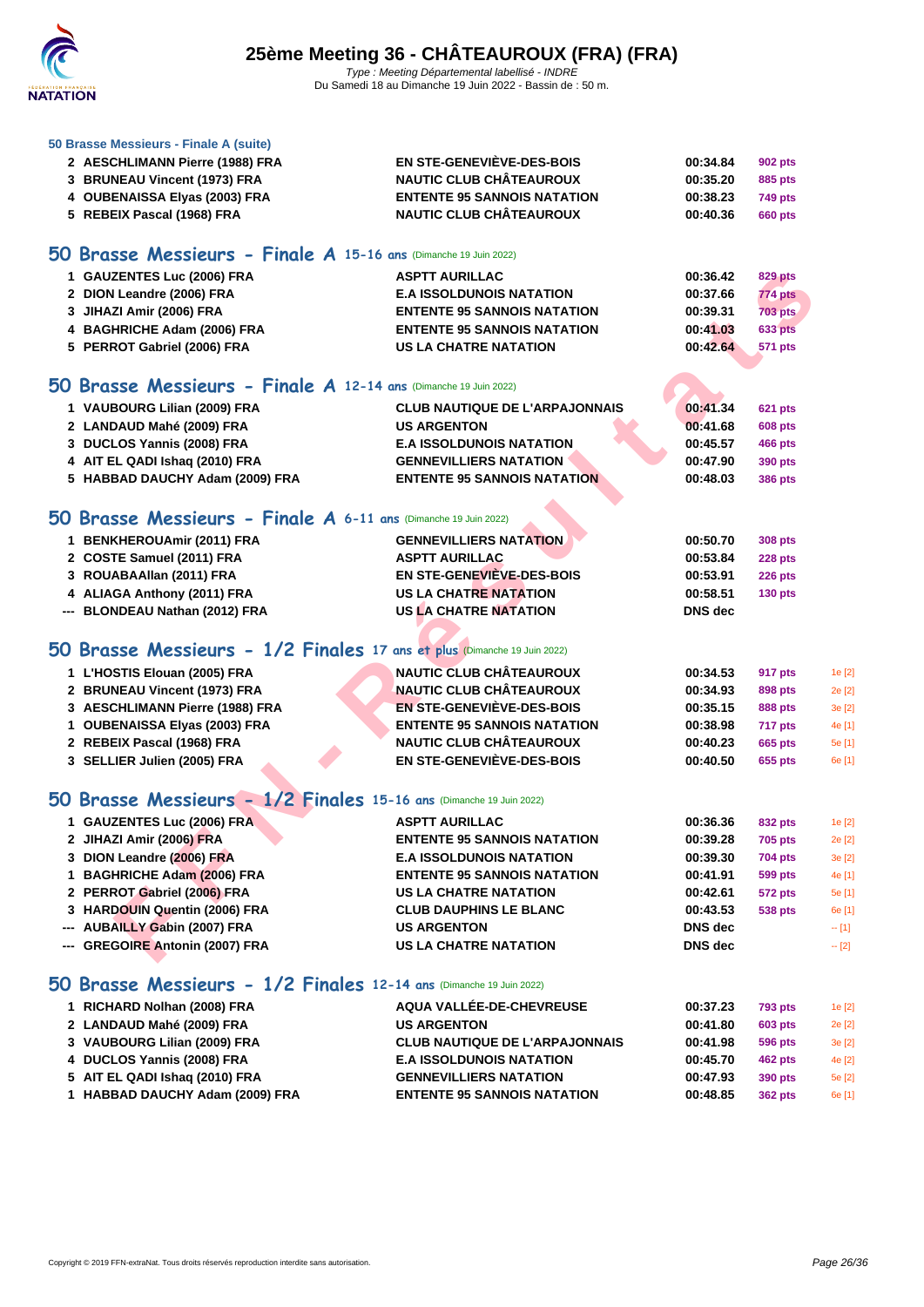### 50 Brasse Messieurs - Finale A (suite)

| | | | | |
|---|---|---|---|---|
| 2 | AESCHLIMANN Pierre (1988) FRA | EN STE-GENEVIÈVE-DES-BOIS | 00:34.84 | 902 pts |
| 3 | BRUNEAU Vincent (1973) FRA | NAUTIC CLUB CHÂTEAUROUX | 00:35.20 | 885 pts |
| 4 | OUBENAISSA Elyas (2003) FRA | ENTENTE 95 SANNOIS NATATION | 00:38.23 | 749 pts |
| 5 | REBEIX Pascal (1968) FRA | NAUTIC CLUB CHÂTEAUROUX | 00:40.36 | 660 pts |

## 50 Brasse Messieurs - Finale A 15-16 ans (Dimanche 19 Juin 2022)

| | | | | |
|---|---|---|---|---|
| 1 | GAUZENTES Luc (2006) FRA | ASPTT AURILLAC | 00:36.42 | 829 pts |
| 2 | DION Leandre (2006) FRA | E.A ISSOLDUNOIS NATATION | 00:37.66 | 774 pts |
| 3 | JIHAZI Amir (2006) FRA | ENTENTE 95 SANNOIS NATATION | 00:39.31 | 703 pts |
| 4 | BAGHRICHE Adam (2006) FRA | ENTENTE 95 SANNOIS NATATION | 00:41.03 | 633 pts |
| 5 | PERROT Gabriel (2006) FRA | US LA CHATRE NATATION | 00:42.64 | 571 pts |

## 50 Brasse Messieurs - Finale A 12-14 ans (Dimanche 19 Juin 2022)

| | | | | |
|---|---|---|---|---|
| 1 | VAUBOURG Lilian (2009) FRA | CLUB NAUTIQUE DE L'ARPAJONNAIS | 00:41.34 | 621 pts |
| 2 | LANDAUD Mahé (2009) FRA | US ARGENTON | 00:41.68 | 608 pts |
| 3 | DUCLOS Yannis (2008) FRA | E.A ISSOLDUNOIS NATATION | 00:45.57 | 466 pts |
| 4 | AIT EL QADI Ishaq (2010) FRA | GENNEVILLIERS NATATION | 00:47.90 | 390 pts |
| 5 | HABBAD DAUCHY Adam (2009) FRA | ENTENTE 95 SANNOIS NATATION | 00:48.03 | 386 pts |

## 50 Brasse Messieurs - Finale A 6-11 ans (Dimanche 19 Juin 2022)

| | | | | |
|---|---|---|---|---|
| 1 | BENKHEROUAmir (2011) FRA | GENNEVILLIERS NATATION | 00:50.70 | 308 pts |
| 2 | COSTE Samuel (2011) FRA | ASPTT AURILLAC | 00:53.84 | 228 pts |
| 3 | ROUABAAllan (2011) FRA | EN STE-GENEVIÈVE-DES-BOIS | 00:53.91 | 226 pts |
| 4 | ALIAGA Anthony (2011) FRA | US LA CHATRE NATATION | 00:58.51 | 130 pts |
| --- | BLONDEAU Nathan (2012) FRA | US LA CHATRE NATATION | DNS dec | |

## 50 Brasse Messieurs - 1/2 Finales 17 ans et plus (Dimanche 19 Juin 2022)

| | | | | | |
|---|---|---|---|---|---|
| 1 | L'HOSTIS Elouan (2005) FRA | NAUTIC CLUB CHÂTEAUROUX | 00:34.53 | 917 pts | 1e [2] |
| 2 | BRUNEAU Vincent (1973) FRA | NAUTIC CLUB CHÂTEAUROUX | 00:34.93 | 898 pts | 2e [2] |
| 3 | AESCHLIMANN Pierre (1988) FRA | EN STE-GENEVIÈVE-DES-BOIS | 00:35.15 | 888 pts | 3e [2] |
| 1 | OUBENAISSA Elyas (2003) FRA | ENTENTE 95 SANNOIS NATATION | 00:38.98 | 717 pts | 4e [1] |
| 2 | REBEIX Pascal (1968) FRA | NAUTIC CLUB CHÂTEAUROUX | 00:40.23 | 665 pts | 5e [1] |
| 3 | SELLIER Julien (2005) FRA | EN STE-GENEVIÈVE-DES-BOIS | 00:40.50 | 655 pts | 6e [1] |

## 50 Brasse Messieurs - 1/2 Finales 15-16 ans (Dimanche 19 Juin 2022)

| | | | | | |
|---|---|---|---|---|---|
| 1 | GAUZENTES Luc (2006) FRA | ASPTT AURILLAC | 00:36.36 | 832 pts | 1e [2] |
| 2 | JIHAZI Amir (2006) FRA | ENTENTE 95 SANNOIS NATATION | 00:39.28 | 705 pts | 2e [2] |
| 3 | DION Leandre (2006) FRA | E.A ISSOLDUNOIS NATATION | 00:39.30 | 704 pts | 3e [2] |
| 1 | BAGHRICHE Adam (2006) FRA | ENTENTE 95 SANNOIS NATATION | 00:41.91 | 599 pts | 4e [1] |
| 2 | PERROT Gabriel (2006) FRA | US LA CHATRE NATATION | 00:42.61 | 572 pts | 5e [1] |
| 3 | HARDOUIN Quentin (2006) FRA | CLUB DAUPHINS LE BLANC | 00:43.53 | 538 pts | 6e [1] |
| --- | AUBAILLY Gabin (2007) FRA | US ARGENTON | DNS dec | | -- [1] |
| --- | GREGOIRE Antonin (2007) FRA | US LA CHATRE NATATION | DNS dec | | -- [2] |

## 50 Brasse Messieurs - 1/2 Finales 12-14 ans (Dimanche 19 Juin 2022)

| | | | | | |
|---|---|---|---|---|---|
| 1 | RICHARD Nolhan (2008) FRA | AQUA VALLÉE-DE-CHEVREUSE | 00:37.23 | 793 pts | 1e [2] |
| 2 | LANDAUD Mahé (2009) FRA | US ARGENTON | 00:41.80 | 603 pts | 2e [2] |
| 3 | VAUBOURG Lilian (2009) FRA | CLUB NAUTIQUE DE L'ARPAJONNAIS | 00:41.98 | 596 pts | 3e [2] |
| 4 | DUCLOS Yannis (2008) FRA | E.A ISSOLDUNOIS NATATION | 00:45.70 | 462 pts | 4e [2] |
| 5 | AIT EL QADI Ishaq (2010) FRA | GENNEVILLIERS NATATION | 00:47.93 | 390 pts | 5e [2] |
| 1 | HABBAD DAUCHY Adam (2009) FRA | ENTENTE 95 SANNOIS NATATION | 00:48.85 | 362 pts | 6e [1] |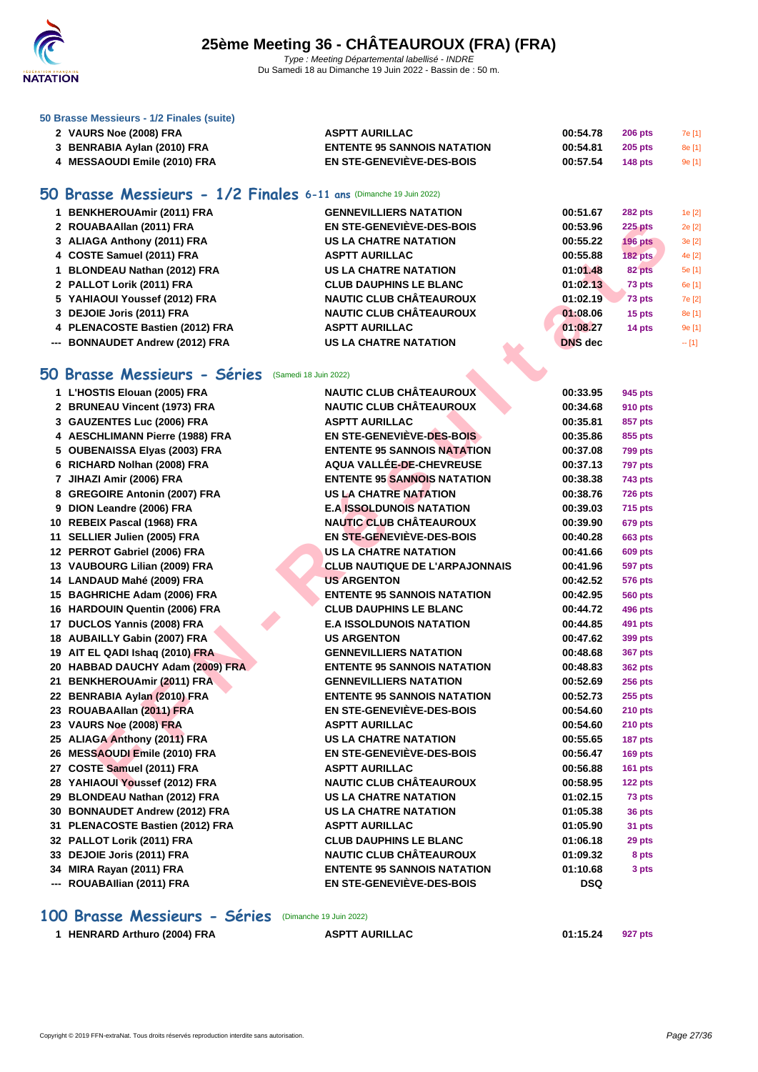### 50 Brasse Messieurs - 1/2 Finales (suite)

| | | | | | |
|---|---|---|---|---|---|
| 2 | VAURS Noe (2008) FRA | ASPTT AURILLAC | 00:54.78 | 206 pts | 7e [1] |
| 3 | BENRABIA Aylan (2010) FRA | ENTENTE 95 SANNOIS NATATION | 00:54.81 | 205 pts | 8e [1] |
| 4 | MESSAOUDI Emile (2010) FRA | EN STE-GENEVIÈVE-DES-BOIS | 00:57.54 | 148 pts | 9e [1] |

## 50 Brasse Messieurs - 1/2 Finales 6-11 ans (Dimanche 19 Juin 2022)

| | | | | | |
|---|---|---|---|---|---|
| 1 | BENKHEROUAmir (2011) FRA | GENNEVILLIERS NATATION | 00:51.67 | 282 pts | 1e [2] |
| 2 | ROUABAAllan (2011) FRA | EN STE-GENEVIÈVE-DES-BOIS | 00:53.96 | 225 pts | 2e [2] |
| 3 | ALIAGA Anthony (2011) FRA | US LA CHATRE NATATION | 00:55.22 | 196 pts | 3e [2] |
| 4 | COSTE Samuel (2011) FRA | ASPTT AURILLAC | 00:55.88 | 182 pts | 4e [2] |
| 1 | BLONDEAU Nathan (2012) FRA | US LA CHATRE NATATION | 01:01.48 | 82 pts | 5e [1] |
| 2 | PALLOT Lorik (2011) FRA | CLUB DAUPHINS LE BLANC | 01:02.13 | 73 pts | 6e [1] |
| 5 | YAHIAOUI Youssef (2012) FRA | NAUTIC CLUB CHÂTEAUROUX | 01:02.19 | 73 pts | 7e [2] |
| 3 | DEJOIE Joris (2011) FRA | NAUTIC CLUB CHÂTEAUROUX | 01:08.06 | 15 pts | 8e [1] |
| 4 | PLENACOSTE Bastien (2012) FRA | ASPTT AURILLAC | 01:08.27 | 14 pts | 9e [1] |
| --- | BONNAUDET Andrew (2012) FRA | US LA CHATRE NATATION | DNS dec | | -- [1] |

## 50 Brasse Messieurs - Séries (Samedi 18 Juin 2022)

| | | | | |
|---|---|---|---|---|
| 1 | L'HOSTIS Elouan (2005) FRA | NAUTIC CLUB CHÂTEAUROUX | 00:33.95 | 945 pts |
| 2 | BRUNEAU Vincent (1973) FRA | NAUTIC CLUB CHÂTEAUROUX | 00:34.68 | 910 pts |
| 3 | GAUZENTES Luc (2006) FRA | ASPTT AURILLAC | 00:35.81 | 857 pts |
| 4 | AESCHLIMANN Pierre (1988) FRA | EN STE-GENEVIÈVE-DES-BOIS | 00:35.86 | 855 pts |
| 5 | OUBENAISSA Elyas (2003) FRA | ENTENTE 95 SANNOIS NATATION | 00:37.08 | 799 pts |
| 6 | RICHARD Nolhan (2008) FRA | AQUA VALLÉE-DE-CHEVREUSE | 00:37.13 | 797 pts |
| 7 | JIHAZI Amir (2006) FRA | ENTENTE 95 SANNOIS NATATION | 00:38.38 | 743 pts |
| 8 | GREGOIRE Antonin (2007) FRA | US LA CHATRE NATATION | 00:38.76 | 726 pts |
| 9 | DION Leandre (2006) FRA | E.A ISSOLDUNOIS NATATION | 00:39.03 | 715 pts |
| 10 | REBEIX Pascal (1968) FRA | NAUTIC CLUB CHÂTEAUROUX | 00:39.90 | 679 pts |
| 11 | SELLIER Julien (2005) FRA | EN STE-GENEVIÈVE-DES-BOIS | 00:40.28 | 663 pts |
| 12 | PERROT Gabriel (2006) FRA | US LA CHATRE NATATION | 00:41.66 | 609 pts |
| 13 | VAUBOURG Lilian (2009) FRA | CLUB NAUTIQUE DE L'ARPAJONNAIS | 00:41.96 | 597 pts |
| 14 | LANDAUD Mahé (2009) FRA | US ARGENTON | 00:42.52 | 576 pts |
| 15 | BAGHRICHE Adam (2006) FRA | ENTENTE 95 SANNOIS NATATION | 00:42.95 | 560 pts |
| 16 | HARDOUIN Quentin (2006) FRA | CLUB DAUPHINS LE BLANC | 00:44.72 | 496 pts |
| 17 | DUCLOS Yannis (2008) FRA | E.A ISSOLDUNOIS NATATION | 00:44.85 | 491 pts |
| 18 | AUBAILLY Gabin (2007) FRA | US ARGENTON | 00:47.62 | 399 pts |
| 19 | AIT EL QADI Ishaq (2010) FRA | GENNEVILLIERS NATATION | 00:48.68 | 367 pts |
| 20 | HABBAD DAUCHY Adam (2009) FRA | ENTENTE 95 SANNOIS NATATION | 00:48.83 | 362 pts |
| 21 | BENKHEROUAmir (2011) FRA | GENNEVILLIERS NATATION | 00:52.69 | 256 pts |
| 22 | BENRABIA Aylan (2010) FRA | ENTENTE 95 SANNOIS NATATION | 00:52.73 | 255 pts |
| 23 | ROUABAAllan (2011) FRA | EN STE-GENEVIÈVE-DES-BOIS | 00:54.60 | 210 pts |
| 23 | VAURS Noe (2008) FRA | ASPTT AURILLAC | 00:54.60 | 210 pts |
| 25 | ALIAGA Anthony (2011) FRA | US LA CHATRE NATATION | 00:55.65 | 187 pts |
| 26 | MESSAOUDI Emile (2010) FRA | EN STE-GENEVIÈVE-DES-BOIS | 00:56.47 | 169 pts |
| 27 | COSTE Samuel (2011) FRA | ASPTT AURILLAC | 00:56.88 | 161 pts |
| 28 | YAHIAOUI Youssef (2012) FRA | NAUTIC CLUB CHÂTEAUROUX | 00:58.95 | 122 pts |
| 29 | BLONDEAU Nathan (2012) FRA | US LA CHATRE NATATION | 01:02.15 | 73 pts |
| 30 | BONNAUDET Andrew (2012) FRA | US LA CHATRE NATATION | 01:05.38 | 36 pts |
| 31 | PLENACOSTE Bastien (2012) FRA | ASPTT AURILLAC | 01:05.90 | 31 pts |
| 32 | PALLOT Lorik (2011) FRA | CLUB DAUPHINS LE BLANC | 01:06.18 | 29 pts |
| 33 | DEJOIE Joris (2011) FRA | NAUTIC CLUB CHÂTEAUROUX | 01:09.32 | 8 pts |
| 34 | MIRA Rayan (2011) FRA | ENTENTE 95 SANNOIS NATATION | 01:10.68 | 3 pts |
| --- | ROUABAIlian (2011) FRA | EN STE-GENEVIÈVE-DES-BOIS | DSQ | |

## 100 Brasse Messieurs - Séries (Dimanche 19 Juin 2022)

| | | | | |
|---|---|---|---|---|
| 1 | HENRARD Arthuro (2004) FRA | ASPTT AURILLAC | 01:15.24 | 927 pts |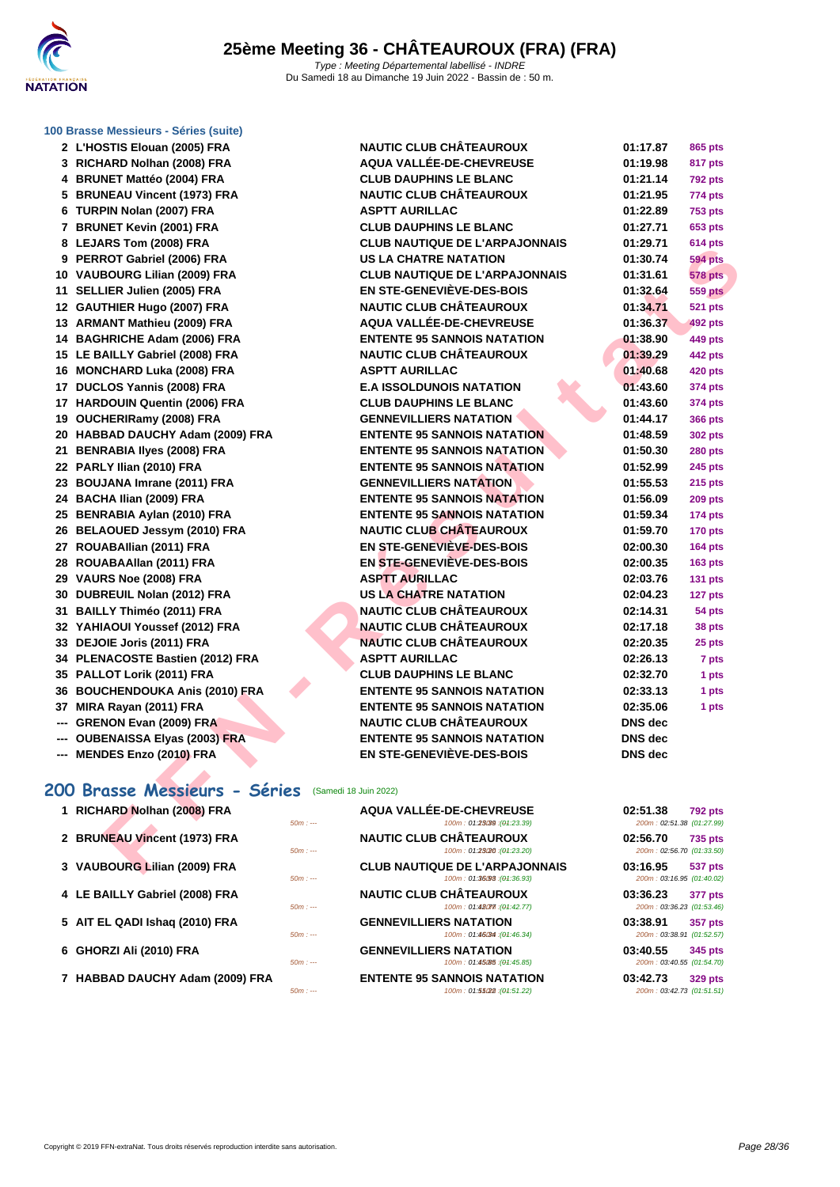### 100 Brasse Messieurs - Séries (suite)

| Rang | Nom | Club | Temps | Points |
|---|---|---|---|---|
| 2 | L'HOSTIS Elouan (2005) FRA | NAUTIC CLUB CHÂTEAUROUX | 01:17.87 | 865 pts |
| 3 | RICHARD Nolhan (2008) FRA | AQUA VALLÉE-DE-CHEVREUSE | 01:19.98 | 817 pts |
| 4 | BRUNET Mattéo (2004) FRA | CLUB DAUPHINS LE BLANC | 01:21.14 | 792 pts |
| 5 | BRUNEAU Vincent (1973) FRA | NAUTIC CLUB CHÂTEAUROUX | 01:21.95 | 774 pts |
| 6 | TURPIN Nolan (2007) FRA | ASPTT AURILLAC | 01:22.89 | 753 pts |
| 7 | BRUNET Kevin (2001) FRA | CLUB DAUPHINS LE BLANC | 01:27.71 | 653 pts |
| 8 | LEJARS Tom (2008) FRA | CLUB NAUTIQUE DE L'ARPAJONNAIS | 01:29.71 | 614 pts |
| 9 | PERROT Gabriel (2006) FRA | US LA CHATRE NATATION | 01:30.74 | 594 pts |
| 10 | VAUBOURG Lilian (2009) FRA | CLUB NAUTIQUE DE L'ARPAJONNAIS | 01:31.61 | 578 pts |
| 11 | SELLIER Julien (2005) FRA | EN STE-GENEVIÈVE-DES-BOIS | 01:32.64 | 559 pts |
| 12 | GAUTHIER Hugo (2007) FRA | NAUTIC CLUB CHÂTEAUROUX | 01:34.71 | 521 pts |
| 13 | ARMANT Mathieu (2009) FRA | AQUA VALLÉE-DE-CHEVREUSE | 01:36.37 | 492 pts |
| 14 | BAGHRICHE Adam (2006) FRA | ENTENTE 95 SANNOIS NATATION | 01:38.90 | 449 pts |
| 15 | LE BAILLY Gabriel (2008) FRA | NAUTIC CLUB CHÂTEAUROUX | 01:39.29 | 442 pts |
| 16 | MONCHARD Luka (2008) FRA | ASPTT AURILLAC | 01:40.68 | 420 pts |
| 17 | DUCLOS Yannis (2008) FRA | E.A ISSOLDUNOIS NATATION | 01:43.60 | 374 pts |
| 17 | HARDOUIN Quentin (2006) FRA | CLUB DAUPHINS LE BLANC | 01:43.60 | 374 pts |
| 19 | OUCHERIRamy (2008) FRA | GENNEVILLIERS NATATION | 01:44.17 | 366 pts |
| 20 | HABBAD DAUCHY Adam (2009) FRA | ENTENTE 95 SANNOIS NATATION | 01:48.59 | 302 pts |
| 21 | BENRABIA Ilyes (2008) FRA | ENTENTE 95 SANNOIS NATATION | 01:50.30 | 280 pts |
| 22 | PARLY Ilian (2010) FRA | ENTENTE 95 SANNOIS NATATION | 01:52.99 | 245 pts |
| 23 | BOUJANA Imrane (2011) FRA | GENNEVILLIERS NATATION | 01:55.53 | 215 pts |
| 24 | BACHA Ilian (2009) FRA | ENTENTE 95 SANNOIS NATATION | 01:56.09 | 209 pts |
| 25 | BENRABIA Aylan (2010) FRA | ENTENTE 95 SANNOIS NATATION | 01:59.34 | 174 pts |
| 26 | BELAOUED Jessym (2010) FRA | NAUTIC CLUB CHÂTEAUROUX | 01:59.70 | 170 pts |
| 27 | ROUABAIlian (2011) FRA | EN STE-GENEVIÈVE-DES-BOIS | 02:00.30 | 164 pts |
| 28 | ROUABAAllan (2011) FRA | EN STE-GENEVIÈVE-DES-BOIS | 02:00.35 | 163 pts |
| 29 | VAURS Noe (2008) FRA | ASPTT AURILLAC | 02:03.76 | 131 pts |
| 30 | DUBREUIL Nolan (2012) FRA | US LA CHATRE NATATION | 02:04.23 | 127 pts |
| 31 | BAILLY Thiméo (2011) FRA | NAUTIC CLUB CHÂTEAUROUX | 02:14.31 | 54 pts |
| 32 | YAHIAOUI Youssef (2012) FRA | NAUTIC CLUB CHÂTEAUROUX | 02:17.18 | 38 pts |
| 33 | DEJOIE Joris (2011) FRA | NAUTIC CLUB CHÂTEAUROUX | 02:20.35 | 25 pts |
| 34 | PLENACOSTE Bastien (2012) FRA | ASPTT AURILLAC | 02:26.13 | 7 pts |
| 35 | PALLOT Lorik (2011) FRA | CLUB DAUPHINS LE BLANC | 02:32.70 | 1 pts |
| 36 | BOUCHENDOUKA Anis (2010) FRA | ENTENTE 95 SANNOIS NATATION | 02:33.13 | 1 pts |
| 37 | MIRA Rayan (2011) FRA | ENTENTE 95 SANNOIS NATATION | 02:35.06 | 1 pts |
| --- | GRENON Evan (2009) FRA | NAUTIC CLUB CHÂTEAUROUX | DNS dec | |
| --- | OUBENAISSA Elyas (2003) FRA | ENTENTE 95 SANNOIS NATATION | DNS dec | |
| --- | MENDES Enzo (2010) FRA | EN STE-GENEVIÈVE-DES-BOIS | DNS dec | |

## 200 Brasse Messieurs - Séries (Samedi 18 Juin 2022)

| Rang | Nom | 50m | Club / 100m | Temps / 200m | Points |
|---|---|---|---|---|---|
| 1 | RICHARD Nolhan (2008) FRA | 50m : --- | AQUA VALLÉE-DE-CHEVREUSE — 100m : 01:23.39 (01:23.39) | 02:51.38 — 200m : 02:51.38 (01:27.99) | 792 pts |
| 2 | BRUNEAU Vincent (1973) FRA | 50m : --- | NAUTIC CLUB CHÂTEAUROUX — 100m : 01:23.20 (01:23.20) | 02:56.70 — 200m : 02:56.70 (01:33.50) | 735 pts |
| 3 | VAUBOURG Lilian (2009) FRA | 50m : --- | CLUB NAUTIQUE DE L'ARPAJONNAIS — 100m : 01:36.93 (01:36.93) | 03:16.95 — 200m : 03:16.95 (01:40.02) | 537 pts |
| 4 | LE BAILLY Gabriel (2008) FRA | 50m : --- | NAUTIC CLUB CHÂTEAUROUX — 100m : 01:42.77 (01:42.77) | 03:36.23 — 200m : 03:36.23 (01:53.46) | 377 pts |
| 5 | AIT EL QADI Ishaq (2010) FRA | 50m : --- | GENNEVILLIERS NATATION — 100m : 01:46.34 (01:46.34) | 03:38.91 — 200m : 03:38.91 (01:52.57) | 357 pts |
| 6 | GHORZI Ali (2010) FRA | 50m : --- | GENNEVILLIERS NATATION — 100m : 01:45.85 (01:45.85) | 03:40.55 — 200m : 03:40.55 (01:54.70) | 345 pts |
| 7 | HABBAD DAUCHY Adam (2009) FRA | 50m : --- | ENTENTE 95 SANNOIS NATATION — 100m : 01:51.22 (01:51.22) | 03:42.73 — 200m : 03:42.73 (01:51.51) | 329 pts |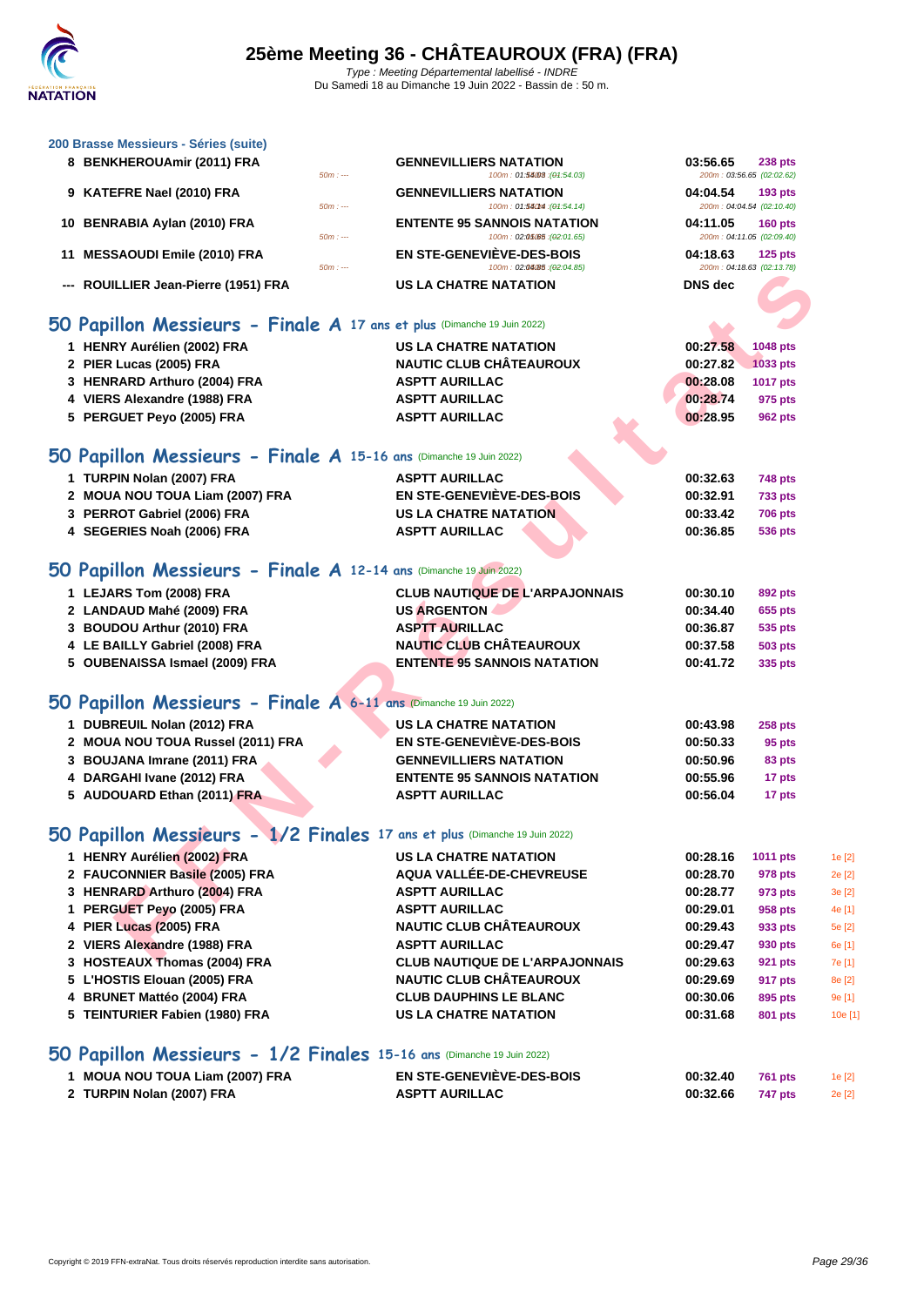# 25ème Meeting 36 - CHÂTEAUROUX (FRA) (FRA)

*Type : Meeting Départemental labellisé - INDRE*
Du Samedi 18 au Dimanche 19 Juin 2022 - Bassin de : 50 m.

### 200 Brasse Messieurs - Séries (suite)

| Rang | Nom | Club | Temps | Points |
|---|---|---|---|---|
| 8 | BENKHEROUAmir (2011) FRA | GENNEVILLIERS NATATION | 03:56.65 | 238 pts |
| | 50m : --- | 100m : 01:54.03 (01:54.03) | 200m : 03:56.65 (02:02.62) | |
| 9 | KATEFRE Nael (2010) FRA | GENNEVILLIERS NATATION | 04:04.54 | 193 pts |
| | 50m : --- | 100m : 01:54.14 (01:54.14) | 200m : 04:04.54 (02:10.40) | |
| 10 | BENRABIA Aylan (2010) FRA | ENTENTE 95 SANNOIS NATATION | 04:11.05 | 160 pts |
| | 50m : --- | 100m : 02:01.65 (02:01.65) | 200m : 04:11.05 (02:09.40) | |
| 11 | MESSAOUDI Emile (2010) FRA | EN STE-GENEVIÈVE-DES-BOIS | 04:18.63 | 125 pts |
| | 50m : --- | 100m : 02:04.85 (02:04.85) | 200m : 04:18.63 (02:13.78) | |
| --- | ROUILLIER Jean-Pierre (1951) FRA | US LA CHATRE NATATION | DNS dec | |

## 50 Papillon Messieurs - Finale A 17 ans et plus (Dimanche 19 Juin 2022)

| Rang | Nom | Club | Temps | Points |
|---|---|---|---|---|
| 1 | HENRY Aurélien (2002) FRA | US LA CHATRE NATATION | 00:27.58 | 1048 pts |
| 2 | PIER Lucas (2005) FRA | NAUTIC CLUB CHÂTEAUROUX | 00:27.82 | 1033 pts |
| 3 | HENRARD Arthuro (2004) FRA | ASPTT AURILLAC | 00:28.08 | 1017 pts |
| 4 | VIERS Alexandre (1988) FRA | ASPTT AURILLAC | 00:28.74 | 975 pts |
| 5 | PERGUET Peyo (2005) FRA | ASPTT AURILLAC | 00:28.95 | 962 pts |

## 50 Papillon Messieurs - Finale A 15-16 ans (Dimanche 19 Juin 2022)

| Rang | Nom | Club | Temps | Points |
|---|---|---|---|---|
| 1 | TURPIN Nolan (2007) FRA | ASPTT AURILLAC | 00:32.63 | 748 pts |
| 2 | MOUA NOU TOUA Liam (2007) FRA | EN STE-GENEVIÈVE-DES-BOIS | 00:32.91 | 733 pts |
| 3 | PERROT Gabriel (2006) FRA | US LA CHATRE NATATION | 00:33.42 | 706 pts |
| 4 | SEGERIES Noah (2006) FRA | ASPTT AURILLAC | 00:36.85 | 536 pts |

## 50 Papillon Messieurs - Finale A 12-14 ans (Dimanche 19 Juin 2022)

| Rang | Nom | Club | Temps | Points |
|---|---|---|---|---|
| 1 | LEJARS Tom (2008) FRA | CLUB NAUTIQUE DE L'ARPAJONNAIS | 00:30.10 | 892 pts |
| 2 | LANDAUD Mahé (2009) FRA | US ARGENTON | 00:34.40 | 655 pts |
| 3 | BOUDOU Arthur (2010) FRA | ASPTT AURILLAC | 00:36.87 | 535 pts |
| 4 | LE BAILLY Gabriel (2008) FRA | NAUTIC CLUB CHÂTEAUROUX | 00:37.58 | 503 pts |
| 5 | OUBENAISSA Ismael (2009) FRA | ENTENTE 95 SANNOIS NATATION | 00:41.72 | 335 pts |

## 50 Papillon Messieurs - Finale A 6-11 ans (Dimanche 19 Juin 2022)

| Rang | Nom | Club | Temps | Points |
|---|---|---|---|---|
| 1 | DUBREUIL Nolan (2012) FRA | US LA CHATRE NATATION | 00:43.98 | 258 pts |
| 2 | MOUA NOU TOUA Russel (2011) FRA | EN STE-GENEVIÈVE-DES-BOIS | 00:50.33 | 95 pts |
| 3 | BOUJANA Imrane (2011) FRA | GENNEVILLIERS NATATION | 00:50.96 | 83 pts |
| 4 | DARGAHI Ivane (2012) FRA | ENTENTE 95 SANNOIS NATATION | 00:55.96 | 17 pts |
| 5 | AUDOUARD Ethan (2011) FRA | ASPTT AURILLAC | 00:56.04 | 17 pts |

## 50 Papillon Messieurs - 1/2 Finales 17 ans et plus (Dimanche 19 Juin 2022)

| Rang | Nom | Club | Temps | Points | Classement |
|---|---|---|---|---|---|
| 1 | HENRY Aurélien (2002) FRA | US LA CHATRE NATATION | 00:28.16 | 1011 pts | 1e [2] |
| 2 | FAUCONNIER Basile (2005) FRA | AQUA VALLÉE-DE-CHEVREUSE | 00:28.70 | 978 pts | 2e [2] |
| 3 | HENRARD Arthuro (2004) FRA | ASPTT AURILLAC | 00:28.77 | 973 pts | 3e [2] |
| 1 | PERGUET Peyo (2005) FRA | ASPTT AURILLAC | 00:29.01 | 958 pts | 4e [1] |
| 4 | PIER Lucas (2005) FRA | NAUTIC CLUB CHÂTEAUROUX | 00:29.43 | 933 pts | 5e [2] |
| 2 | VIERS Alexandre (1988) FRA | ASPTT AURILLAC | 00:29.47 | 930 pts | 6e [1] |
| 3 | HOSTEAUX Thomas (2004) FRA | CLUB NAUTIQUE DE L'ARPAJONNAIS | 00:29.63 | 921 pts | 7e [1] |
| 5 | L'HOSTIS Elouan (2005) FRA | NAUTIC CLUB CHÂTEAUROUX | 00:29.69 | 917 pts | 8e [2] |
| 4 | BRUNET Mattéo (2004) FRA | CLUB DAUPHINS LE BLANC | 00:30.06 | 895 pts | 9e [1] |
| 5 | TEINTURIER Fabien (1980) FRA | US LA CHATRE NATATION | 00:31.68 | 801 pts | 10e [1] |

## 50 Papillon Messieurs - 1/2 Finales 15-16 ans (Dimanche 19 Juin 2022)

| Rang | Nom | Club | Temps | Points | Classement |
|---|---|---|---|---|---|
| 1 | MOUA NOU TOUA Liam (2007) FRA | EN STE-GENEVIÈVE-DES-BOIS | 00:32.40 | 761 pts | 1e [2] |
| 2 | TURPIN Nolan (2007) FRA | ASPTT AURILLAC | 00:32.66 | 747 pts | 2e [2] |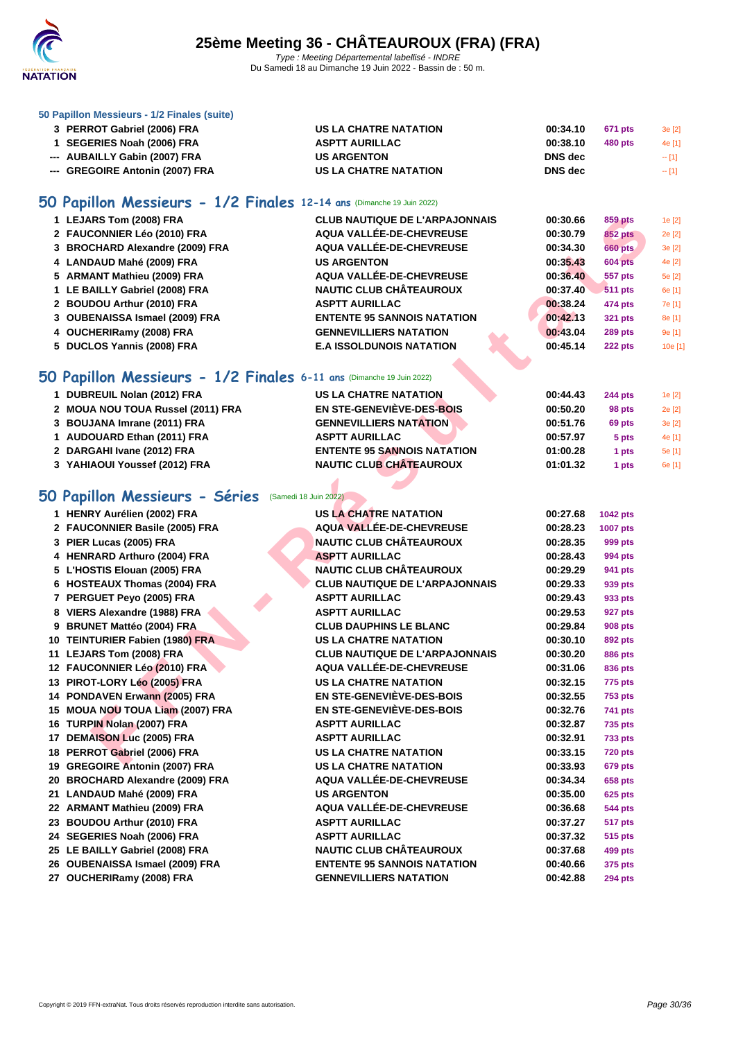# 25ème Meeting 36 - CHÂTEAUROUX (FRA) (FRA)

Type : Meeting Départemental labellisé - INDRE
Du Samedi 18 au Dimanche 19 Juin 2022 - Bassin de : 50 m.

### 50 Papillon Messieurs - 1/2 Finales (suite)

| | | | | | |
|---|---|---|---|---|---|
| 3 | PERROT Gabriel (2006) FRA | US LA CHATRE NATATION | 00:34.10 | 671 pts | 3e [2] |
| 1 | SEGERIES Noah (2006) FRA | ASPTT AURILLAC | 00:38.10 | 480 pts | 4e [1] |
| --- | AUBAILLY Gabin (2007) FRA | US ARGENTON | DNS dec | | -- [1] |
| --- | GREGOIRE Antonin (2007) FRA | US LA CHATRE NATATION | DNS dec | | -- [1] |

## 50 Papillon Messieurs - 1/2 Finales 12-14 ans (Dimanche 19 Juin 2022)

| | | | | | |
|---|---|---|---|---|---|
| 1 | LEJARS Tom (2008) FRA | CLUB NAUTIQUE DE L'ARPAJONNAIS | 00:30.66 | 859 pts | 1e [2] |
| 2 | FAUCONNIER Léo (2010) FRA | AQUA VALLÉE-DE-CHEVREUSE | 00:30.79 | 852 pts | 2e [2] |
| 3 | BROCHARD Alexandre (2009) FRA | AQUA VALLÉE-DE-CHEVREUSE | 00:34.30 | 660 pts | 3e [2] |
| 4 | LANDAUD Mahé (2009) FRA | US ARGENTON | 00:35.43 | 604 pts | 4e [2] |
| 5 | ARMANT Mathieu (2009) FRA | AQUA VALLÉE-DE-CHEVREUSE | 00:36.40 | 557 pts | 5e [2] |
| 1 | LE BAILLY Gabriel (2008) FRA | NAUTIC CLUB CHÂTEAUROUX | 00:37.40 | 511 pts | 6e [1] |
| 2 | BOUDOU Arthur (2010) FRA | ASPTT AURILLAC | 00:38.24 | 474 pts | 7e [1] |
| 3 | OUBENAISSA Ismael (2009) FRA | ENTENTE 95 SANNOIS NATATION | 00:42.13 | 321 pts | 8e [1] |
| 4 | OUCHERIRamy (2008) FRA | GENNEVILLIERS NATATION | 00:43.04 | 289 pts | 9e [1] |
| 5 | DUCLOS Yannis (2008) FRA | E.A ISSOLDUNOIS NATATION | 00:45.14 | 222 pts | 10e [1] |

## 50 Papillon Messieurs - 1/2 Finales 6-11 ans (Dimanche 19 Juin 2022)

| | | | | | |
|---|---|---|---|---|---|
| 1 | DUBREUIL Nolan (2012) FRA | US LA CHATRE NATATION | 00:44.43 | 244 pts | 1e [2] |
| 2 | MOUA NOU TOUA Russel (2011) FRA | EN STE-GENEVIÈVE-DES-BOIS | 00:50.20 | 98 pts | 2e [2] |
| 3 | BOUJANA Imrane (2011) FRA | GENNEVILLIERS NATATION | 00:51.76 | 69 pts | 3e [2] |
| 1 | AUDOUARD Ethan (2011) FRA | ASPTT AURILLAC | 00:57.97 | 5 pts | 4e [1] |
| 2 | DARGAHI Ivane (2012) FRA | ENTENTE 95 SANNOIS NATATION | 01:00.28 | 1 pts | 5e [1] |
| 3 | YAHIAOUI Youssef (2012) FRA | NAUTIC CLUB CHÂTEAUROUX | 01:01.32 | 1 pts | 6e [1] |

## 50 Papillon Messieurs - Séries (Samedi 18 Juin 2022)

| | | | | |
|---|---|---|---|---|
| 1 | HENRY Aurélien (2002) FRA | US LA CHATRE NATATION | 00:27.68 | 1042 pts |
| 2 | FAUCONNIER Basile (2005) FRA | AQUA VALLÉE-DE-CHEVREUSE | 00:28.23 | 1007 pts |
| 3 | PIER Lucas (2005) FRA | NAUTIC CLUB CHÂTEAUROUX | 00:28.35 | 999 pts |
| 4 | HENRARD Arthuro (2004) FRA | ASPTT AURILLAC | 00:28.43 | 994 pts |
| 5 | L'HOSTIS Elouan (2005) FRA | NAUTIC CLUB CHÂTEAUROUX | 00:29.29 | 941 pts |
| 6 | HOSTEAUX Thomas (2004) FRA | CLUB NAUTIQUE DE L'ARPAJONNAIS | 00:29.33 | 939 pts |
| 7 | PERGUET Peyo (2005) FRA | ASPTT AURILLAC | 00:29.43 | 933 pts |
| 8 | VIERS Alexandre (1988) FRA | ASPTT AURILLAC | 00:29.53 | 927 pts |
| 9 | BRUNET Mattéo (2004) FRA | CLUB DAUPHINS LE BLANC | 00:29.84 | 908 pts |
| 10 | TEINTURIER Fabien (1980) FRA | US LA CHATRE NATATION | 00:30.10 | 892 pts |
| 11 | LEJARS Tom (2008) FRA | CLUB NAUTIQUE DE L'ARPAJONNAIS | 00:30.20 | 886 pts |
| 12 | FAUCONNIER Léo (2010) FRA | AQUA VALLÉE-DE-CHEVREUSE | 00:31.06 | 836 pts |
| 13 | PIROT-LORY Léo (2005) FRA | US LA CHATRE NATATION | 00:32.15 | 775 pts |
| 14 | PONDAVEN Erwann (2005) FRA | EN STE-GENEVIÈVE-DES-BOIS | 00:32.55 | 753 pts |
| 15 | MOUA NOU TOUA Liam (2007) FRA | EN STE-GENEVIÈVE-DES-BOIS | 00:32.76 | 741 pts |
| 16 | TURPIN Nolan (2007) FRA | ASPTT AURILLAC | 00:32.87 | 735 pts |
| 17 | DEMAISON Luc (2005) FRA | ASPTT AURILLAC | 00:32.91 | 733 pts |
| 18 | PERROT Gabriel (2006) FRA | US LA CHATRE NATATION | 00:33.15 | 720 pts |
| 19 | GREGOIRE Antonin (2007) FRA | US LA CHATRE NATATION | 00:33.93 | 679 pts |
| 20 | BROCHARD Alexandre (2009) FRA | AQUA VALLÉE-DE-CHEVREUSE | 00:34.34 | 658 pts |
| 21 | LANDAUD Mahé (2009) FRA | US ARGENTON | 00:35.00 | 625 pts |
| 22 | ARMANT Mathieu (2009) FRA | AQUA VALLÉE-DE-CHEVREUSE | 00:36.68 | 544 pts |
| 23 | BOUDOU Arthur (2010) FRA | ASPTT AURILLAC | 00:37.27 | 517 pts |
| 24 | SEGERIES Noah (2006) FRA | ASPTT AURILLAC | 00:37.32 | 515 pts |
| 25 | LE BAILLY Gabriel (2008) FRA | NAUTIC CLUB CHÂTEAUROUX | 00:37.68 | 499 pts |
| 26 | OUBENAISSA Ismael (2009) FRA | ENTENTE 95 SANNOIS NATATION | 00:40.66 | 375 pts |
| 27 | OUCHERIRamy (2008) FRA | GENNEVILLIERS NATATION | 00:42.88 | 294 pts |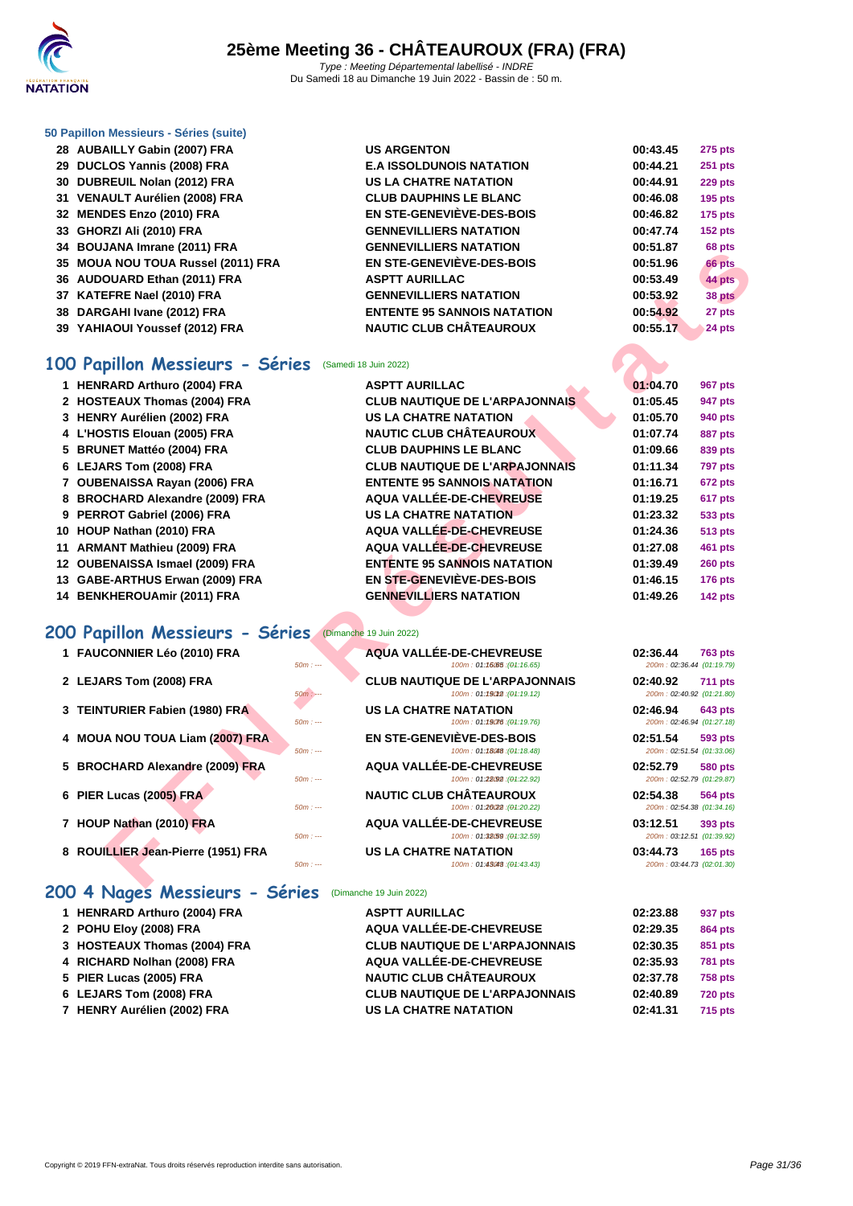### 50 Papillon Messieurs - Séries (suite)

| | | | | |
|---|---|---|---|---|
| 28 | AUBAILLY Gabin (2007) FRA | US ARGENTON | 00:43.45 | 275 pts |
| 29 | DUCLOS Yannis (2008) FRA | E.A ISSOLDUNOIS NATATION | 00:44.21 | 251 pts |
| 30 | DUBREUIL Nolan (2012) FRA | US LA CHATRE NATATION | 00:44.91 | 229 pts |
| 31 | VENAULT Aurélien (2008) FRA | CLUB DAUPHINS LE BLANC | 00:46.08 | 195 pts |
| 32 | MENDES Enzo (2010) FRA | EN STE-GENEVIÈVE-DES-BOIS | 00:46.82 | 175 pts |
| 33 | GHORZI Ali (2010) FRA | GENNEVILLIERS NATATION | 00:47.74 | 152 pts |
| 34 | BOUJANA Imrane (2011) FRA | GENNEVILLIERS NATATION | 00:51.87 | 68 pts |
| 35 | MOUA NOU TOUA Russel (2011) FRA | EN STE-GENEVIÈVE-DES-BOIS | 00:51.96 | 66 pts |
| 36 | AUDOUARD Ethan (2011) FRA | ASPTT AURILLAC | 00:53.49 | 44 pts |
| 37 | KATEFRE Nael (2010) FRA | GENNEVILLIERS NATATION | 00:53.92 | 38 pts |
| 38 | DARGAHI Ivane (2012) FRA | ENTENTE 95 SANNOIS NATATION | 00:54.92 | 27 pts |
| 39 | YAHIAOUI Youssef (2012) FRA | NAUTIC CLUB CHÂTEAUROUX | 00:55.17 | 24 pts |

## 100 Papillon Messieurs - Séries (Samedi 18 Juin 2022)

| | | | | |
|---|---|---|---|---|
| 1 | HENRARD Arthuro (2004) FRA | ASPTT AURILLAC | 01:04.70 | 967 pts |
| 2 | HOSTEAUX Thomas (2004) FRA | CLUB NAUTIQUE DE L'ARPAJONNAIS | 01:05.45 | 947 pts |
| 3 | HENRY Aurélien (2002) FRA | US LA CHATRE NATATION | 01:05.70 | 940 pts |
| 4 | L'HOSTIS Elouan (2005) FRA | NAUTIC CLUB CHÂTEAUROUX | 01:07.74 | 887 pts |
| 5 | BRUNET Mattéo (2004) FRA | CLUB DAUPHINS LE BLANC | 01:09.66 | 839 pts |
| 6 | LEJARS Tom (2008) FRA | CLUB NAUTIQUE DE L'ARPAJONNAIS | 01:11.34 | 797 pts |
| 7 | OUBENAISSA Rayan (2006) FRA | ENTENTE 95 SANNOIS NATATION | 01:16.71 | 672 pts |
| 8 | BROCHARD Alexandre (2009) FRA | AQUA VALLÉE-DE-CHEVREUSE | 01:19.25 | 617 pts |
| 9 | PERROT Gabriel (2006) FRA | US LA CHATRE NATATION | 01:23.32 | 533 pts |
| 10 | HOUP Nathan (2010) FRA | AQUA VALLÉE-DE-CHEVREUSE | 01:24.36 | 513 pts |
| 11 | ARMANT Mathieu (2009) FRA | AQUA VALLÉE-DE-CHEVREUSE | 01:27.08 | 461 pts |
| 12 | OUBENAISSA Ismael (2009) FRA | ENTENTE 95 SANNOIS NATATION | 01:39.49 | 260 pts |
| 13 | GABE-ARTHUS Erwan (2009) FRA | EN STE-GENEVIÈVE-DES-BOIS | 01:46.15 | 176 pts |
| 14 | BENKHEROUAmir (2011) FRA | GENNEVILLIERS NATATION | 01:49.26 | 142 pts |

## 200 Papillon Messieurs - Séries (Dimanche 19 Juin 2022)

| | | | | |
|---|---|---|---|---|
| 1 | FAUCONNIER Léo (2010) FRA | AQUA VALLÉE-DE-CHEVREUSE | 02:36.44 | 763 pts |
| | 50m : --- | 100m : 01:16.65 (01:16.65) | 200m : 02:36.44 (01:19.79) | |
| 2 | LEJARS Tom (2008) FRA | CLUB NAUTIQUE DE L'ARPAJONNAIS | 02:40.92 | 711 pts |
| | 50m : --- | 100m : 01:19.12 (01:19.12) | 200m : 02:40.92 (01:21.80) | |
| 3 | TEINTURIER Fabien (1980) FRA | US LA CHATRE NATATION | 02:46.94 | 643 pts |
| | 50m : --- | 100m : 01:19.76 (01:19.76) | 200m : 02:46.94 (01:27.18) | |
| 4 | MOUA NOU TOUA Liam (2007) FRA | EN STE-GENEVIÈVE-DES-BOIS | 02:51.54 | 593 pts |
| | 50m : --- | 100m : 01:18.48 (01:18.48) | 200m : 02:51.54 (01:33.06) | |
| 5 | BROCHARD Alexandre (2009) FRA | AQUA VALLÉE-DE-CHEVREUSE | 02:52.79 | 580 pts |
| | 50m : --- | 100m : 01:22.92 (01:22.92) | 200m : 02:52.79 (01:29.87) | |
| 6 | PIER Lucas (2005) FRA | NAUTIC CLUB CHÂTEAUROUX | 02:54.38 | 564 pts |
| | 50m : --- | 100m : 01:20.22 (01:20.22) | 200m : 02:54.38 (01:34.16) | |
| 7 | HOUP Nathan (2010) FRA | AQUA VALLÉE-DE-CHEVREUSE | 03:12.51 | 393 pts |
| | 50m : --- | 100m : 01:32.59 (01:32.59) | 200m : 03:12.51 (01:39.92) | |
| 8 | ROUILLIER Jean-Pierre (1951) FRA | US LA CHATRE NATATION | 03:44.73 | 165 pts |
| | 50m : --- | 100m : 01:43.43 (01:43.43) | 200m : 03:44.73 (02:01.30) | |

## 200 4 Nages Messieurs - Séries (Dimanche 19 Juin 2022)

| | | | | |
|---|---|---|---|---|
| 1 | HENRARD Arthuro (2004) FRA | ASPTT AURILLAC | 02:23.88 | 937 pts |
| 2 | POHU Eloy (2008) FRA | AQUA VALLÉE-DE-CHEVREUSE | 02:29.35 | 864 pts |
| 3 | HOSTEAUX Thomas (2004) FRA | CLUB NAUTIQUE DE L'ARPAJONNAIS | 02:30.35 | 851 pts |
| 4 | RICHARD Nolhan (2008) FRA | AQUA VALLÉE-DE-CHEVREUSE | 02:35.93 | 781 pts |
| 5 | PIER Lucas (2005) FRA | NAUTIC CLUB CHÂTEAUROUX | 02:37.78 | 758 pts |
| 6 | LEJARS Tom (2008) FRA | CLUB NAUTIQUE DE L'ARPAJONNAIS | 02:40.89 | 720 pts |
| 7 | HENRY Aurélien (2002) FRA | US LA CHATRE NATATION | 02:41.31 | 715 pts |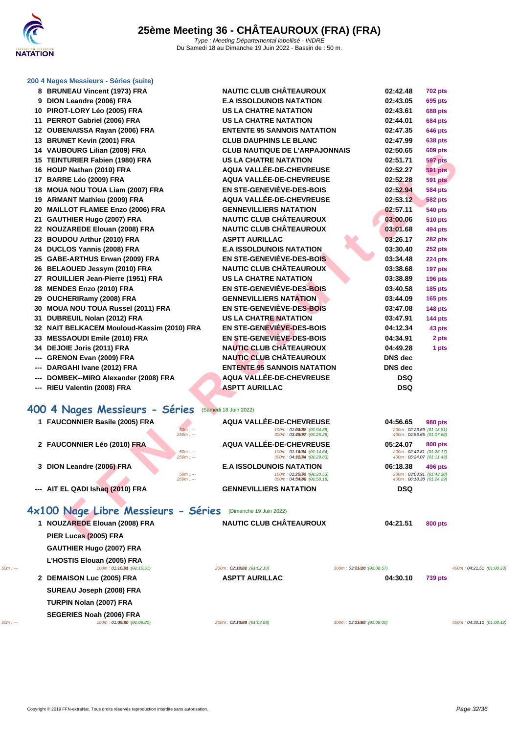### 200 4 Nages Messieurs - Séries (suite)

| | | | | |
|---|---|---|---|---|
| 8 | BRUNEAU Vincent (1973) FRA | NAUTIC CLUB CHÂTEAUROUX | 02:42.48 | 702 pts |
| 9 | DION Leandre (2006) FRA | E.A ISSOLDUNOIS NATATION | 02:43.05 | 695 pts |
| 10 | PIROT-LORY Léo (2005) FRA | US LA CHATRE NATATION | 02:43.61 | 688 pts |
| 11 | PERROT Gabriel (2006) FRA | US LA CHATRE NATATION | 02:44.01 | 684 pts |
| 12 | OUBENAISSA Rayan (2006) FRA | ENTENTE 95 SANNOIS NATATION | 02:47.35 | 646 pts |
| 13 | BRUNET Kevin (2001) FRA | CLUB DAUPHINS LE BLANC | 02:47.99 | 638 pts |
| 14 | VAUBOURG Lilian (2009) FRA | CLUB NAUTIQUE DE L'ARPAJONNAIS | 02:50.65 | 609 pts |
| 15 | TEINTURIER Fabien (1980) FRA | US LA CHATRE NATATION | 02:51.71 | 597 pts |
| 16 | HOUP Nathan (2010) FRA | AQUA VALLÉE-DE-CHEVREUSE | 02:52.27 | 591 pts |
| 17 | BARRE Léo (2009) FRA | AQUA VALLÉE-DE-CHEVREUSE | 02:52.28 | 591 pts |
| 18 | MOUA NOU TOUA Liam (2007) FRA | EN STE-GENEVIÈVE-DES-BOIS | 02:52.94 | 584 pts |
| 19 | ARMANT Mathieu (2009) FRA | AQUA VALLÉE-DE-CHEVREUSE | 02:53.12 | 582 pts |
| 20 | MAILLOT FLAMEE Enzo (2006) FRA | GENNEVILLIERS NATATION | 02:57.11 | 540 pts |
| 21 | GAUTHIER Hugo (2007) FRA | NAUTIC CLUB CHÂTEAUROUX | 03:00.06 | 510 pts |
| 22 | NOUZAREDE Elouan (2008) FRA | NAUTIC CLUB CHÂTEAUROUX | 03:01.68 | 494 pts |
| 23 | BOUDOU Arthur (2010) FRA | ASPTT AURILLAC | 03:26.17 | 282 pts |
| 24 | DUCLOS Yannis (2008) FRA | E.A ISSOLDUNOIS NATATION | 03:30.40 | 252 pts |
| 25 | GABE-ARTHUS Erwan (2009) FRA | EN STE-GENEVIÈVE-DES-BOIS | 03:34.48 | 224 pts |
| 26 | BELAOUED Jessym (2010) FRA | NAUTIC CLUB CHÂTEAUROUX | 03:38.68 | 197 pts |
| 27 | ROUILLIER Jean-Pierre (1951) FRA | US LA CHATRE NATATION | 03:38.89 | 196 pts |
| 28 | MENDES Enzo (2010) FRA | EN STE-GENEVIÈVE-DES-BOIS | 03:40.58 | 185 pts |
| 29 | OUCHERIRamy (2008) FRA | GENNEVILLIERS NATATION | 03:44.09 | 165 pts |
| 30 | MOUA NOU TOUA Russel (2011) FRA | EN STE-GENEVIÈVE-DES-BOIS | 03:47.08 | 148 pts |
| 31 | DUBREUIL Nolan (2012) FRA | US LA CHATRE NATATION | 03:47.91 | 144 pts |
| 32 | NAIT BELKACEM Mouloud-Kassim (2010) FRA | EN STE-GENEVIÈVE-DES-BOIS | 04:12.34 | 43 pts |
| 33 | MESSAOUDI Emile (2010) FRA | EN STE-GENEVIÈVE-DES-BOIS | 04:34.91 | 2 pts |
| 34 | DEJOIE Joris (2011) FRA | NAUTIC CLUB CHÂTEAUROUX | 04:49.28 | 1 pts |
| --- | GRENON Evan (2009) FRA | NAUTIC CLUB CHÂTEAUROUX | DNS dec | |
| --- | DARGAHI Ivane (2012) FRA | ENTENTE 95 SANNOIS NATATION | DNS dec | |
| --- | DOMBEK--MIRO Alexander (2008) FRA | AQUA VALLÉE-DE-CHEVREUSE | DSQ | |
| --- | RIEU Valentin (2008) FRA | ASPTT AURILLAC | DSQ | |

## 400 4 Nages Messieurs - Séries (Samedi 18 Juin 2022)

| | | | | |
|---|---|---|---|---|
| 1 | FAUCONNIER Basile (2005) FRA | AQUA VALLÉE-DE-CHEVREUSE | 04:56.65 | 980 pts |
| | 50m : --- 250m : --- | 100m : 01:04.88 (01:04.88) 300m : 03:49.97 (01:25.28) | 200m : 02:23.69 (01:18.81) 400m : 04:56.65 (01:07.68) | |
| 2 | FAUCONNIER Léo (2010) FRA | AQUA VALLÉE-DE-CHEVREUSE | 05:24.07 | 800 pts |
| | 50m : --- 250m : --- | 100m : 01:14.64 (01:14.64) 300m : 04:12.64 (01:29.83) | 200m : 02:42.81 (01:28.17) 400m : 05:24.07 (01:11.43) | |
| 3 | DION Leandre (2006) FRA | E.A ISSOLDUNOIS NATATION | 06:18.38 | 496 pts |
| | 50m : --- 250m : --- | 100m : 01:20.53 (01:20.53) 300m : 04:54.09 (01:50.18) | 200m : 03:03.91 (01:43.38) 400m : 06:18.38 (01:24.29) | |
| --- | AIT EL QADI Ishaq (2010) FRA | GENNEVILLIERS NATATION | DSQ | |

## 4x100 Nage Libre Messieurs - Séries (Dimanche 19 Juin 2022)

| | | | | |
|---|---|---|---|---|
| 1 | NOUZAREDE Elouan (2008) FRA | NAUTIC CLUB CHÂTEAUROUX | 04:21.51 | 800 pts |
| | PIER Lucas (2005) FRA | | | |
| | GAUTHIER Hugo (2007) FRA | | | |
| | L'HOSTIS Elouan (2005) FRA | | | |
| | 50m : --- 100m : 01:10.51 (01:10.51) | 200m : 02:12.61 (01:02.10) | 300m : 03:21.18 (01:08.57) | 400m : 04:21.51 (01:00.33) |
| 2 | DEMAISON Luc (2005) FRA | ASPTT AURILLAC | 04:30.10 | 739 pts |
| | SUREAU Joseph (2008) FRA | | | |
| | TURPIN Nolan (2007) FRA | | | |
| | SEGERIES Noah (2006) FRA | | | |
| | 50m : --- 100m : 01:09.80 (01:09.80) | 200m : 02:13.68 (01:03.88) | 300m : 03:21.68 (01:08.00) | 400m : 04:30.10 (01:08.42) |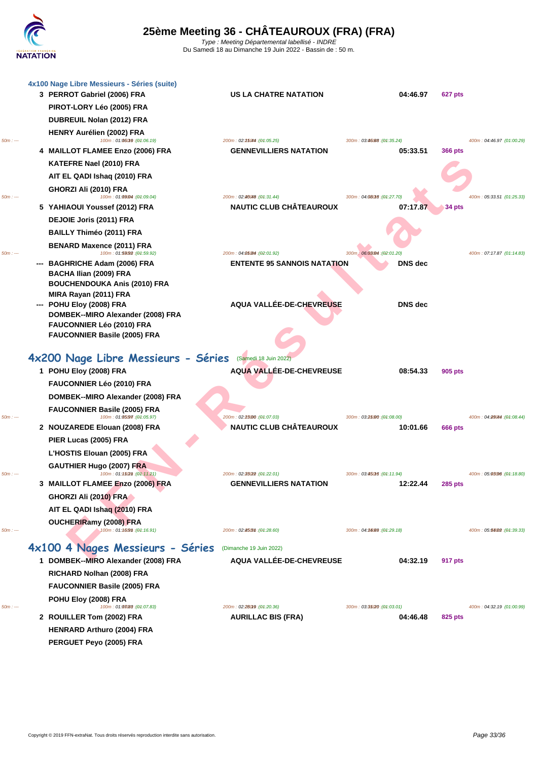# 25ème Meeting 36 - CHÂTEAUROUX (FRA) (FRA)

Type : Meeting Départemental labellisé - INDRE
Du Samedi 18 au Dimanche 19 Juin 2022 - Bassin de : 50 m.

### 4x100 Nage Libre Messieurs - Séries (suite)

| Place | Nageurs | Club | Temps | Points |
|---|---|---|---|---|
| 3 | PERROT Gabriel (2006) FRA<br>PIROT-LORY Léo (2005) FRA<br>DUBREUIL Nolan (2012) FRA<br>HENRY Aurélien (2002) FRA | US LA CHATRE NATATION | 04:46.97 | 627 pts |
| | 50m : --- 100m : 01:06.19 (01:06.19) 200m : 02:11.44 (01:05.25) 300m : 03:46.68 (01:35.24) 400m : 04:46.97 (01:00.29) | | | |
| 4 | MAILLOT FLAMEE Enzo (2006) FRA<br>KATEFRE Nael (2010) FRA<br>AIT EL QADI Ishaq (2010) FRA<br>GHORZI Ali (2010) FRA | GENNEVILLIERS NATATION | 05:33.51 | 366 pts |
| | 50m : --- 100m : 01:09.04 (01:09.04) 200m : 02:40.48 (01:31.44) 300m : 04:08.18 (01:27.70) 400m : 05:33.51 (01:25.33) | | | |
| 5 | YAHIAOUI Youssef (2012) FRA<br>DEJOIE Joris (2011) FRA<br>BAILLY Thiméo (2011) FRA<br>BENARD Maxence (2011) FRA | NAUTIC CLUB CHÂTEAUROUX | 07:17.87 | 34 pts |
| | 50m : --- 100m : 01:59.92 (01:59.92) 200m : 04:01.84 (02:01.92) 300m : 06:03.04 (02:01.20) 400m : 07:17.87 (01:14.83) | | | |
| --- | BAGHRICHE Adam (2006) FRA<br>BACHA Ilian (2009) FRA<br>BOUCHENDOUKA Anis (2010) FRA<br>MIRA Rayan (2011) FRA | ENTENTE 95 SANNOIS NATATION | DNS dec | |
| --- | POHU Eloy (2008) FRA<br>DOMBEK--MIRO Alexander (2008) FRA<br>FAUCONNIER Léo (2010) FRA<br>FAUCONNIER Basile (2005) FRA | AQUA VALLÉE-DE-CHEVREUSE | DNS dec | |

## 4x200 Nage Libre Messieurs - Séries (Samedi 18 Juin 2022)

| Place | Nageurs | Club | Temps | Points |
|---|---|---|---|---|
| 1 | POHU Eloy (2008) FRA<br>FAUCONNIER Léo (2010) FRA<br>DOMBEK--MIRO Alexander (2008) FRA<br>FAUCONNIER Basile (2005) FRA | AQUA VALLÉE-DE-CHEVREUSE | 08:54.33 | 905 pts |
| | 50m : --- 100m : 01:05.97 (01:05.97) 200m : 02:13.00 (01:07.03) 300m : 03:21.00 (01:08.00) 400m : 04:29.44 (01:08.44) | | | |
| 2 | NOUZAREDE Elouan (2008) FRA<br>PIER Lucas (2005) FRA<br>L'HOSTIS Elouan (2005) FRA<br>GAUTHIER Hugo (2007) FRA | NAUTIC CLUB CHÂTEAUROUX | 10:01.66 | 666 pts |
| | 50m : --- 100m : 01:11.21 (01:11.21) 200m : 02:33.22 (01:22.01) 300m : 03:45.16 (01:11.94) 400m : 05:03.96 (01:18.80) | | | |
| 3 | MAILLOT FLAMEE Enzo (2006) FRA<br>GHORZI Ali (2010) FRA<br>AIT EL QADI Ishaq (2010) FRA<br>OUCHERIRamy (2008) FRA | GENNEVILLIERS NATATION | 12:22.44 | 285 pts |
| | 50m : --- 100m : 01:16.91 (01:16.91) 200m : 02:45.51 (01:28.60) 300m : 04:14.69 (01:29.18) 400m : 05:54.02 (01:39.33) | | | |

## 4x100 4 Nages Messieurs - Séries (Dimanche 19 Juin 2022)

| Place | Nageurs | Club | Temps | Points |
|---|---|---|---|---|
| 1 | DOMBEK--MIRO Alexander (2008) FRA<br>RICHARD Nolhan (2008) FRA<br>FAUCONNIER Basile (2005) FRA<br>POHU Eloy (2008) FRA | AQUA VALLÉE-DE-CHEVREUSE | 04:32.19 | 917 pts |
| | 50m : --- 100m : 01:07.83 (01:07.83) 200m : 02:28.19 (01:20.36) 300m : 03:31.20 (01:03.01) 400m : 04:32.19 (01:00.99) | | | |
| 2 | ROUILLER Tom (2002) FRA<br>HENRARD Arthuro (2004) FRA<br>PERGUET Peyo (2005) FRA | AURILLAC BIS (FRA) | 04:46.48 | 825 pts |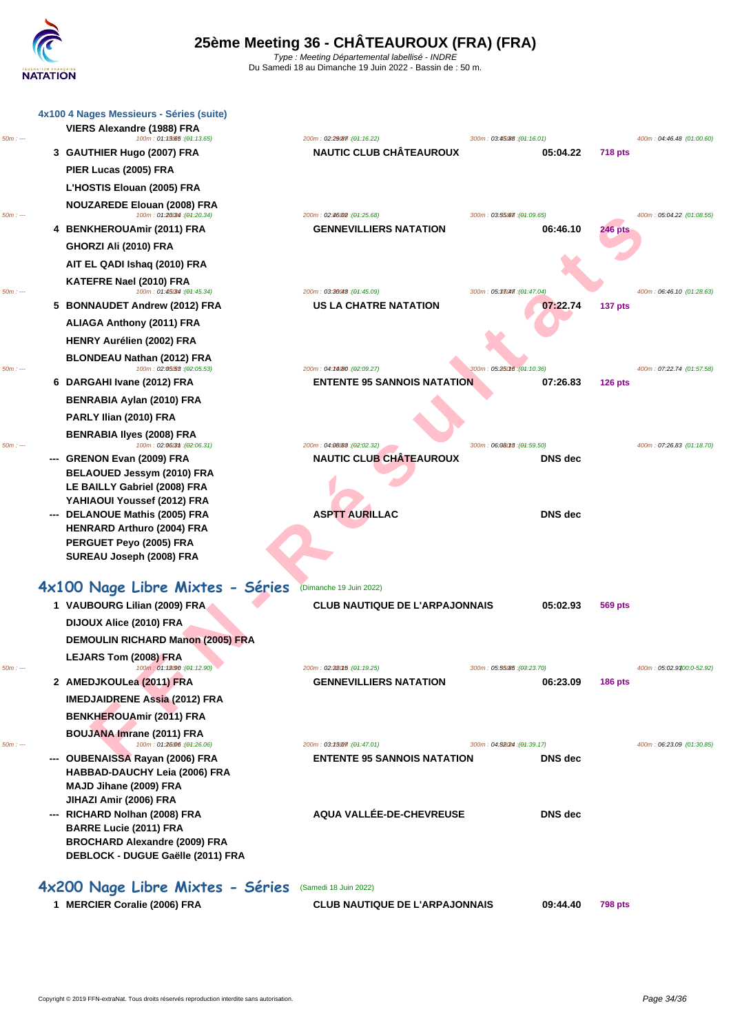# 25ème Meeting 36 - CHÂTEAUROUX (FRA) (FRA)

*Type : Meeting Départemental labellisé - INDRE*
Du Samedi 18 au Dimanche 19 Juin 2022 - Bassin de : 50 m.

### 4x100 4 Nages Messieurs - Séries (suite)

VIERS Alexandre (1988) FRA

50m : --- 100m : 01:13.65 (01:13.65) 200m : 02:29.87 (01:16.22) 300m : 03:45.88 (01:16.01) 400m : 04:46.48 (01:00.60)

| Place | Nageurs | Club | Temps | Points |
|---|---|---|---|---|
| 3 | GAUTHIER Hugo (2007) FRA<br>PIER Lucas (2005) FRA<br>L'HOSTIS Elouan (2005) FRA<br>NOUZAREDE Elouan (2008) FRA | NAUTIC CLUB CHÂTEAUROUX | 05:04.22 | 718 pts |

50m : --- 100m : 01:20.34 (01:20.34) 200m : 02:46.02 (01:25.68) 300m : 03:55.67 (01:09.65) 400m : 05:04.22 (01:08.55)

| Place | Nageurs | Club | Temps | Points |
|---|---|---|---|---|
| 4 | BENKHEROUAmir (2011) FRA<br>GHORZI Ali (2010) FRA<br>AIT EL QADI Ishaq (2010) FRA<br>KATEFRE Nael (2010) FRA | GENNEVILLIERS NATATION | 06:46.10 | 246 pts |

50m : --- 100m : 01:45.34 (01:45.34) 200m : 03:30.43 (01:45.09) 300m : 05:17.47 (01:47.04) 400m : 06:46.10 (01:28.63)

| Place | Nageurs | Club | Temps | Points |
|---|---|---|---|---|
| 5 | BONNAUDET Andrew (2012) FRA<br>ALIAGA Anthony (2011) FRA<br>HENRY Aurélien (2002) FRA<br>BLONDEAU Nathan (2012) FRA | US LA CHATRE NATATION | 07:22.74 | 137 pts |

50m : --- 100m : 02:05.53 (02:05.53) 200m : 04:14.80 (02:09.27) 300m : 05:25.16 (01:10.36) 400m : 07:22.74 (01:57.58)

| Place | Nageurs | Club | Temps | Points |
|---|---|---|---|---|
| 6 | DARGAHI Ivane (2012) FRA<br>BENRABIA Aylan (2010) FRA<br>PARLY Ilian (2010) FRA<br>BENRABIA Ilyes (2008) FRA | ENTENTE 95 SANNOIS NATATION | 07:26.83 | 126 pts |

50m : --- 100m : 02:06.31 (02:06.31) 200m : 04:08.63 (02:02.32) 300m : 06:08.13 (01:59.50) 400m : 07:26.83 (01:18.70)

| Place | Nageurs | Club | Temps | Points |
|---|---|---|---|---|
| --- | GRENON Evan (2009) FRA<br>BELAOUED Jessym (2010) FRA<br>LE BAILLY Gabriel (2008) FRA<br>YAHIAOUI Youssef (2012) FRA | NAUTIC CLUB CHÂTEAUROUX | DNS dec | |
| --- | DELANOUE Mathis (2005) FRA<br>HENRARD Arthuro (2004) FRA<br>PERGUET Peyo (2005) FRA<br>SUREAU Joseph (2008) FRA | ASPTT AURILLAC | DNS dec | |

## 4x100 Nage Libre Mixtes - Séries (Dimanche 19 Juin 2022)

| Place | Nageurs | Club | Temps | Points |
|---|---|---|---|---|
| 1 | VAUBOURG Lilian (2009) FRA<br>DIJOUX Alice (2010) FRA<br>DEMOULIN RICHARD Manon (2005) FRA<br>LEJARS Tom (2008) FRA | CLUB NAUTIQUE DE L'ARPAJONNAIS | 05:02.93 | 569 pts |

50m : --- 100m : 01:12.90 (01:12.90) 200m : 02:32.15 (01:19.25) 300m : 03:55.85 (01:23.70) 400m : 05:02.93 (01:07.08)

| Place | Nageurs | Club | Temps | Points |
|---|---|---|---|---|
| 2 | AMEDJKOULea (2011) FRA<br>IMEDJAIDRENE Assia (2012) FRA<br>BENKHEROUAmir (2011) FRA<br>BOUJANA Imrane (2011) FRA | GENNEVILLIERS NATATION | 06:23.09 | 186 pts |

50m : --- 100m : 01:26.06 (01:26.06) 200m : 03:13.07 (01:47.01) 300m : 04:52.24 (01:39.17) 400m : 06:23.09 (01:30.85)

| Place | Nageurs | Club | Temps | Points |
|---|---|---|---|---|
| --- | OUBENAISSA Rayan (2006) FRA<br>HABBAD-DAUCHY Leia (2006) FRA<br>MAJD Jihane (2009) FRA<br>JIHAZI Amir (2006) FRA | ENTENTE 95 SANNOIS NATATION | DNS dec | |
| --- | RICHARD Nolhan (2008) FRA<br>BARRE Lucie (2011) FRA<br>BROCHARD Alexandre (2009) FRA<br>DEBLOCK - DUGUE Gaëlle (2011) FRA | AQUA VALLÉE-DE-CHEVREUSE | DNS dec | |

## 4x200 Nage Libre Mixtes - Séries (Samedi 18 Juin 2022)

| Place | Nageurs | Club | Temps | Points |
|---|---|---|---|---|
| 1 | MERCIER Coralie (2006) FRA | CLUB NAUTIQUE DE L'ARPAJONNAIS | 09:44.40 | 798 pts |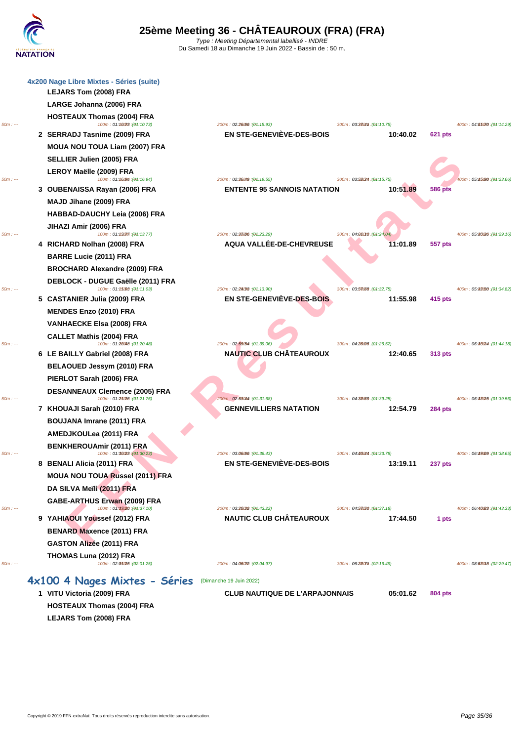# 25ème Meeting 36 - CHÂTEAUROUX (FRA) (FRA)

*Type : Meeting Départemental labellisé - INDRE*
Du Samedi 18 au Dimanche 19 Juin 2022 - Bassin de : 50 m.

### 4x200 Nage Libre Mixtes - Séries (suite)

| Rang | Nageurs | Club | Temps | Points |
|---|---|---|---|---|
| | LEJARS Tom (2008) FRA<br>LARGE Johanna (2006) FRA<br>HOSTEAUX Thomas (2004) FRA | | | |
| | 50m : --- 100m : 01:10.73 (01:10.73) 200m : 02:26.66 (01:15.93) 300m : 03:37.41 (01:10.75) 400m : 04:51.70 (01:14.29) | | | |
| 2 | SERRADJ Tasnime (2009) FRA<br>MOUA NOU TOUA Liam (2007) FRA<br>SELLIER Julien (2005) FRA<br>LEROY Maëlle (2009) FRA | EN STE-GENEVIÈVE-DES-BOIS | 10:40.02 | 621 pts |
| | 50m : --- 100m : 01:16.94 (01:16.94) 200m : 02:36.49 (01:19.55) 300m : 03:52.24 (01:15.75) 400m : 05:15.90 (01:23.66) | | | |
| 3 | OUBENAISSA Rayan (2006) FRA<br>MAJD Jihane (2009) FRA<br>HABBAD-DAUCHY Leia (2006) FRA<br>JIHAZI Amir (2006) FRA | ENTENTE 95 SANNOIS NATATION | 10:51.89 | 586 pts |
| | 50m : --- 100m : 01:13.77 (01:13.77) 200m : 02:37.06 (01:23.29) 300m : 04:01.10 (01:24.04) 400m : 05:30.26 (01:29.16) | | | |
| 4 | RICHARD Nolhan (2008) FRA<br>BARRE Lucie (2011) FRA<br>BROCHARD Alexandre (2009) FRA<br>DEBLOCK - DUGUE Gaëlle (2011) FRA | AQUA VALLÉE-DE-CHEVREUSE | 11:01.89 | 557 pts |
| | 50m : --- 100m : 01:11.03 (01:11.03) 200m : 02:24.93 (01:13.90) 300m : 03:57.68 (01:32.75) 400m : 05:32.50 (01:34.82) | | | |
| 5 | CASTANIER Julia (2009) FRA<br>MENDES Enzo (2010) FRA<br>VANHAECKE Elsa (2008) FRA<br>CALLET Mathis (2004) FRA | EN STE-GENEVIÈVE-DES-BOIS | 11:55.98 | 415 pts |
| | 50m : --- 100m : 01:20.48 (01:20.48) 200m : 02:59.54 (01:39.06) 300m : 04:26.06 (01:26.52) 400m : 06:10.24 (01:44.18) | | | |
| 6 | LE BAILLY Gabriel (2008) FRA<br>BELAOUED Jessym (2010) FRA<br>PIERLOT Sarah (2006) FRA<br>DESANNEAUX Clemence (2005) FRA | NAUTIC CLUB CHÂTEAUROUX | 12:40.65 | 313 pts |
| | 50m : --- 100m : 01:21.76 (01:21.76) 200m : 02:53.44 (01:31.68) 300m : 04:32.69 (01:39.25) 400m : 06:12.25 (01:39.56) | | | |
| 7 | KHOUAJI Sarah (2010) FRA<br>BOUJANA Imrane (2011) FRA<br>AMEDJKOULea (2011) FRA<br>BENKHEROUAmir (2011) FRA | GENNEVILLIERS NATATION | 12:54.79 | 284 pts |
| | 50m : --- 100m : 01:30.23 (01:30.23) 200m : 03:06.66 (01:36.43) 300m : 04:40.44 (01:33.78) 400m : 06:19.09 (01:38.65) | | | |
| 8 | BENALI Alicia (2011) FRA<br>MOUA NOU TOUA Russel (2011) FRA<br>DA SILVA Meïli (2011) FRA<br>GABE-ARTHUS Erwan (2009) FRA | EN STE-GENEVIÈVE-DES-BOIS | 13:19.11 | 237 pts |
| | 50m : --- 100m : 01:37.10 (01:37.10) 200m : 03:20.32 (01:43.22) 300m : 04:57.50 (01:37.18) 400m : 06:40.83 (01:43.33) | | | |
| 9 | YAHIAOUI Youssef (2012) FRA<br>BENARD Maxence (2011) FRA<br>GASTON Alizée (2011) FRA<br>THOMAS Luna (2012) FRA | NAUTIC CLUB CHÂTEAUROUX | 17:44.50 | 1 pts |
| | 50m : --- 100m : 02:01.25 (02:01.25) 200m : 04:06.22 (02:04.97) 300m : 06:22.71 (02:16.49) 400m : 08:52.18 (02:29.47) | | | |

### 4x100 4 Nages Mixtes - Séries (Dimanche 19 Juin 2022)

| Rang | Nageurs | Club | Temps | Points |
|---|---|---|---|---|
| 1 | VITU Victoria (2009) FRA<br>HOSTEAUX Thomas (2004) FRA<br>LEJARS Tom (2008) FRA | CLUB NAUTIQUE DE L'ARPAJONNAIS | 05:01.62 | 804 pts |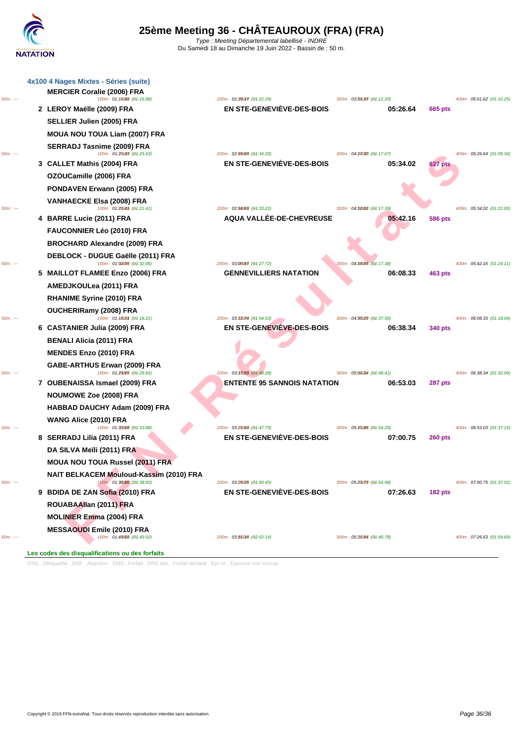# 25ème Meeting 36 - CHÂTEAUROUX (FRA) (FRA)

Type : Meeting Départemental labellisé - INDRE

Du Samedi 18 au Dimanche 19 Juin 2022 - Bassin de : 50 m.

## 4x100 4 Nages Mixtes - Séries (suite)

| | | | | | |
|---|---|---|---|---|---|
| | MERCIER Coralie (2006) FRA | | | | |
| 50m : --- | 100m : 01:16.88 (01:16.88) | 200m : 02:39.17 (01:22.29) | 300m : 03:51.37 (01:12.20) | | 400m : 05:01.62 (01:10.25) |
| 2 | LEROY Maëlle (2009) FRA | EN STE-GENEVIÈVE-DES-BOIS | | 05:26.64 | 665 pts |
| | SELLIER Julien (2005) FRA | | | | |
| | MOUA NOU TOUA Liam (2007) FRA | | | | |
| | SERRADJ Tasnime (2009) FRA | | | | |
| 50m : --- | 100m : 01:25.43 (01:25.43) | 200m : 02:59.63 (01:34.20) | 300m : 04:17.30 (01:17.67) | | 400m : 05:26.64 (01:09.34) |
| 3 | CALLET Mathis (2004) FRA | EN STE-GENEVIÈVE-DES-BOIS | | 05:34.02 | 627 pts |
| | OZOUCamille (2006) FRA | | | | |
| | PONDAVEN Erwann (2005) FRA | | | | |
| | VANHAECKE Elsa (2008) FRA | | | | |
| 50m : --- | 100m : 01:21.41 (01:21.41) | 200m : 02:54.63 (01:33.22) | 300m : 04:12.02 (01:17.39) | | 400m : 05:34.02 (01:22.00) |
| 4 | BARRE Lucie (2011) FRA | AQUA VALLÉE-DE-CHEVREUSE | | 05:42.16 | 586 pts |
| | FAUCONNIER Léo (2010) FRA | | | | |
| | BROCHARD Alexandre (2009) FRA | | | | |
| | DEBLOCK - DUGUE Gaëlle (2011) FRA | | | | |
| 50m : --- | 100m : 01:32.95 (01:32.95) | 200m : 03:00.67 (01:27.72) | 300m : 04:18.05 (01:17.38) | | 400m : 05:42.16 (01:24.11) |
| 5 | MAILLOT FLAMEE Enzo (2006) FRA | GENNEVILLIERS NATATION | | 06:08.33 | 463 pts |
| | AMEDJKOULea (2011) FRA | | | | |
| | RHANIME Syrine (2010) FRA | | | | |
| | OUCHERIRamy (2008) FRA | | | | |
| 50m : --- | 100m : 01:18.21 (01:18.21) | 200m : 03:12.74 (01:54.53) | 300m : 04:50.29 (01:37.55) | | 400m : 06:08.33 (01:18.04) |
| 6 | CASTANIER Julia (2009) FRA | EN STE-GENEVIÈVE-DES-BOIS | | 06:38.34 | 340 pts |
| | BENALI Alicia (2011) FRA | | | | |
| | MENDES Enzo (2010) FRA | | | | |
| | GABE-ARTHUS Erwan (2009) FRA | | | | |
| 50m : --- | 100m : 01:29.65 (01:29.65) | 200m : 03:17.93 (01:48.28) | 300m : 05:06.34 (01:48.41) | | 400m : 06:38.34 (01:32.00) |
| 7 | OUBENAISSA Ismael (2009) FRA | ENTENTE 95 SANNOIS NATATION | | 06:53.03 | 287 pts |
| | NOUMOWE Zoe (2008) FRA | | | | |
| | HABBAD DAUCHY Adam (2009) FRA | | | | |
| | WANG Alice (2010) FRA | | | | |
| 50m : --- | 100m : 01:33.88 (01:33.88) | 200m : 03:21.63 (01:47.75) | 300m : 05:15.88 (01:54.25) | | 400m : 06:53.03 (01:37.15) |
| 8 | SERRADJ Lilia (2011) FRA | EN STE-GENEVIÈVE-DES-BOIS | | 07:00.75 | 260 pts |
| | DA SILVA Meïli (2011) FRA | | | | |
| | MOUA NOU TOUA Russel (2011) FRA | | | | |
| | NAIT BELKACEM Mouloud-Kassim (2010) FRA | | | | |
| 50m : --- | 100m : 01:38.60 (01:38.60) | 200m : 03:29.25 (01:50.65) | 300m : 05:23.73 (01:54.48) | | 400m : 07:00.75 (01:37.02) |
| 9 | BDIDA DE ZAN Sofia (2010) FRA | EN STE-GENEVIÈVE-DES-BOIS | | 07:26.63 | 182 pts |
| | ROUABAAllan (2011) FRA | | | | |
| | MOLINIER Emma (2004) FRA | | | | |
| | MESSAOUDI Emile (2010) FRA | | | | |
| 50m : --- | 100m : 01:49.02 (01:49.02) | 200m : 03:51.16 (02:02.14) | 300m : 05:31.94 (01:40.78) | | 400m : 07:26.63 (01:54.69) |

**Les codes des disqualifications ou des forfaits**

DSQ : Disqualifié DNF : Abandon DNS : Forfait DNS dec : Forfait déclaré Epr nc : Epreuve non courue

Copyright © 2019 FFN-extraNat. Tous droits réservés reproduction interdite sans autorisation.